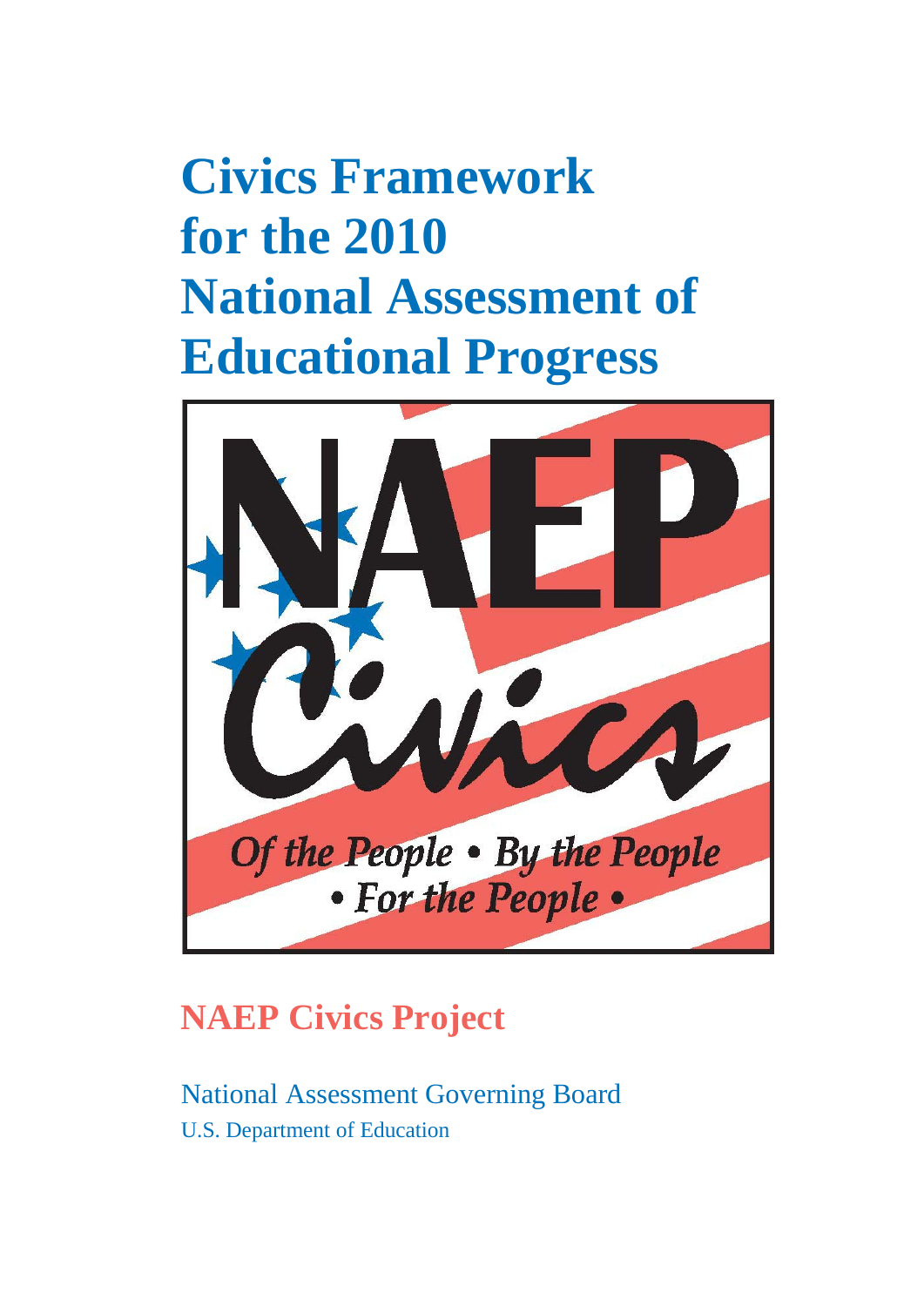# Civics Framework for the 2010 National Assessment of Educational Progress

NAEP

Civics

*Of the People • By the People • For the People •*

## NAEP Civics Project

National Assessment Governing Board

U.S. Department of Education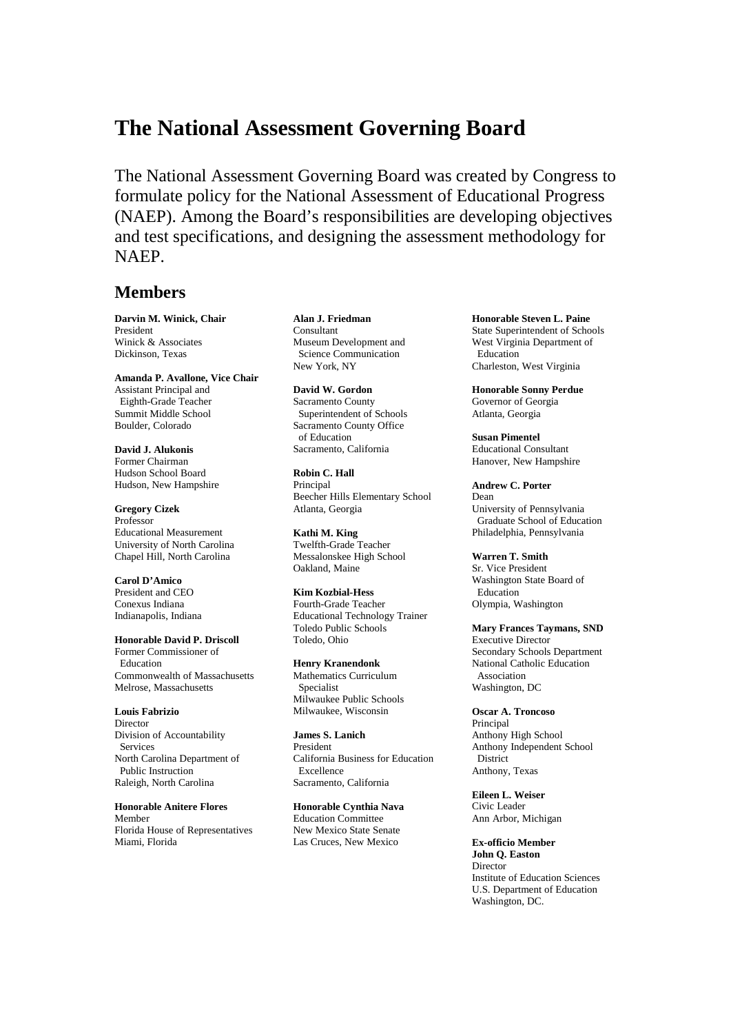# The National Assessment Governing Board

The National Assessment Governing Board was created by Congress to formulate policy for the National Assessment of Educational Progress (NAEP). Among the Board's responsibilities are developing objectives and test specifications, and designing the assessment methodology for NAEP.

## Members

**Darvin M. Winick, Chair**
President
Winick & Associates
Dickinson, Texas

**Amanda P. Avallone, Vice Chair**
Assistant Principal and Eighth-Grade Teacher
Summit Middle School
Boulder, Colorado

**David J. Alukonis**
Former Chairman
Hudson School Board
Hudson, New Hampshire

**Gregory Cizek**
Professor
Educational Measurement
University of North Carolina
Chapel Hill, North Carolina

**Carol D'Amico**
President and CEO
Conexus Indiana
Indianapolis, Indiana

**Honorable David P. Driscoll**
Former Commissioner of Education
Commonwealth of Massachusetts
Melrose, Massachusetts

**Louis Fabrizio**
Director
Division of Accountability Services
North Carolina Department of Public Instruction
Raleigh, North Carolina

**Honorable Anitere Flores**
Member
Florida House of Representatives
Miami, Florida

**Alan J. Friedman**
Consultant
Museum Development and Science Communication
New York, NY

**David W. Gordon**
Sacramento County Superintendent of Schools
Sacramento County Office of Education
Sacramento, California

**Robin C. Hall**
Principal
Beecher Hills Elementary School
Atlanta, Georgia

**Kathi M. King**
Twelfth-Grade Teacher
Messalonskee High School
Oakland, Maine

**Kim Kozbial-Hess**
Fourth-Grade Teacher
Educational Technology Trainer
Toledo Public Schools
Toledo, Ohio

**Henry Kranendonk**
Mathematics Curriculum Specialist
Milwaukee Public Schools
Milwaukee, Wisconsin

**James S. Lanich**
President
California Business for Education Excellence
Sacramento, California

**Honorable Cynthia Nava**
Education Committee
New Mexico State Senate
Las Cruces, New Mexico

**Honorable Steven L. Paine**
State Superintendent of Schools
West Virginia Department of Education
Charleston, West Virginia

**Honorable Sonny Perdue**
Governor of Georgia
Atlanta, Georgia

**Susan Pimentel**
Educational Consultant
Hanover, New Hampshire

**Andrew C. Porter**
Dean
University of Pennsylvania Graduate School of Education
Philadelphia, Pennsylvania

**Warren T. Smith**
Sr. Vice President
Washington State Board of Education
Olympia, Washington

**Mary Frances Taymans, SND**
Executive Director
Secondary Schools Department
National Catholic Education Association
Washington, DC

**Oscar A. Troncoso**
Principal
Anthony High School
Anthony Independent School District
Anthony, Texas

**Eileen L. Weiser**
Civic Leader
Ann Arbor, Michigan

**Ex-officio Member**
**John Q. Easton**
Director
Institute of Education Sciences
U.S. Department of Education
Washington, DC.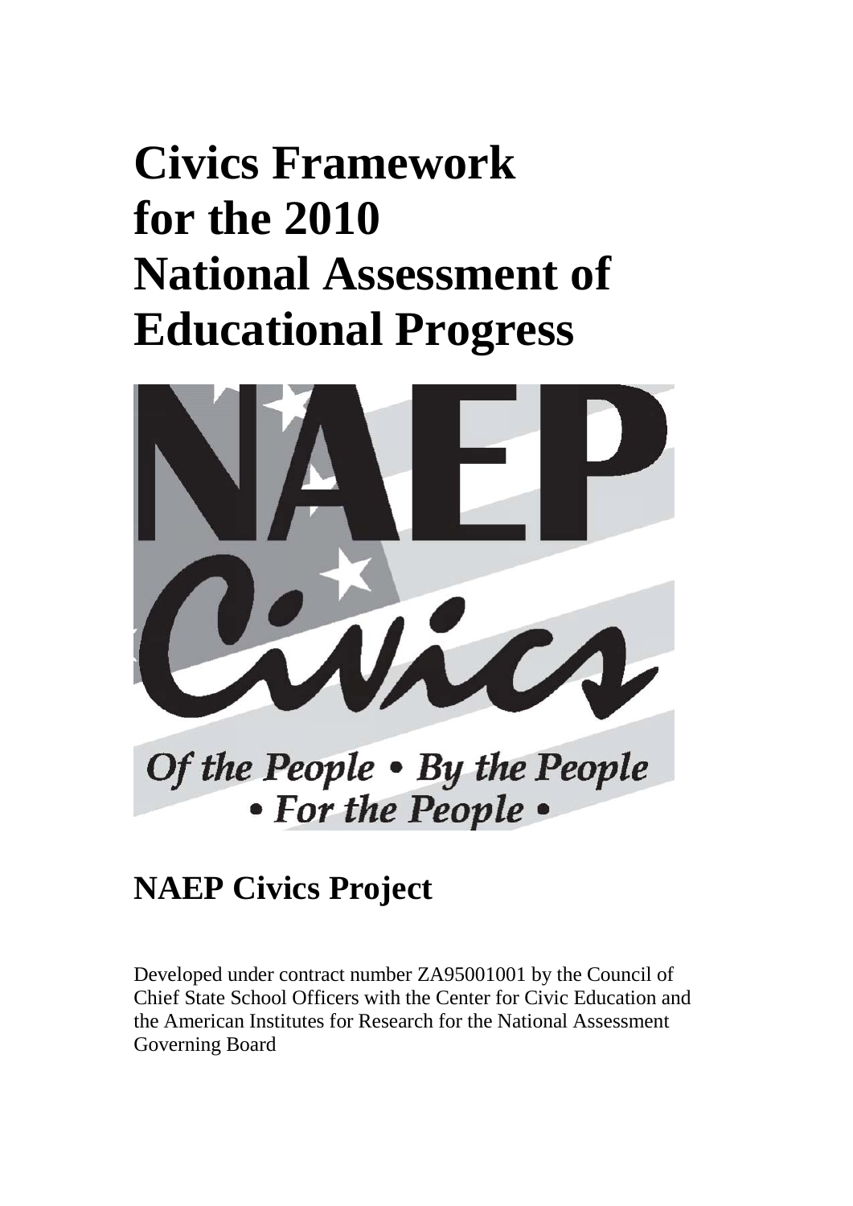# Civics Framework for the 2010 National Assessment of Educational Progress

NAEP Civics

Of the People • By the People • For the People •

## NAEP Civics Project

Developed under contract number ZA95001001 by the Council of Chief State School Officers with the Center for Civic Education and the American Institutes for Research for the National Assessment Governing Board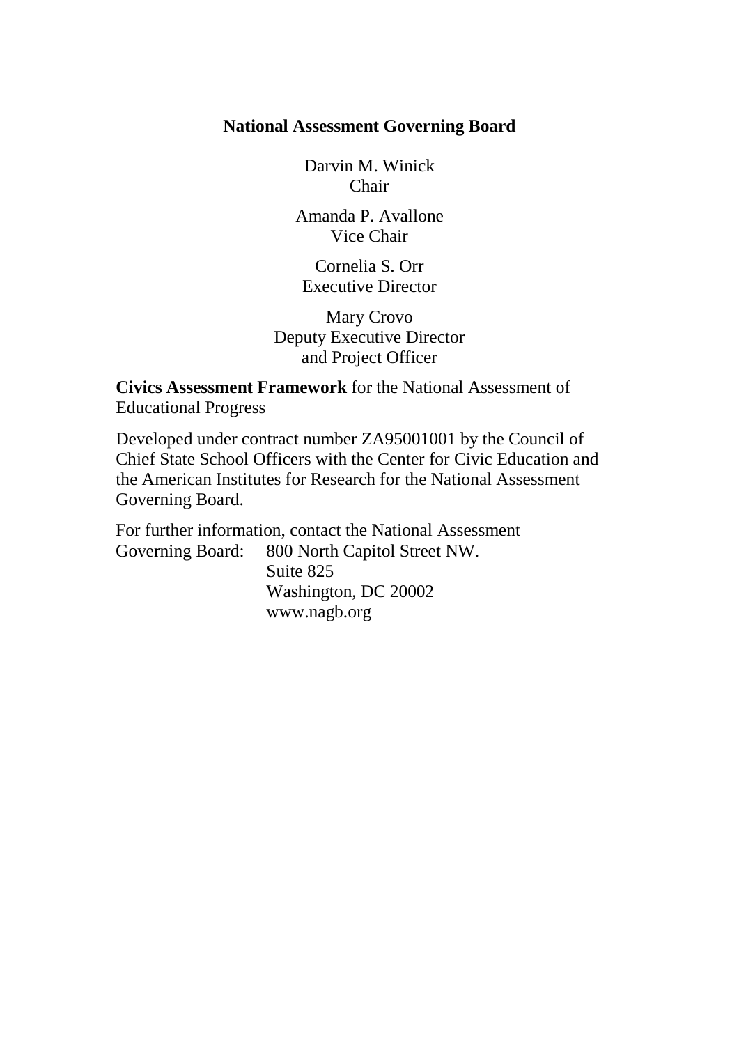**National Assessment Governing Board**

Darvin M. Winick
Chair

Amanda P. Avallone
Vice Chair

Cornelia S. Orr
Executive Director

Mary Crovo
Deputy Executive Director
and Project Officer

**Civics Assessment Framework** for the National Assessment of Educational Progress

Developed under contract number ZA95001001 by the Council of Chief State School Officers with the Center for Civic Education and the American Institutes for Research for the National Assessment Governing Board.

For further information, contact the National Assessment Governing Board: 800 North Capitol Street NW.
Suite 825
Washington, DC 20002
www.nagb.org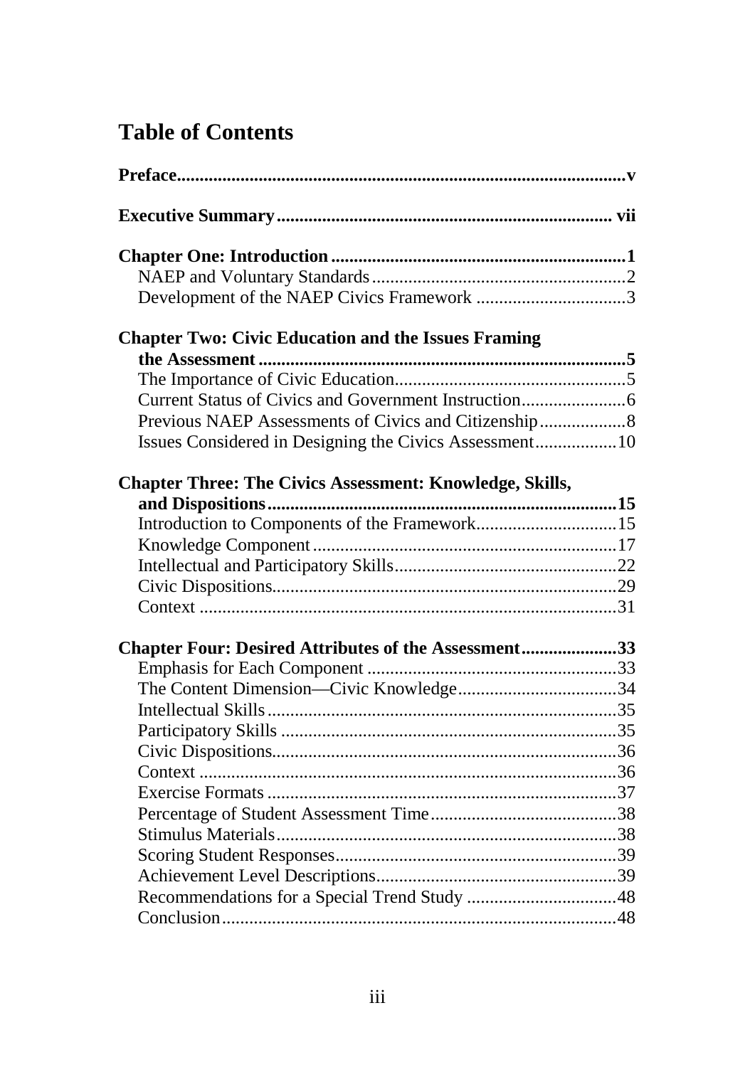# Table of Contents

**Preface** .......... v

**Executive Summary** .......... vii

**Chapter One: Introduction** .......... 1
- NAEP and Voluntary Standards .......... 2
- Development of the NAEP Civics Framework .......... 3

**Chapter Two: Civic Education and the Issues Framing the Assessment** .......... 5
- The Importance of Civic Education .......... 5
- Current Status of Civics and Government Instruction .......... 6
- Previous NAEP Assessments of Civics and Citizenship .......... 8
- Issues Considered in Designing the Civics Assessment .......... 10

**Chapter Three: The Civics Assessment: Knowledge, Skills, and Dispositions** .......... 15
- Introduction to Components of the Framework .......... 15
- Knowledge Component .......... 17
- Intellectual and Participatory Skills .......... 22
- Civic Dispositions .......... 29
- Context .......... 31

**Chapter Four: Desired Attributes of the Assessment** .......... 33
- Emphasis for Each Component .......... 33
- The Content Dimension—Civic Knowledge .......... 34
- Intellectual Skills .......... 35
- Participatory Skills .......... 35
- Civic Dispositions .......... 36
- Context .......... 36
- Exercise Formats .......... 37
- Percentage of Student Assessment Time .......... 38
- Stimulus Materials .......... 38
- Scoring Student Responses .......... 39
- Achievement Level Descriptions .......... 39
- Recommendations for a Special Trend Study .......... 48
- Conclusion .......... 48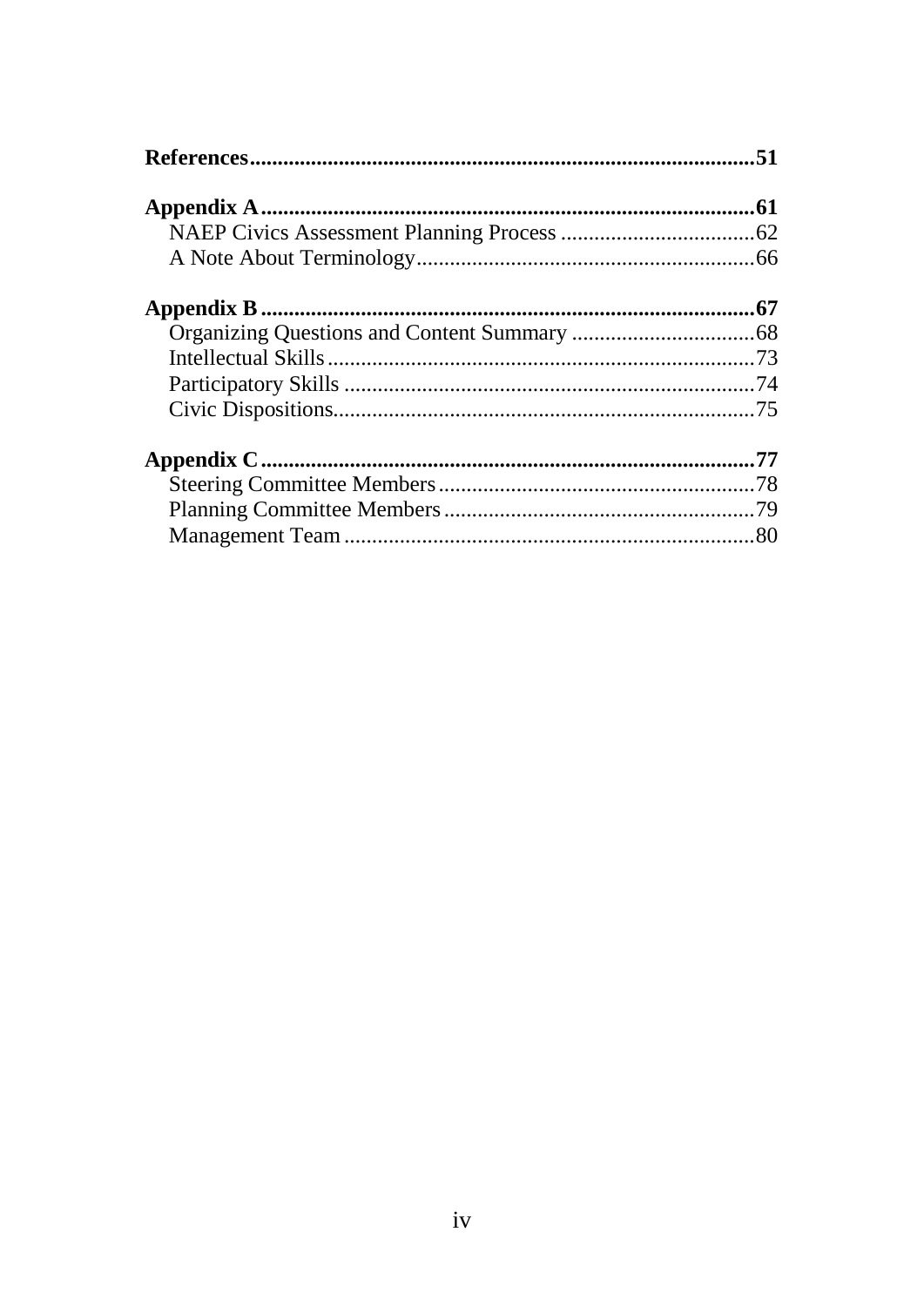**References**..........................................................................................**51**

**Appendix A**.........................................................................................**61**
NAEP Civics Assessment Planning Process ...................................62
A Note About Terminology............................................................66

**Appendix B**.........................................................................................**67**
Organizing Questions and Content Summary .................................68
Intellectual Skills.............................................................................73
Participatory Skills .........................................................................74
Civic Dispositions...........................................................................75

**Appendix C**.........................................................................................**77**
Steering Committee Members.........................................................78
Planning Committee Members.......................................................79
Management Team .........................................................................80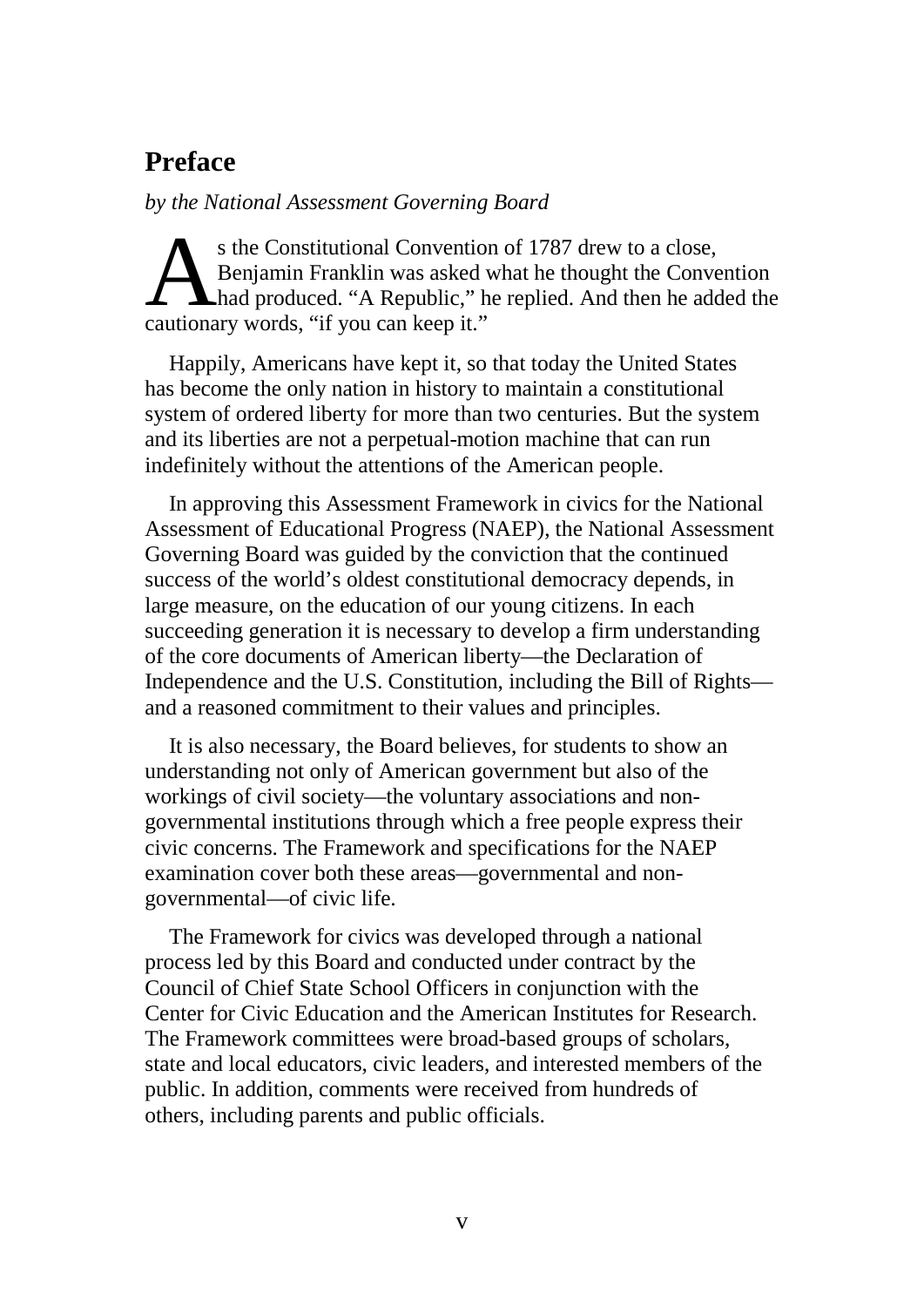## Preface

*by the National Assessment Governing Board*

As the Constitutional Convention of 1787 drew to a close, Benjamin Franklin was asked what he thought the Convention had produced. "A Republic," he replied. And then he added the cautionary words, "if you can keep it."

Happily, Americans have kept it, so that today the United States has become the only nation in history to maintain a constitutional system of ordered liberty for more than two centuries. But the system and its liberties are not a perpetual-motion machine that can run indefinitely without the attentions of the American people.

In approving this Assessment Framework in civics for the National Assessment of Educational Progress (NAEP), the National Assessment Governing Board was guided by the conviction that the continued success of the world's oldest constitutional democracy depends, in large measure, on the education of our young citizens. In each succeeding generation it is necessary to develop a firm understanding of the core documents of American liberty—the Declaration of Independence and the U.S. Constitution, including the Bill of Rights—and a reasoned commitment to their values and principles.

It is also necessary, the Board believes, for students to show an understanding not only of American government but also of the workings of civil society—the voluntary associations and non-governmental institutions through which a free people express their civic concerns. The Framework and specifications for the NAEP examination cover both these areas—governmental and non-governmental—of civic life.

The Framework for civics was developed through a national process led by this Board and conducted under contract by the Council of Chief State School Officers in conjunction with the Center for Civic Education and the American Institutes for Research. The Framework committees were broad-based groups of scholars, state and local educators, civic leaders, and interested members of the public. In addition, comments were received from hundreds of others, including parents and public officials.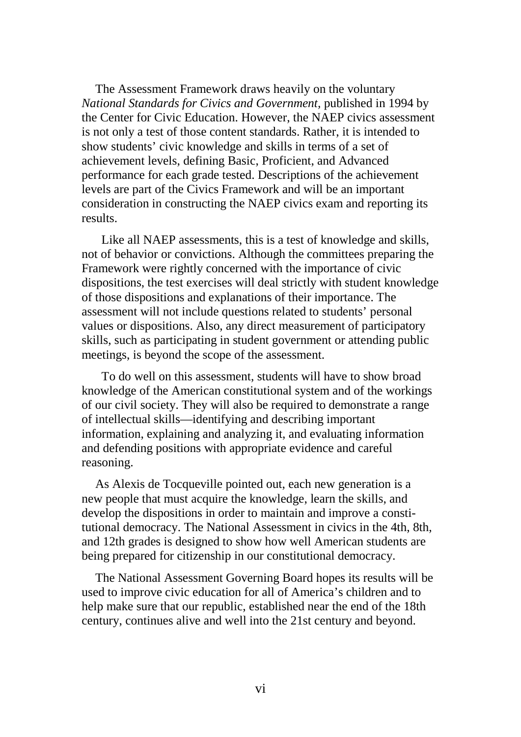The Assessment Framework draws heavily on the voluntary *National Standards for Civics and Government*, published in 1994 by the Center for Civic Education. However, the NAEP civics assessment is not only a test of those content standards. Rather, it is intended to show students' civic knowledge and skills in terms of a set of achievement levels, defining Basic, Proficient, and Advanced performance for each grade tested. Descriptions of the achievement levels are part of the Civics Framework and will be an important consideration in constructing the NAEP civics exam and reporting its results.

Like all NAEP assessments, this is a test of knowledge and skills, not of behavior or convictions. Although the committees preparing the Framework were rightly concerned with the importance of civic dispositions, the test exercises will deal strictly with student knowledge of those dispositions and explanations of their importance. The assessment will not include questions related to students' personal values or dispositions. Also, any direct measurement of participatory skills, such as participating in student government or attending public meetings, is beyond the scope of the assessment.

To do well on this assessment, students will have to show broad knowledge of the American constitutional system and of the workings of our civil society. They will also be required to demonstrate a range of intellectual skills—identifying and describing important information, explaining and analyzing it, and evaluating information and defending positions with appropriate evidence and careful reasoning.

As Alexis de Tocqueville pointed out, each new generation is a new people that must acquire the knowledge, learn the skills, and develop the dispositions in order to maintain and improve a constitutional democracy. The National Assessment in civics in the 4th, 8th, and 12th grades is designed to show how well American students are being prepared for citizenship in our constitutional democracy.

The National Assessment Governing Board hopes its results will be used to improve civic education for all of America's children and to help make sure that our republic, established near the end of the 18th century, continues alive and well into the 21st century and beyond.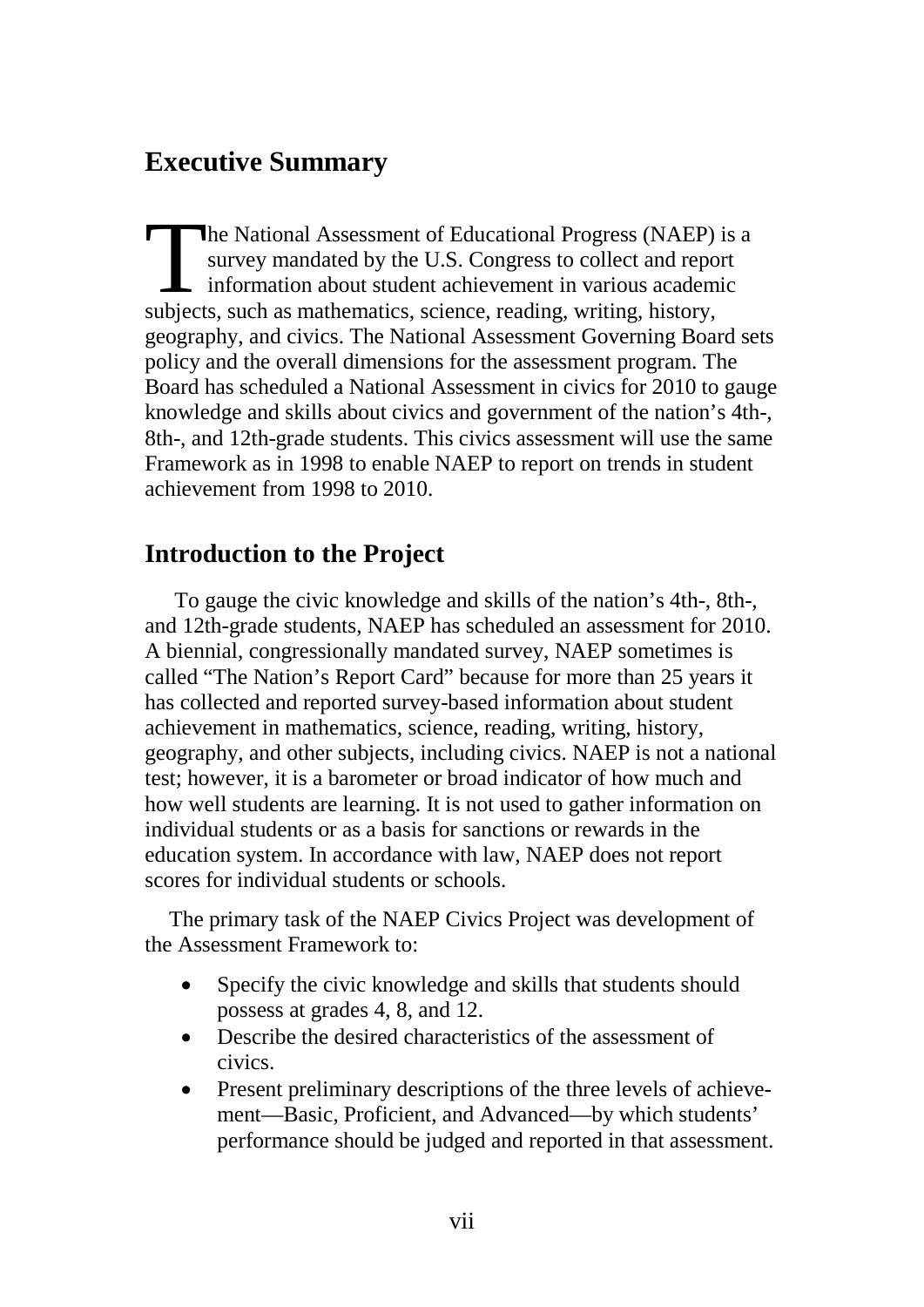## Executive Summary

The National Assessment of Educational Progress (NAEP) is a survey mandated by the U.S. Congress to collect and report information about student achievement in various academic subjects, such as mathematics, science, reading, writing, history, geography, and civics. The National Assessment Governing Board sets policy and the overall dimensions for the assessment program. The Board has scheduled a National Assessment in civics for 2010 to gauge knowledge and skills about civics and government of the nation's 4th-, 8th-, and 12th-grade students. This civics assessment will use the same Framework as in 1998 to enable NAEP to report on trends in student achievement from 1998 to 2010.

## Introduction to the Project

To gauge the civic knowledge and skills of the nation's 4th-, 8th-, and 12th-grade students, NAEP has scheduled an assessment for 2010. A biennial, congressionally mandated survey, NAEP sometimes is called "The Nation's Report Card" because for more than 25 years it has collected and reported survey-based information about student achievement in mathematics, science, reading, writing, history, geography, and other subjects, including civics. NAEP is not a national test; however, it is a barometer or broad indicator of how much and how well students are learning. It is not used to gather information on individual students or as a basis for sanctions or rewards in the education system. In accordance with law, NAEP does not report scores for individual students or schools.

The primary task of the NAEP Civics Project was development of the Assessment Framework to:

- Specify the civic knowledge and skills that students should possess at grades 4, 8, and 12.
- Describe the desired characteristics of the assessment of civics.
- Present preliminary descriptions of the three levels of achievement—Basic, Proficient, and Advanced—by which students' performance should be judged and reported in that assessment.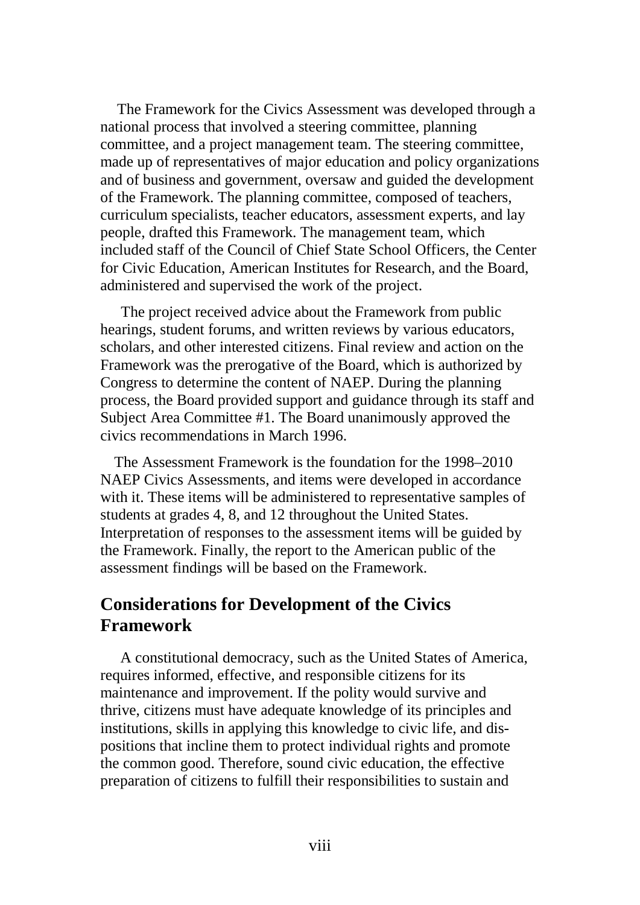The Framework for the Civics Assessment was developed through a national process that involved a steering committee, planning committee, and a project management team. The steering committee, made up of representatives of major education and policy organizations and of business and government, oversaw and guided the development of the Framework. The planning committee, composed of teachers, curriculum specialists, teacher educators, assessment experts, and lay people, drafted this Framework. The management team, which included staff of the Council of Chief State School Officers, the Center for Civic Education, American Institutes for Research, and the Board, administered and supervised the work of the project.

The project received advice about the Framework from public hearings, student forums, and written reviews by various educators, scholars, and other interested citizens. Final review and action on the Framework was the prerogative of the Board, which is authorized by Congress to determine the content of NAEP. During the planning process, the Board provided support and guidance through its staff and Subject Area Committee #1. The Board unanimously approved the civics recommendations in March 1996.

The Assessment Framework is the foundation for the 1998–2010 NAEP Civics Assessments, and items were developed in accordance with it. These items will be administered to representative samples of students at grades 4, 8, and 12 throughout the United States. Interpretation of responses to the assessment items will be guided by the Framework. Finally, the report to the American public of the assessment findings will be based on the Framework.

## Considerations for Development of the Civics Framework

A constitutional democracy, such as the United States of America, requires informed, effective, and responsible citizens for its maintenance and improvement. If the polity would survive and thrive, citizens must have adequate knowledge of its principles and institutions, skills in applying this knowledge to civic life, and dispositions that incline them to protect individual rights and promote the common good. Therefore, sound civic education, the effective preparation of citizens to fulfill their responsibilities to sustain and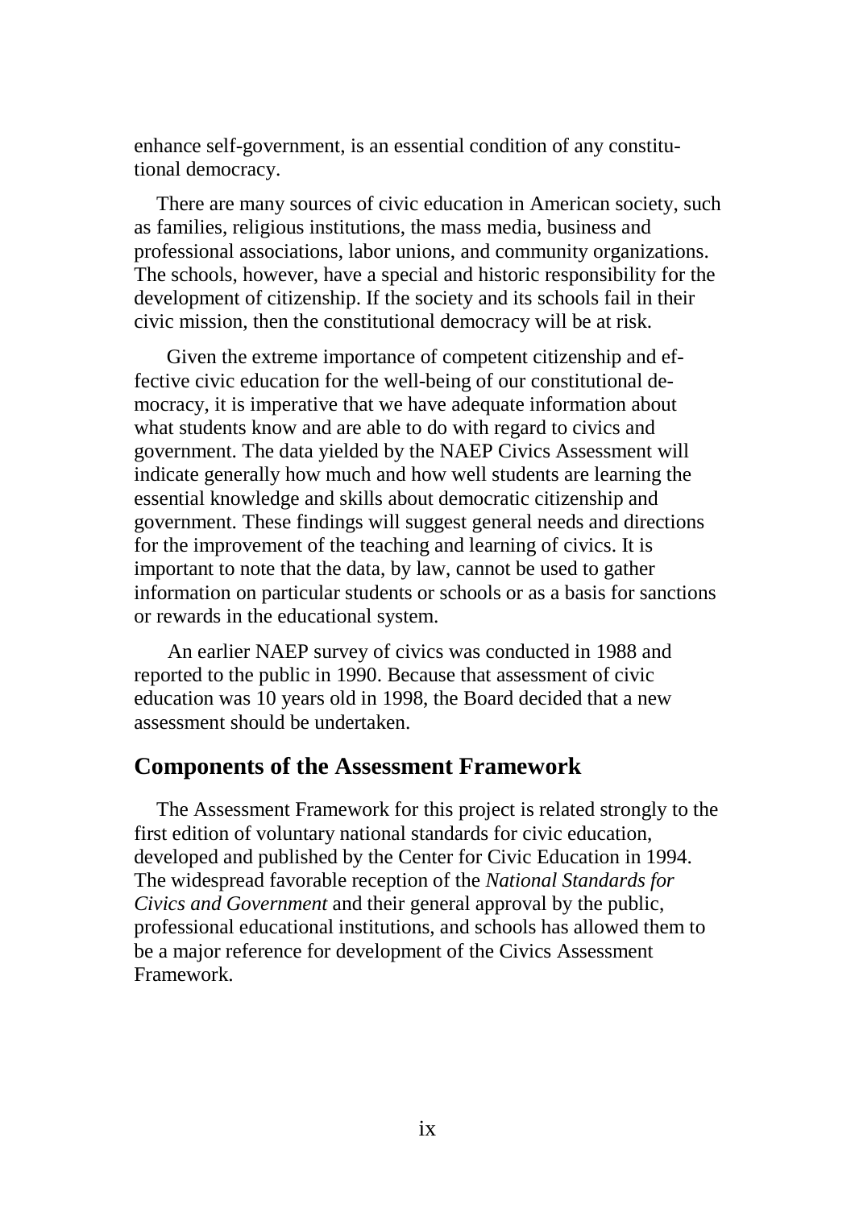enhance self-government, is an essential condition of any constitutional democracy.

There are many sources of civic education in American society, such as families, religious institutions, the mass media, business and professional associations, labor unions, and community organizations. The schools, however, have a special and historic responsibility for the development of citizenship. If the society and its schools fail in their civic mission, then the constitutional democracy will be at risk.

Given the extreme importance of competent citizenship and effective civic education for the well-being of our constitutional democracy, it is imperative that we have adequate information about what students know and are able to do with regard to civics and government. The data yielded by the NAEP Civics Assessment will indicate generally how much and how well students are learning the essential knowledge and skills about democratic citizenship and government. These findings will suggest general needs and directions for the improvement of the teaching and learning of civics. It is important to note that the data, by law, cannot be used to gather information on particular students or schools or as a basis for sanctions or rewards in the educational system.

An earlier NAEP survey of civics was conducted in 1988 and reported to the public in 1990. Because that assessment of civic education was 10 years old in 1998, the Board decided that a new assessment should be undertaken.

## Components of the Assessment Framework

The Assessment Framework for this project is related strongly to the first edition of voluntary national standards for civic education, developed and published by the Center for Civic Education in 1994. The widespread favorable reception of the *National Standards for Civics and Government* and their general approval by the public, professional educational institutions, and schools has allowed them to be a major reference for development of the Civics Assessment Framework.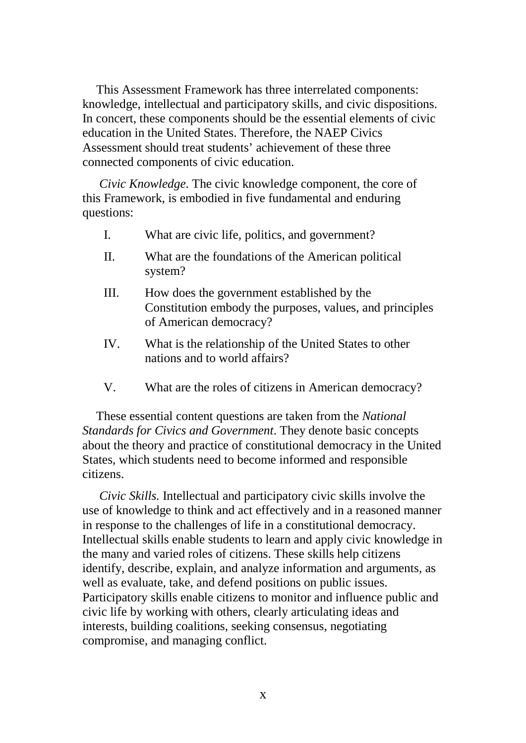This Assessment Framework has three interrelated components: knowledge, intellectual and participatory skills, and civic dispositions. In concert, these components should be the essential elements of civic education in the United States. Therefore, the NAEP Civics Assessment should treat students' achievement of these three connected components of civic education.

*Civic Knowledge.* The civic knowledge component, the core of this Framework, is embodied in five fundamental and enduring questions:

I. What are civic life, politics, and government?

II. What are the foundations of the American political system?

III. How does the government established by the Constitution embody the purposes, values, and principles of American democracy?

IV. What is the relationship of the United States to other nations and to world affairs?

V. What are the roles of citizens in American democracy?

These essential content questions are taken from the *National Standards for Civics and Government*. They denote basic concepts about the theory and practice of constitutional democracy in the United States, which students need to become informed and responsible citizens.

*Civic Skills.* Intellectual and participatory civic skills involve the use of knowledge to think and act effectively and in a reasoned manner in response to the challenges of life in a constitutional democracy. Intellectual skills enable students to learn and apply civic knowledge in the many and varied roles of citizens. These skills help citizens identify, describe, explain, and analyze information and arguments, as well as evaluate, take, and defend positions on public issues. Participatory skills enable citizens to monitor and influence public and civic life by working with others, clearly articulating ideas and interests, building coalitions, seeking consensus, negotiating compromise, and managing conflict.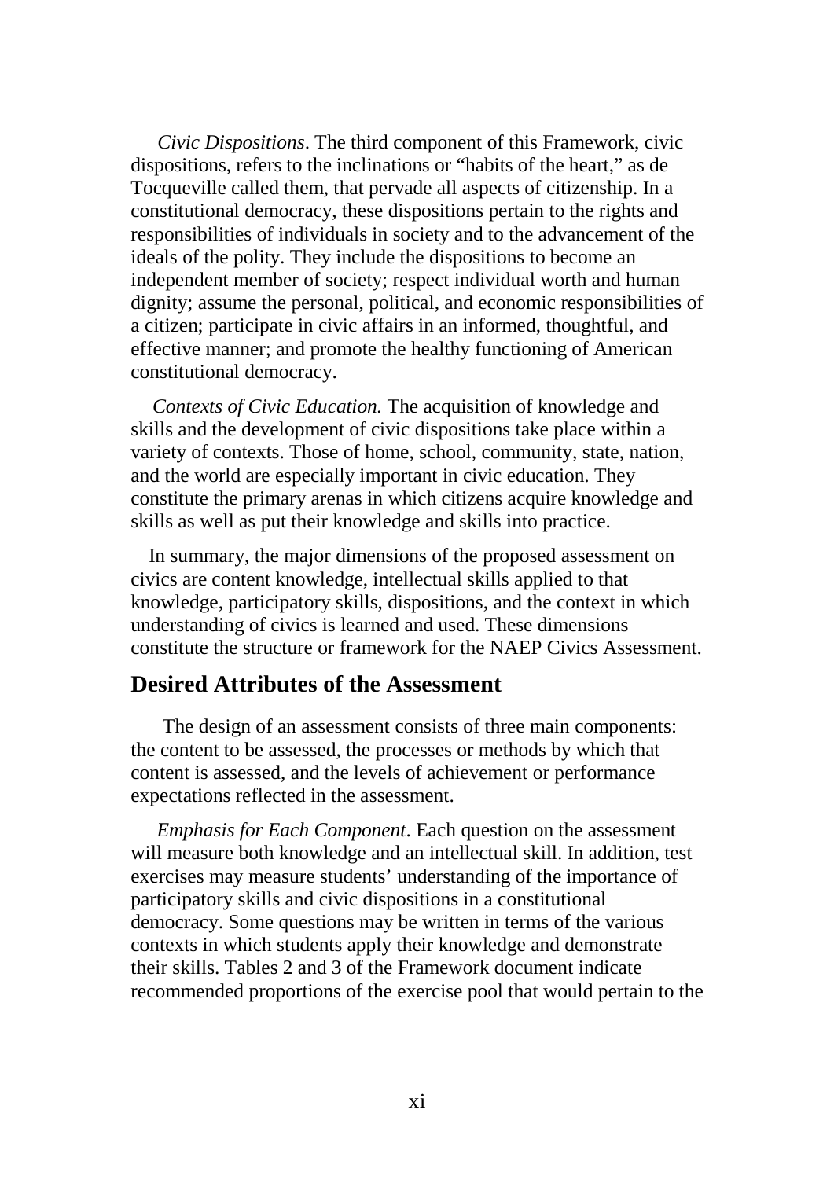*Civic Dispositions*. The third component of this Framework, civic dispositions, refers to the inclinations or "habits of the heart," as de Tocqueville called them, that pervade all aspects of citizenship. In a constitutional democracy, these dispositions pertain to the rights and responsibilities of individuals in society and to the advancement of the ideals of the polity. They include the dispositions to become an independent member of society; respect individual worth and human dignity; assume the personal, political, and economic responsibilities of a citizen; participate in civic affairs in an informed, thoughtful, and effective manner; and promote the healthy functioning of American constitutional democracy.

*Contexts of Civic Education.* The acquisition of knowledge and skills and the development of civic dispositions take place within a variety of contexts. Those of home, school, community, state, nation, and the world are especially important in civic education. They constitute the primary arenas in which citizens acquire knowledge and skills as well as put their knowledge and skills into practice.

In summary, the major dimensions of the proposed assessment on civics are content knowledge, intellectual skills applied to that knowledge, participatory skills, dispositions, and the context in which understanding of civics is learned and used. These dimensions constitute the structure or framework for the NAEP Civics Assessment.

## Desired Attributes of the Assessment

The design of an assessment consists of three main components: the content to be assessed, the processes or methods by which that content is assessed, and the levels of achievement or performance expectations reflected in the assessment.

*Emphasis for Each Component*. Each question on the assessment will measure both knowledge and an intellectual skill. In addition, test exercises may measure students' understanding of the importance of participatory skills and civic dispositions in a constitutional democracy. Some questions may be written in terms of the various contexts in which students apply their knowledge and demonstrate their skills. Tables 2 and 3 of the Framework document indicate recommended proportions of the exercise pool that would pertain to the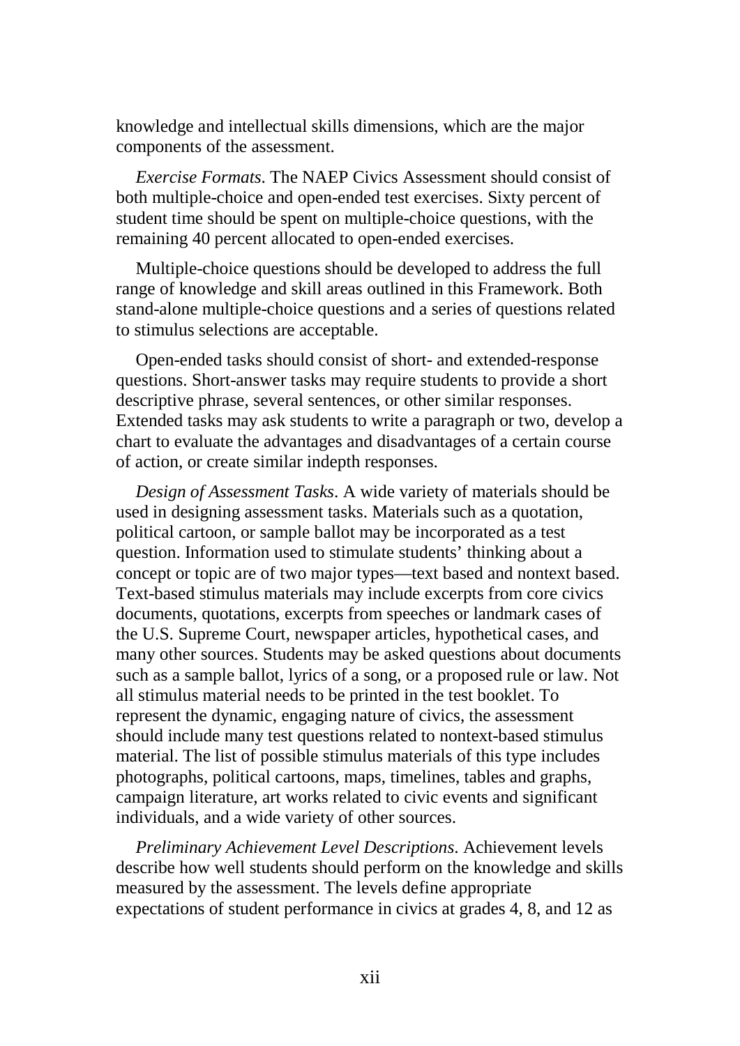knowledge and intellectual skills dimensions, which are the major components of the assessment.

*Exercise Formats*. The NAEP Civics Assessment should consist of both multiple-choice and open-ended test exercises. Sixty percent of student time should be spent on multiple-choice questions, with the remaining 40 percent allocated to open-ended exercises.

Multiple-choice questions should be developed to address the full range of knowledge and skill areas outlined in this Framework. Both stand-alone multiple-choice questions and a series of questions related to stimulus selections are acceptable.

Open-ended tasks should consist of short- and extended-response questions. Short-answer tasks may require students to provide a short descriptive phrase, several sentences, or other similar responses. Extended tasks may ask students to write a paragraph or two, develop a chart to evaluate the advantages and disadvantages of a certain course of action, or create similar indepth responses.

*Design of Assessment Tasks*. A wide variety of materials should be used in designing assessment tasks. Materials such as a quotation, political cartoon, or sample ballot may be incorporated as a test question. Information used to stimulate students' thinking about a concept or topic are of two major types—text based and nontext based. Text-based stimulus materials may include excerpts from core civics documents, quotations, excerpts from speeches or landmark cases of the U.S. Supreme Court, newspaper articles, hypothetical cases, and many other sources. Students may be asked questions about documents such as a sample ballot, lyrics of a song, or a proposed rule or law. Not all stimulus material needs to be printed in the test booklet. To represent the dynamic, engaging nature of civics, the assessment should include many test questions related to nontext-based stimulus material. The list of possible stimulus materials of this type includes photographs, political cartoons, maps, timelines, tables and graphs, campaign literature, art works related to civic events and significant individuals, and a wide variety of other sources.

*Preliminary Achievement Level Descriptions*. Achievement levels describe how well students should perform on the knowledge and skills measured by the assessment. The levels define appropriate expectations of student performance in civics at grades 4, 8, and 12 as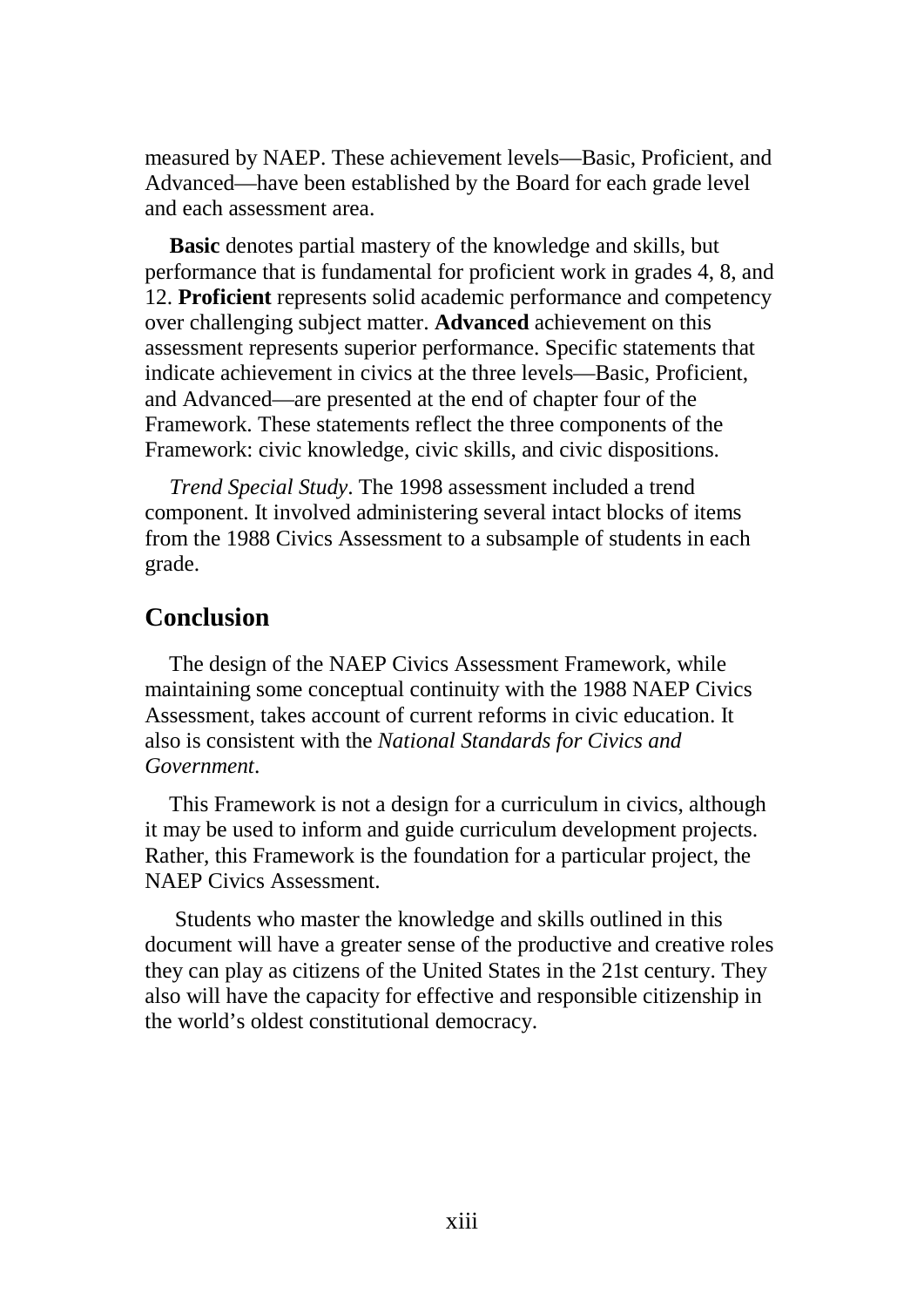measured by NAEP. These achievement levels—Basic, Proficient, and Advanced—have been established by the Board for each grade level and each assessment area.

**Basic** denotes partial mastery of the knowledge and skills, but performance that is fundamental for proficient work in grades 4, 8, and 12. **Proficient** represents solid academic performance and competency over challenging subject matter. **Advanced** achievement on this assessment represents superior performance. Specific statements that indicate achievement in civics at the three levels—Basic, Proficient, and Advanced—are presented at the end of chapter four of the Framework. These statements reflect the three components of the Framework: civic knowledge, civic skills, and civic dispositions.

*Trend Special Study*. The 1998 assessment included a trend component. It involved administering several intact blocks of items from the 1988 Civics Assessment to a subsample of students in each grade.

## Conclusion

The design of the NAEP Civics Assessment Framework, while maintaining some conceptual continuity with the 1988 NAEP Civics Assessment, takes account of current reforms in civic education. It also is consistent with the *National Standards for Civics and Government*.

This Framework is not a design for a curriculum in civics, although it may be used to inform and guide curriculum development projects. Rather, this Framework is the foundation for a particular project, the NAEP Civics Assessment.

Students who master the knowledge and skills outlined in this document will have a greater sense of the productive and creative roles they can play as citizens of the United States in the 21st century. They also will have the capacity for effective and responsible citizenship in the world's oldest constitutional democracy.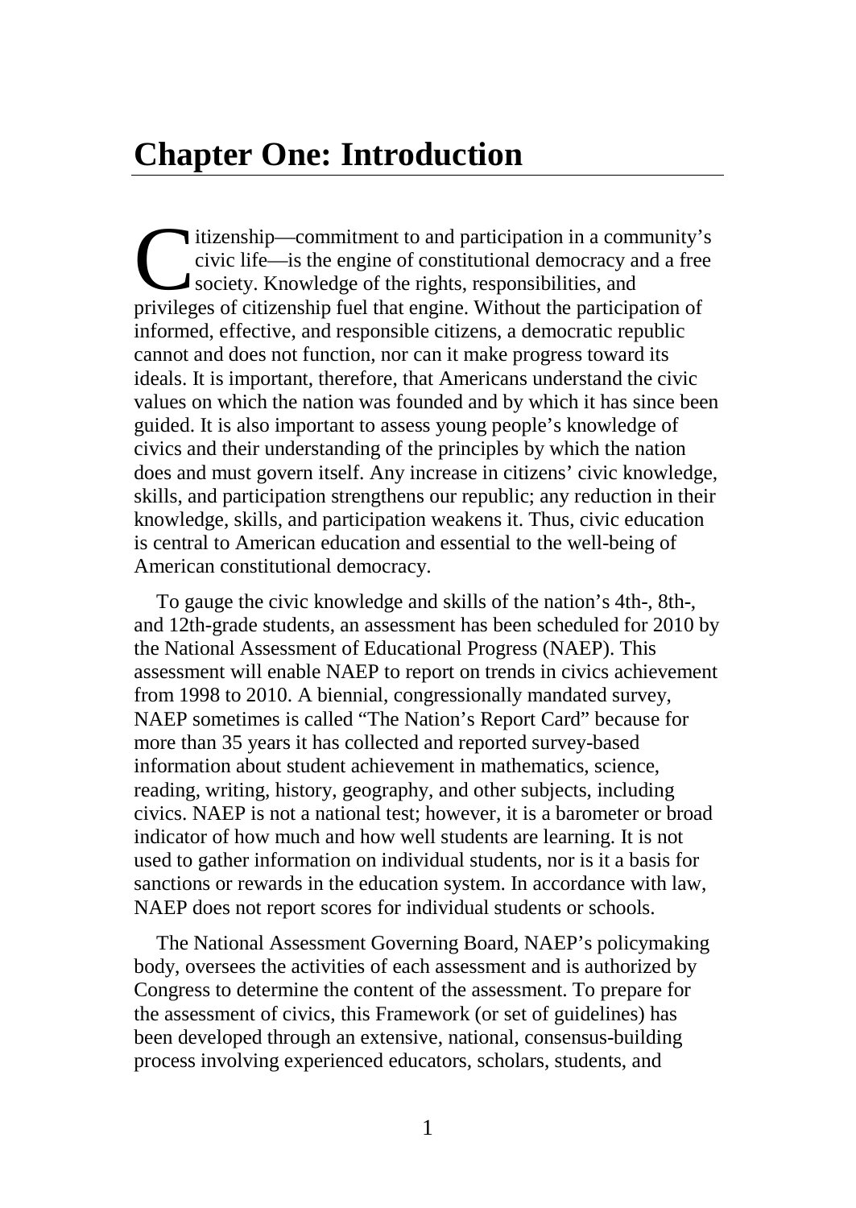# Chapter One: Introduction

Citizenship—commitment to and participation in a community's civic life—is the engine of constitutional democracy and a free society. Knowledge of the rights, responsibilities, and privileges of citizenship fuel that engine. Without the participation of informed, effective, and responsible citizens, a democratic republic cannot and does not function, nor can it make progress toward its ideals. It is important, therefore, that Americans understand the civic values on which the nation was founded and by which it has since been guided. It is also important to assess young people's knowledge of civics and their understanding of the principles by which the nation does and must govern itself. Any increase in citizens' civic knowledge, skills, and participation strengthens our republic; any reduction in their knowledge, skills, and participation weakens it. Thus, civic education is central to American education and essential to the well-being of American constitutional democracy.

To gauge the civic knowledge and skills of the nation's 4th-, 8th-, and 12th-grade students, an assessment has been scheduled for 2010 by the National Assessment of Educational Progress (NAEP). This assessment will enable NAEP to report on trends in civics achievement from 1998 to 2010. A biennial, congressionally mandated survey, NAEP sometimes is called "The Nation's Report Card" because for more than 35 years it has collected and reported survey-based information about student achievement in mathematics, science, reading, writing, history, geography, and other subjects, including civics. NAEP is not a national test; however, it is a barometer or broad indicator of how much and how well students are learning. It is not used to gather information on individual students, nor is it a basis for sanctions or rewards in the education system. In accordance with law, NAEP does not report scores for individual students or schools.

The National Assessment Governing Board, NAEP's policymaking body, oversees the activities of each assessment and is authorized by Congress to determine the content of the assessment. To prepare for the assessment of civics, this Framework (or set of guidelines) has been developed through an extensive, national, consensus-building process involving experienced educators, scholars, students, and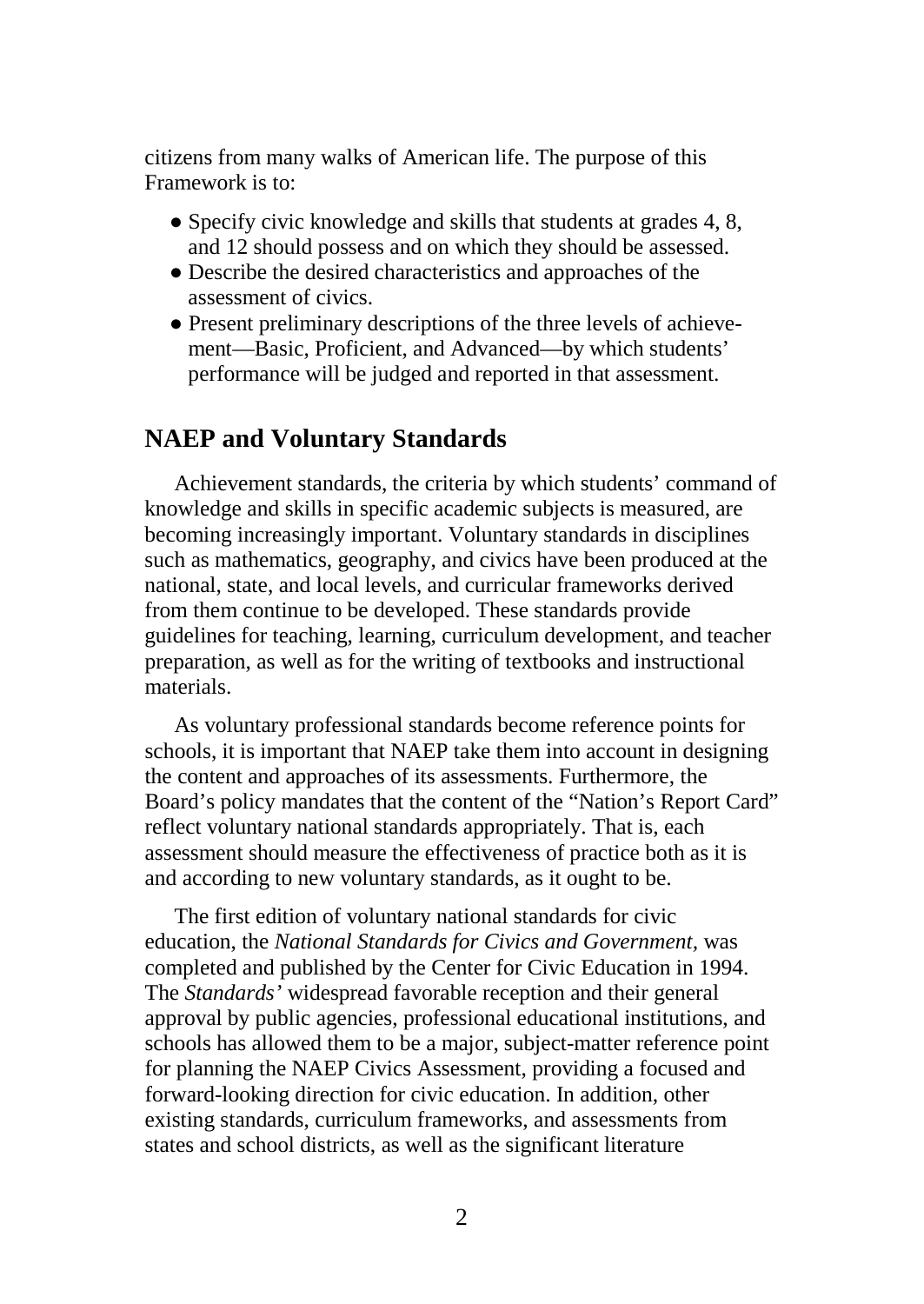citizens from many walks of American life. The purpose of this Framework is to:

- Specify civic knowledge and skills that students at grades 4, 8, and 12 should possess and on which they should be assessed.
- Describe the desired characteristics and approaches of the assessment of civics.
- Present preliminary descriptions of the three levels of achievement—Basic, Proficient, and Advanced—by which students' performance will be judged and reported in that assessment.

## NAEP and Voluntary Standards

Achievement standards, the criteria by which students' command of knowledge and skills in specific academic subjects is measured, are becoming increasingly important. Voluntary standards in disciplines such as mathematics, geography, and civics have been produced at the national, state, and local levels, and curricular frameworks derived from them continue to be developed. These standards provide guidelines for teaching, learning, curriculum development, and teacher preparation, as well as for the writing of textbooks and instructional materials.

As voluntary professional standards become reference points for schools, it is important that NAEP take them into account in designing the content and approaches of its assessments. Furthermore, the Board's policy mandates that the content of the "Nation's Report Card" reflect voluntary national standards appropriately. That is, each assessment should measure the effectiveness of practice both as it is and according to new voluntary standards, as it ought to be.

The first edition of voluntary national standards for civic education, the *National Standards for Civics and Government,* was completed and published by the Center for Civic Education in 1994. The *Standards'* widespread favorable reception and their general approval by public agencies, professional educational institutions, and schools has allowed them to be a major, subject-matter reference point for planning the NAEP Civics Assessment, providing a focused and forward-looking direction for civic education. In addition, other existing standards, curriculum frameworks, and assessments from states and school districts, as well as the significant literature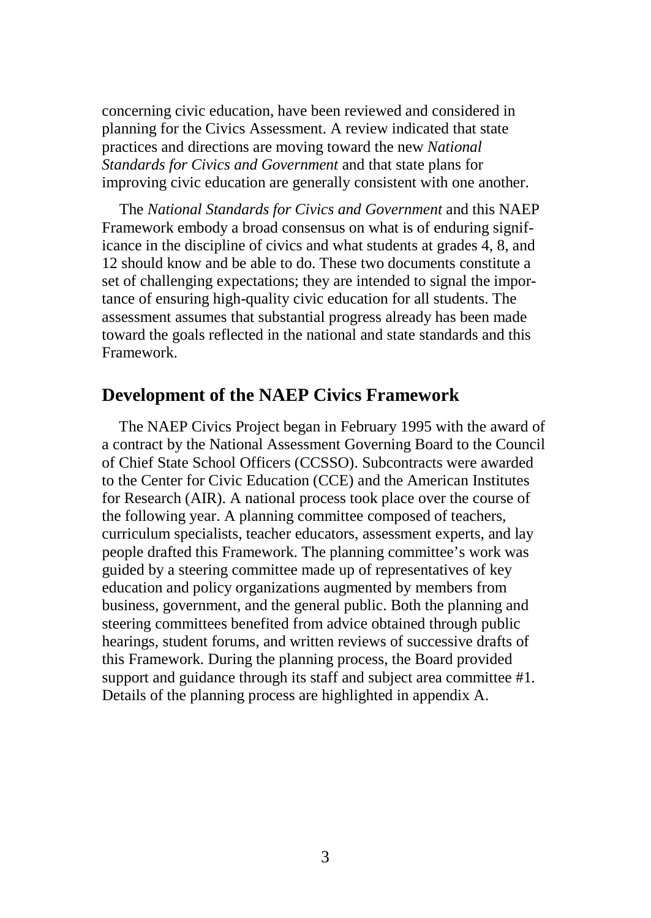concerning civic education, have been reviewed and considered in planning for the Civics Assessment. A review indicated that state practices and directions are moving toward the new *National Standards for Civics and Government* and that state plans for improving civic education are generally consistent with one another.

The *National Standards for Civics and Government* and this NAEP Framework embody a broad consensus on what is of enduring significance in the discipline of civics and what students at grades 4, 8, and 12 should know and be able to do. These two documents constitute a set of challenging expectations; they are intended to signal the importance of ensuring high-quality civic education for all students. The assessment assumes that substantial progress already has been made toward the goals reflected in the national and state standards and this Framework.

## Development of the NAEP Civics Framework

The NAEP Civics Project began in February 1995 with the award of a contract by the National Assessment Governing Board to the Council of Chief State School Officers (CCSSO). Subcontracts were awarded to the Center for Civic Education (CCE) and the American Institutes for Research (AIR). A national process took place over the course of the following year. A planning committee composed of teachers, curriculum specialists, teacher educators, assessment experts, and lay people drafted this Framework. The planning committee's work was guided by a steering committee made up of representatives of key education and policy organizations augmented by members from business, government, and the general public. Both the planning and steering committees benefited from advice obtained through public hearings, student forums, and written reviews of successive drafts of this Framework. During the planning process, the Board provided support and guidance through its staff and subject area committee #1. Details of the planning process are highlighted in appendix A.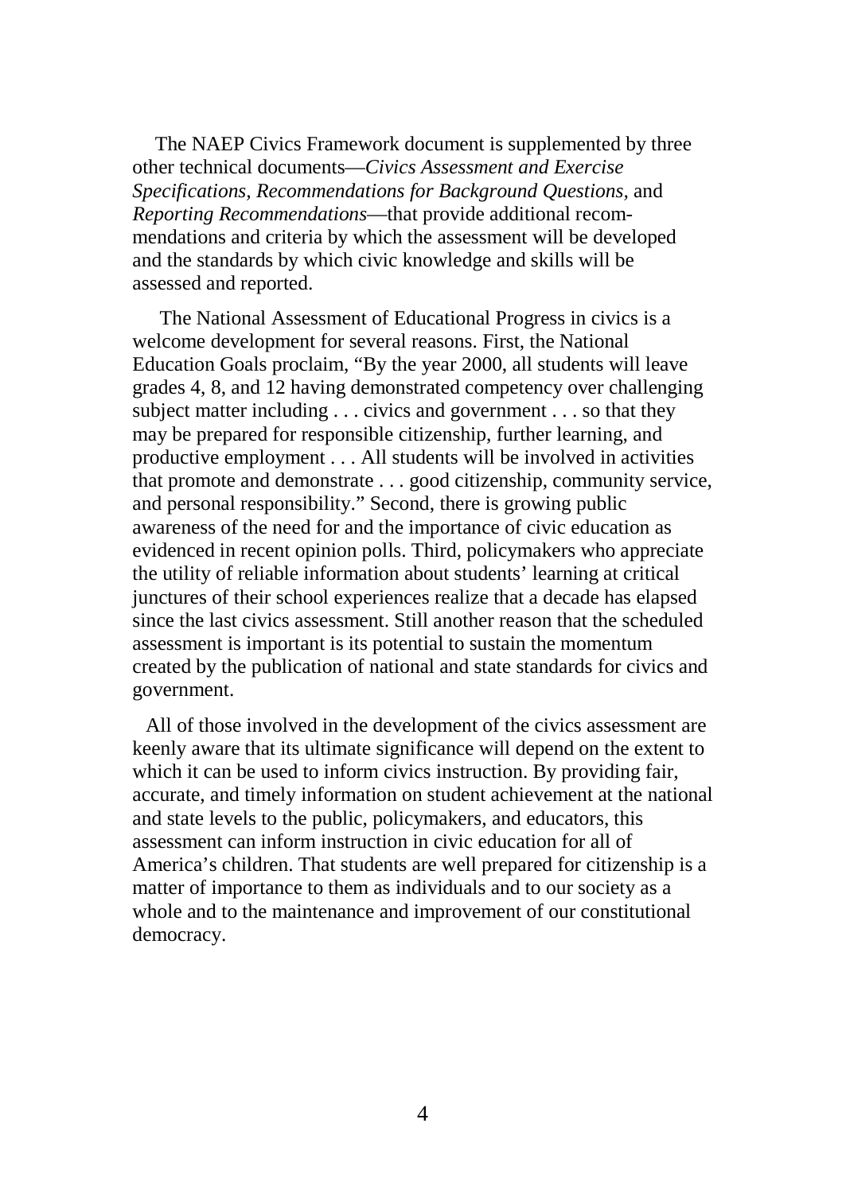The NAEP Civics Framework document is supplemented by three other technical documents—*Civics Assessment and Exercise Specifications*, *Recommendations for Background Questions*, and *Reporting Recommendations*—that provide additional recommendations and criteria by which the assessment will be developed and the standards by which civic knowledge and skills will be assessed and reported.

The National Assessment of Educational Progress in civics is a welcome development for several reasons. First, the National Education Goals proclaim, "By the year 2000, all students will leave grades 4, 8, and 12 having demonstrated competency over challenging subject matter including . . . civics and government . . . so that they may be prepared for responsible citizenship, further learning, and productive employment . . . All students will be involved in activities that promote and demonstrate . . . good citizenship, community service, and personal responsibility." Second, there is growing public awareness of the need for and the importance of civic education as evidenced in recent opinion polls. Third, policymakers who appreciate the utility of reliable information about students' learning at critical junctures of their school experiences realize that a decade has elapsed since the last civics assessment. Still another reason that the scheduled assessment is important is its potential to sustain the momentum created by the publication of national and state standards for civics and government.

All of those involved in the development of the civics assessment are keenly aware that its ultimate significance will depend on the extent to which it can be used to inform civics instruction. By providing fair, accurate, and timely information on student achievement at the national and state levels to the public, policymakers, and educators, this assessment can inform instruction in civic education for all of America's children. That students are well prepared for citizenship is a matter of importance to them as individuals and to our society as a whole and to the maintenance and improvement of our constitutional democracy.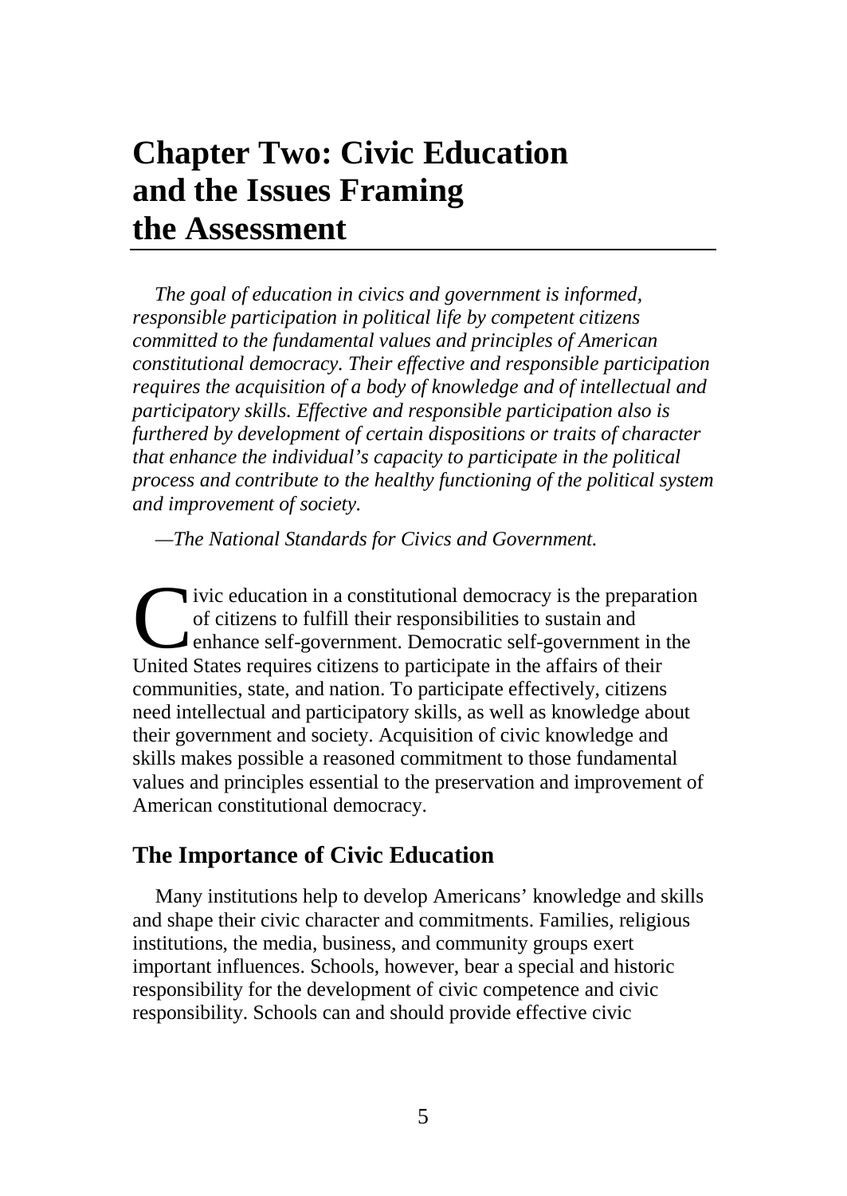# Chapter Two: Civic Education and the Issues Framing the Assessment

*The goal of education in civics and government is informed, responsible participation in political life by competent citizens committed to the fundamental values and principles of American constitutional democracy. Their effective and responsible participation requires the acquisition of a body of knowledge and of intellectual and participatory skills. Effective and responsible participation also is furthered by development of certain dispositions or traits of character that enhance the individual's capacity to participate in the political process and contribute to the healthy functioning of the political system and improvement of society.*

*—The National Standards for Civics and Government.*

Civic education in a constitutional democracy is the preparation of citizens to fulfill their responsibilities to sustain and enhance self-government. Democratic self-government in the United States requires citizens to participate in the affairs of their communities, state, and nation. To participate effectively, citizens need intellectual and participatory skills, as well as knowledge about their government and society. Acquisition of civic knowledge and skills makes possible a reasoned commitment to those fundamental values and principles essential to the preservation and improvement of American constitutional democracy.

## The Importance of Civic Education

Many institutions help to develop Americans' knowledge and skills and shape their civic character and commitments. Families, religious institutions, the media, business, and community groups exert important influences. Schools, however, bear a special and historic responsibility for the development of civic competence and civic responsibility. Schools can and should provide effective civic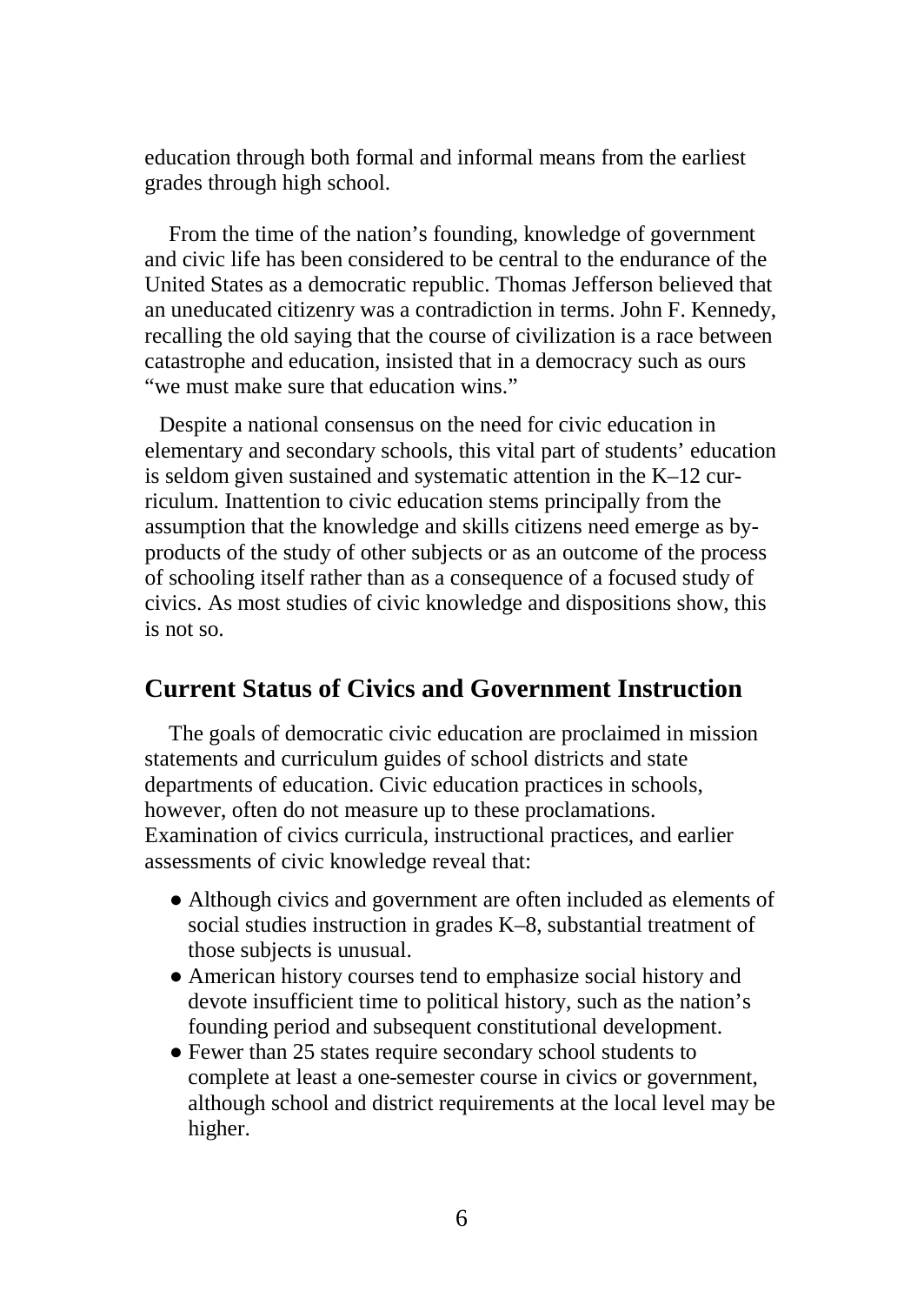education through both formal and informal means from the earliest grades through high school.

From the time of the nation's founding, knowledge of government and civic life has been considered to be central to the endurance of the United States as a democratic republic. Thomas Jefferson believed that an uneducated citizenry was a contradiction in terms. John F. Kennedy, recalling the old saying that the course of civilization is a race between catastrophe and education, insisted that in a democracy such as ours "we must make sure that education wins."

Despite a national consensus on the need for civic education in elementary and secondary schools, this vital part of students' education is seldom given sustained and systematic attention in the K–12 curriculum. Inattention to civic education stems principally from the assumption that the knowledge and skills citizens need emerge as by-products of the study of other subjects or as an outcome of the process of schooling itself rather than as a consequence of a focused study of civics. As most studies of civic knowledge and dispositions show, this is not so.

## Current Status of Civics and Government Instruction

The goals of democratic civic education are proclaimed in mission statements and curriculum guides of school districts and state departments of education. Civic education practices in schools, however, often do not measure up to these proclamations. Examination of civics curricula, instructional practices, and earlier assessments of civic knowledge reveal that:

- Although civics and government are often included as elements of social studies instruction in grades K–8, substantial treatment of those subjects is unusual.
- American history courses tend to emphasize social history and devote insufficient time to political history, such as the nation's founding period and subsequent constitutional development.
- Fewer than 25 states require secondary school students to complete at least a one-semester course in civics or government, although school and district requirements at the local level may be higher.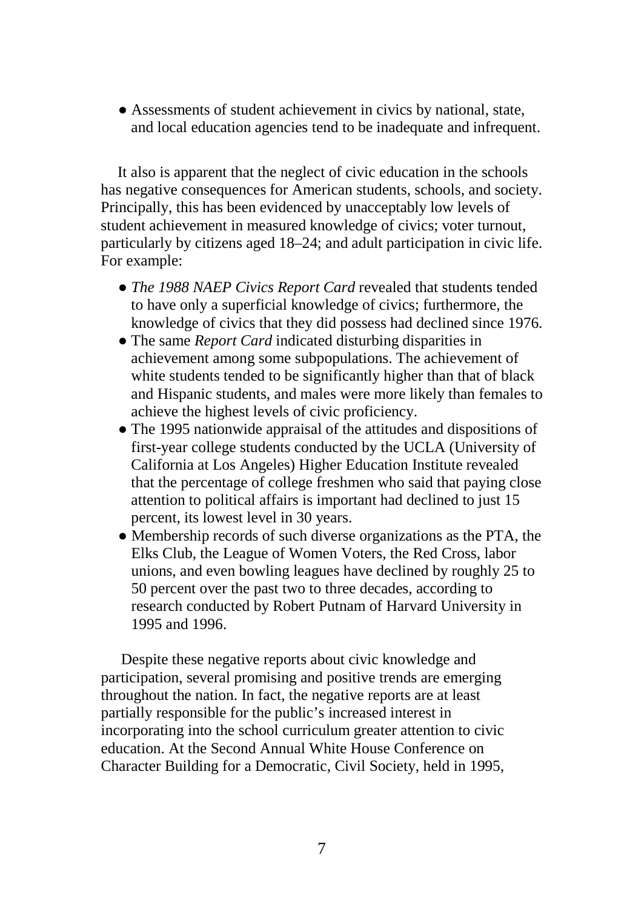- Assessments of student achievement in civics by national, state, and local education agencies tend to be inadequate and infrequent.

It also is apparent that the neglect of civic education in the schools has negative consequences for American students, schools, and society. Principally, this has been evidenced by unacceptably low levels of student achievement in measured knowledge of civics; voter turnout, particularly by citizens aged 18–24; and adult participation in civic life. For example:

- *The 1988 NAEP Civics Report Card* revealed that students tended to have only a superficial knowledge of civics; furthermore, the knowledge of civics that they did possess had declined since 1976.
- The same *Report Card* indicated disturbing disparities in achievement among some subpopulations. The achievement of white students tended to be significantly higher than that of black and Hispanic students, and males were more likely than females to achieve the highest levels of civic proficiency.
- The 1995 nationwide appraisal of the attitudes and dispositions of first-year college students conducted by the UCLA (University of California at Los Angeles) Higher Education Institute revealed that the percentage of college freshmen who said that paying close attention to political affairs is important had declined to just 15 percent, its lowest level in 30 years.
- Membership records of such diverse organizations as the PTA, the Elks Club, the League of Women Voters, the Red Cross, labor unions, and even bowling leagues have declined by roughly 25 to 50 percent over the past two to three decades, according to research conducted by Robert Putnam of Harvard University in 1995 and 1996.

Despite these negative reports about civic knowledge and participation, several promising and positive trends are emerging throughout the nation. In fact, the negative reports are at least partially responsible for the public's increased interest in incorporating into the school curriculum greater attention to civic education. At the Second Annual White House Conference on Character Building for a Democratic, Civil Society, held in 1995,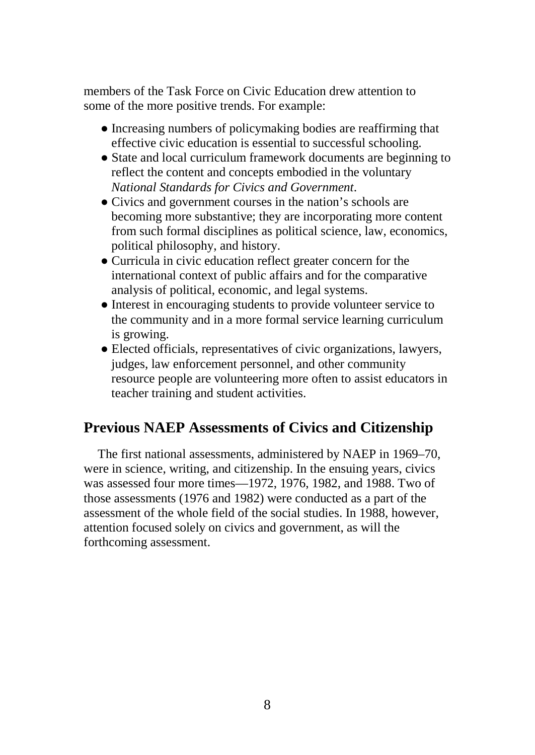members of the Task Force on Civic Education drew attention to some of the more positive trends. For example:

- Increasing numbers of policymaking bodies are reaffirming that effective civic education is essential to successful schooling.
- State and local curriculum framework documents are beginning to reflect the content and concepts embodied in the voluntary *National Standards for Civics and Government*.
- Civics and government courses in the nation's schools are becoming more substantive; they are incorporating more content from such formal disciplines as political science, law, economics, political philosophy, and history.
- Curricula in civic education reflect greater concern for the international context of public affairs and for the comparative analysis of political, economic, and legal systems.
- Interest in encouraging students to provide volunteer service to the community and in a more formal service learning curriculum is growing.
- Elected officials, representatives of civic organizations, lawyers, judges, law enforcement personnel, and other community resource people are volunteering more often to assist educators in teacher training and student activities.

## Previous NAEP Assessments of Civics and Citizenship

The first national assessments, administered by NAEP in 1969–70, were in science, writing, and citizenship. In the ensuing years, civics was assessed four more times—1972, 1976, 1982, and 1988. Two of those assessments (1976 and 1982) were conducted as a part of the assessment of the whole field of the social studies. In 1988, however, attention focused solely on civics and government, as will the forthcoming assessment.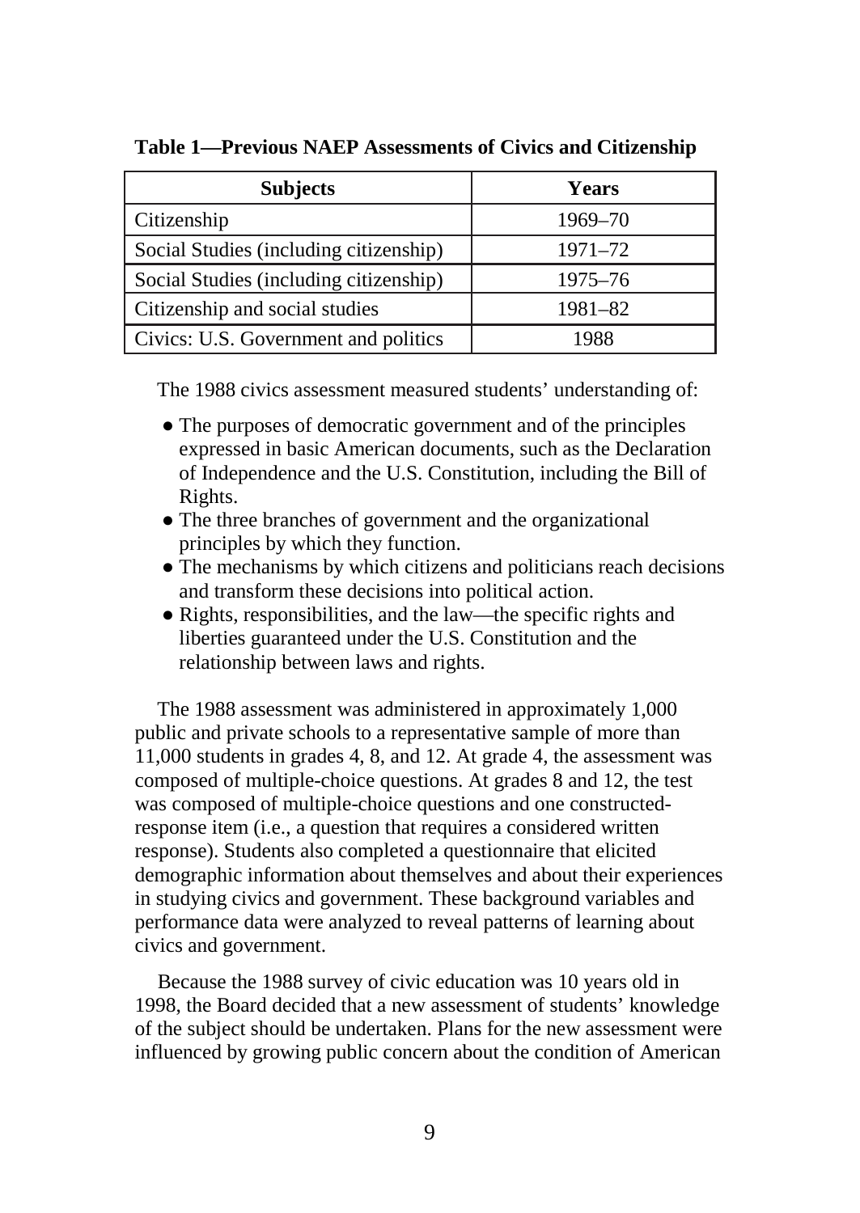**Table 1—Previous NAEP Assessments of Civics and Citizenship**

| Subjects | Years |
| --- | --- |
| Citizenship | 1969–70 |
| Social Studies (including citizenship) | 1971–72 |
| Social Studies (including citizenship) | 1975–76 |
| Citizenship and social studies | 1981–82 |
| Civics: U.S. Government and politics | 1988 |

The 1988 civics assessment measured students' understanding of:

- The purposes of democratic government and of the principles expressed in basic American documents, such as the Declaration of Independence and the U.S. Constitution, including the Bill of Rights.
- The three branches of government and the organizational principles by which they function.
- The mechanisms by which citizens and politicians reach decisions and transform these decisions into political action.
- Rights, responsibilities, and the law—the specific rights and liberties guaranteed under the U.S. Constitution and the relationship between laws and rights.

The 1988 assessment was administered in approximately 1,000 public and private schools to a representative sample of more than 11,000 students in grades 4, 8, and 12. At grade 4, the assessment was composed of multiple-choice questions. At grades 8 and 12, the test was composed of multiple-choice questions and one constructed-response item (i.e., a question that requires a considered written response). Students also completed a questionnaire that elicited demographic information about themselves and about their experiences in studying civics and government. These background variables and performance data were analyzed to reveal patterns of learning about civics and government.

Because the 1988 survey of civic education was 10 years old in 1998, the Board decided that a new assessment of students' knowledge of the subject should be undertaken. Plans for the new assessment were influenced by growing public concern about the condition of American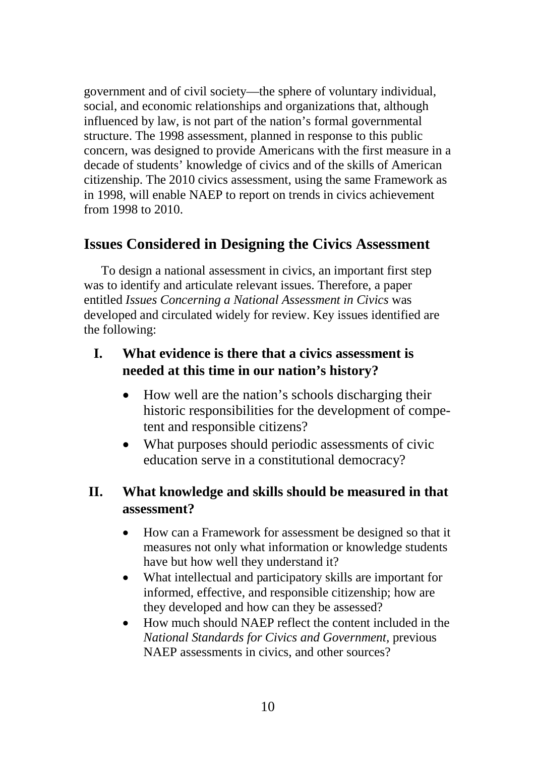government and of civil society—the sphere of voluntary individual, social, and economic relationships and organizations that, although influenced by law, is not part of the nation's formal governmental structure. The 1998 assessment, planned in response to this public concern, was designed to provide Americans with the first measure in a decade of students' knowledge of civics and of the skills of American citizenship. The 2010 civics assessment, using the same Framework as in 1998, will enable NAEP to report on trends in civics achievement from 1998 to 2010.

## Issues Considered in Designing the Civics Assessment

To design a national assessment in civics, an important first step was to identify and articulate relevant issues. Therefore, a paper entitled *Issues Concerning a National Assessment in Civics* was developed and circulated widely for review. Key issues identified are the following:

### I. What evidence is there that a civics assessment is needed at this time in our nation's history?

- How well are the nation's schools discharging their historic responsibilities for the development of competent and responsible citizens?
- What purposes should periodic assessments of civic education serve in a constitutional democracy?

### II. What knowledge and skills should be measured in that assessment?

- How can a Framework for assessment be designed so that it measures not only what information or knowledge students have but how well they understand it?
- What intellectual and participatory skills are important for informed, effective, and responsible citizenship; how are they developed and how can they be assessed?
- How much should NAEP reflect the content included in the *National Standards for Civics and Government,* previous NAEP assessments in civics, and other sources?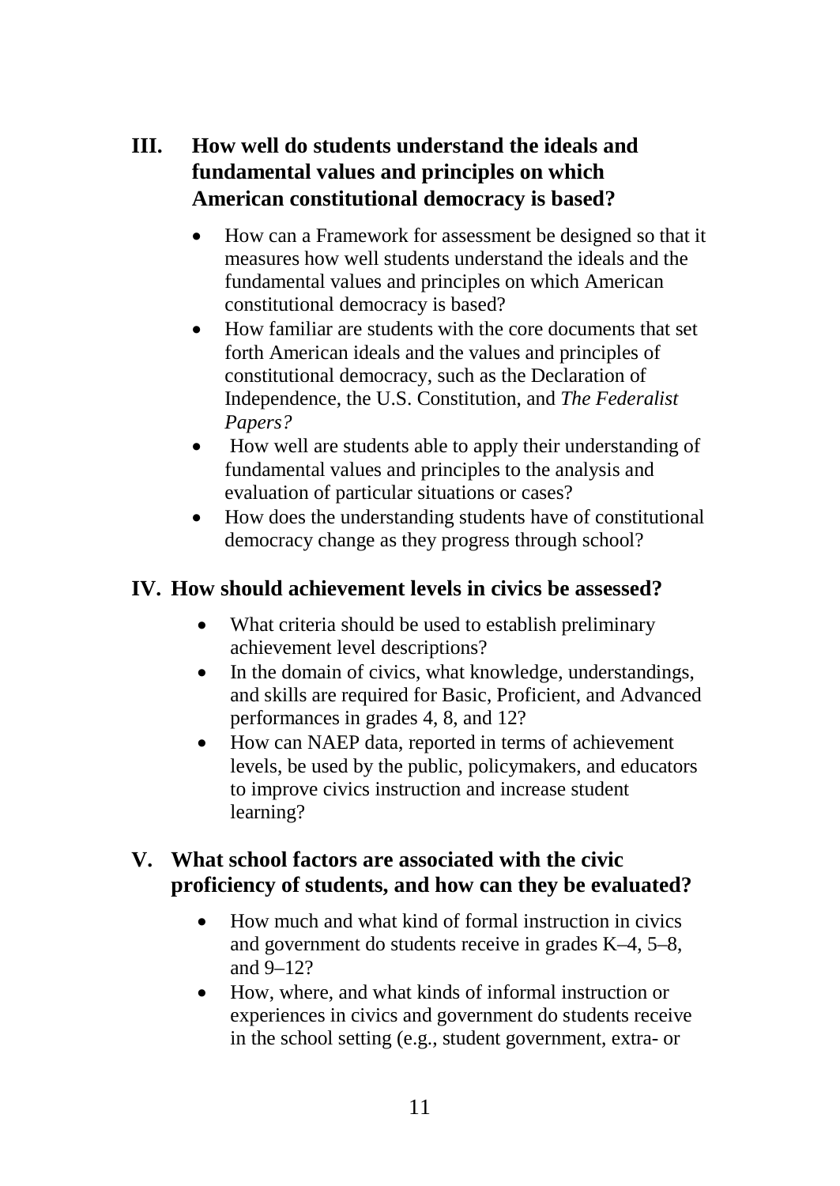## III. How well do students understand the ideals and fundamental values and principles on which American constitutional democracy is based?

- How can a Framework for assessment be designed so that it measures how well students understand the ideals and the fundamental values and principles on which American constitutional democracy is based?
- How familiar are students with the core documents that set forth American ideals and the values and principles of constitutional democracy, such as the Declaration of Independence, the U.S. Constitution, and *The Federalist Papers?*
- How well are students able to apply their understanding of fundamental values and principles to the analysis and evaluation of particular situations or cases?
- How does the understanding students have of constitutional democracy change as they progress through school?

## IV. How should achievement levels in civics be assessed?

- What criteria should be used to establish preliminary achievement level descriptions?
- In the domain of civics, what knowledge, understandings, and skills are required for Basic, Proficient, and Advanced performances in grades 4, 8, and 12?
- How can NAEP data, reported in terms of achievement levels, be used by the public, policymakers, and educators to improve civics instruction and increase student learning?

## V. What school factors are associated with the civic proficiency of students, and how can they be evaluated?

- How much and what kind of formal instruction in civics and government do students receive in grades K–4, 5–8, and 9–12?
- How, where, and what kinds of informal instruction or experiences in civics and government do students receive in the school setting (e.g., student government, extra- or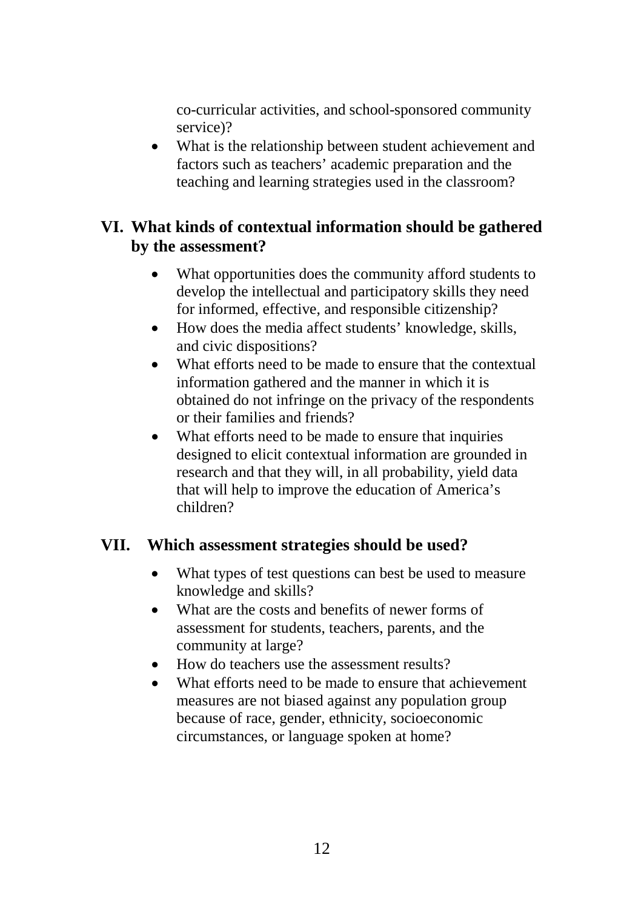co-curricular activities, and school-sponsored community service)?

- What is the relationship between student achievement and factors such as teachers' academic preparation and the teaching and learning strategies used in the classroom?

## VI. What kinds of contextual information should be gathered by the assessment?

- What opportunities does the community afford students to develop the intellectual and participatory skills they need for informed, effective, and responsible citizenship?
- How does the media affect students' knowledge, skills, and civic dispositions?
- What efforts need to be made to ensure that the contextual information gathered and the manner in which it is obtained do not infringe on the privacy of the respondents or their families and friends?
- What efforts need to be made to ensure that inquiries designed to elicit contextual information are grounded in research and that they will, in all probability, yield data that will help to improve the education of America's children?

## VII. Which assessment strategies should be used?

- What types of test questions can best be used to measure knowledge and skills?
- What are the costs and benefits of newer forms of assessment for students, teachers, parents, and the community at large?
- How do teachers use the assessment results?
- What efforts need to be made to ensure that achievement measures are not biased against any population group because of race, gender, ethnicity, socioeconomic circumstances, or language spoken at home?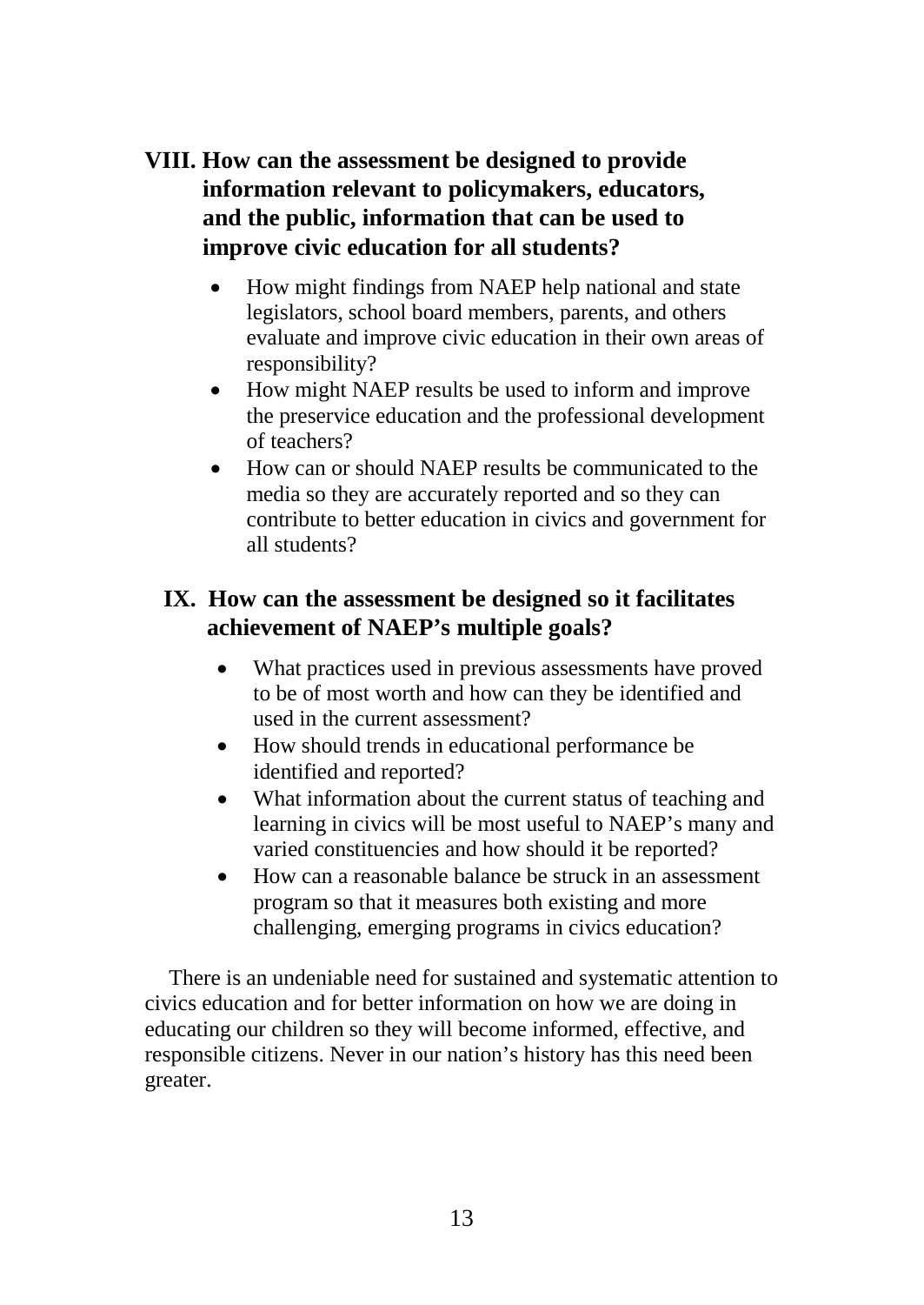### VIII. How can the assessment be designed to provide information relevant to policymakers, educators, and the public, information that can be used to improve civic education for all students?

- How might findings from NAEP help national and state legislators, school board members, parents, and others evaluate and improve civic education in their own areas of responsibility?
- How might NAEP results be used to inform and improve the preservice education and the professional development of teachers?
- How can or should NAEP results be communicated to the media so they are accurately reported and so they can contribute to better education in civics and government for all students?

### IX. How can the assessment be designed so it facilitates achievement of NAEP's multiple goals?

- What practices used in previous assessments have proved to be of most worth and how can they be identified and used in the current assessment?
- How should trends in educational performance be identified and reported?
- What information about the current status of teaching and learning in civics will be most useful to NAEP's many and varied constituencies and how should it be reported?
- How can a reasonable balance be struck in an assessment program so that it measures both existing and more challenging, emerging programs in civics education?

There is an undeniable need for sustained and systematic attention to civics education and for better information on how we are doing in educating our children so they will become informed, effective, and responsible citizens. Never in our nation's history has this need been greater.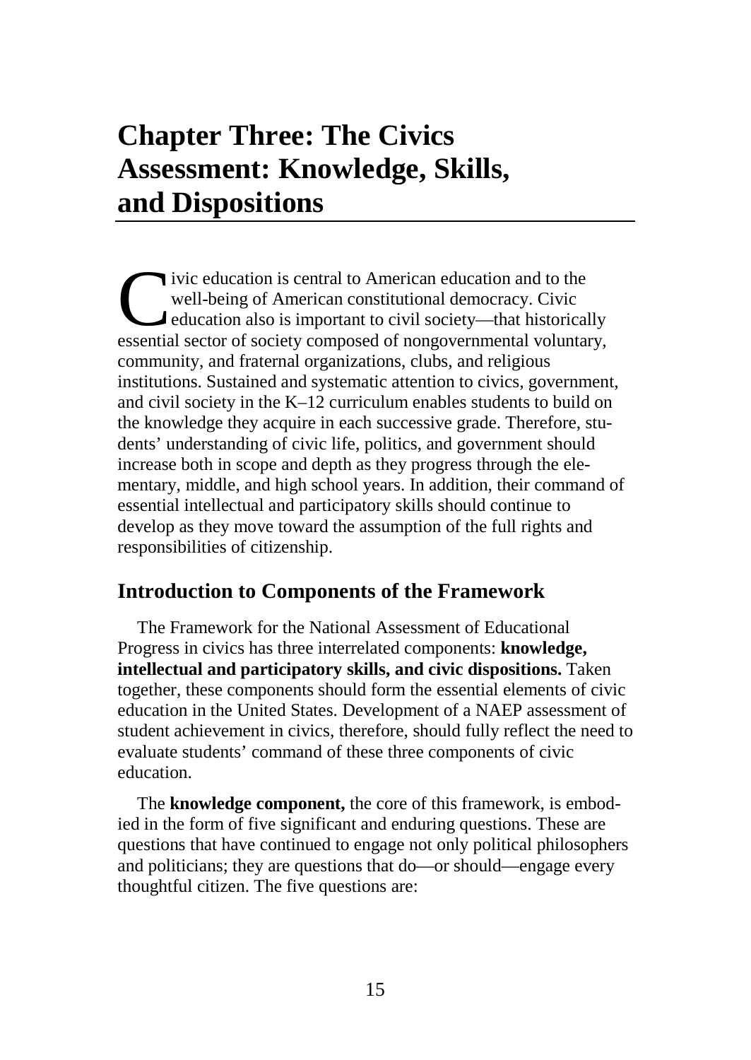# Chapter Three: The Civics Assessment: Knowledge, Skills, and Dispositions

Civic education is central to American education and to the well-being of American constitutional democracy. Civic education also is important to civil society—that historically essential sector of society composed of nongovernmental voluntary, community, and fraternal organizations, clubs, and religious institutions. Sustained and systematic attention to civics, government, and civil society in the K–12 curriculum enables students to build on the knowledge they acquire in each successive grade. Therefore, students' understanding of civic life, politics, and government should increase both in scope and depth as they progress through the elementary, middle, and high school years. In addition, their command of essential intellectual and participatory skills should continue to develop as they move toward the assumption of the full rights and responsibilities of citizenship.

## Introduction to Components of the Framework

The Framework for the National Assessment of Educational Progress in civics has three interrelated components: **knowledge, intellectual and participatory skills, and civic dispositions.** Taken together, these components should form the essential elements of civic education in the United States. Development of a NAEP assessment of student achievement in civics, therefore, should fully reflect the need to evaluate students' command of these three components of civic education.

The **knowledge component,** the core of this framework, is embodied in the form of five significant and enduring questions. These are questions that have continued to engage not only political philosophers and politicians; they are questions that do—or should—engage every thoughtful citizen. The five questions are: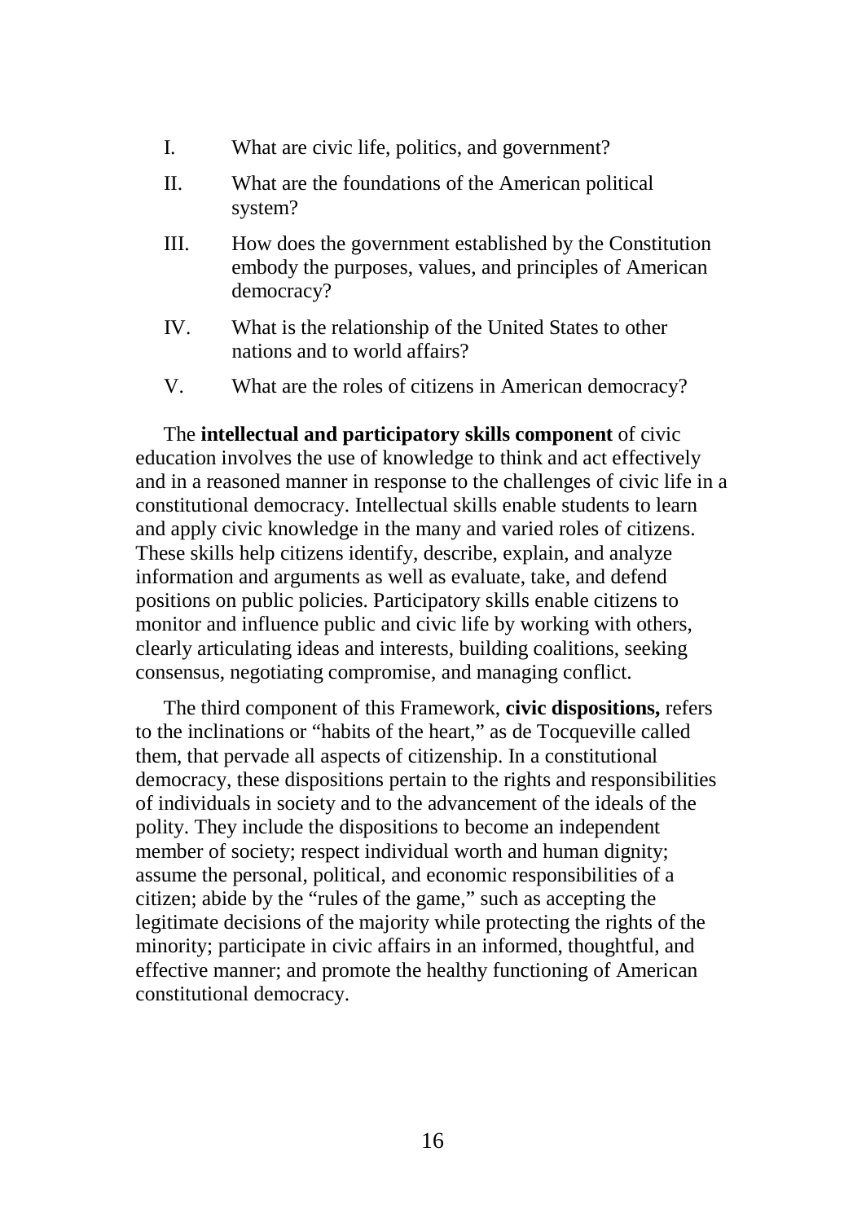I. What are civic life, politics, and government?

II. What are the foundations of the American political system?

III. How does the government established by the Constitution embody the purposes, values, and principles of American democracy?

IV. What is the relationship of the United States to other nations and to world affairs?

V. What are the roles of citizens in American democracy?

The **intellectual and participatory skills component** of civic education involves the use of knowledge to think and act effectively and in a reasoned manner in response to the challenges of civic life in a constitutional democracy. Intellectual skills enable students to learn and apply civic knowledge in the many and varied roles of citizens. These skills help citizens identify, describe, explain, and analyze information and arguments as well as evaluate, take, and defend positions on public policies. Participatory skills enable citizens to monitor and influence public and civic life by working with others, clearly articulating ideas and interests, building coalitions, seeking consensus, negotiating compromise, and managing conflict.

The third component of this Framework, **civic dispositions,** refers to the inclinations or "habits of the heart," as de Tocqueville called them, that pervade all aspects of citizenship. In a constitutional democracy, these dispositions pertain to the rights and responsibilities of individuals in society and to the advancement of the ideals of the polity. They include the dispositions to become an independent member of society; respect individual worth and human dignity; assume the personal, political, and economic responsibilities of a citizen; abide by the "rules of the game," such as accepting the legitimate decisions of the majority while protecting the rights of the minority; participate in civic affairs in an informed, thoughtful, and effective manner; and promote the healthy functioning of American constitutional democracy.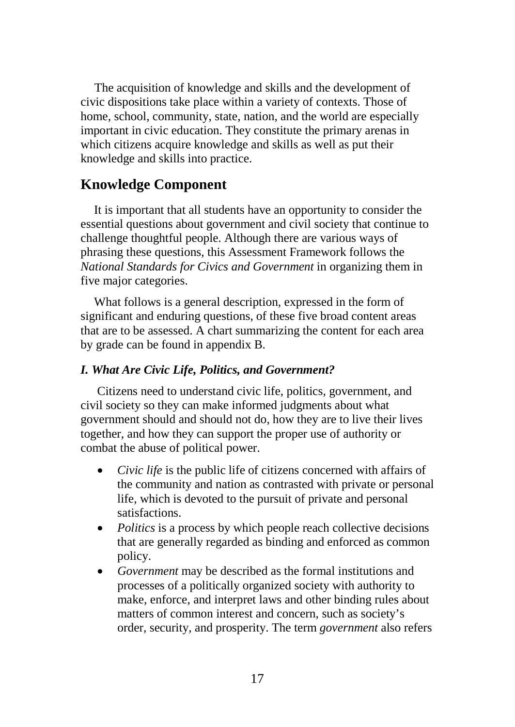The acquisition of knowledge and skills and the development of civic dispositions take place within a variety of contexts. Those of home, school, community, state, nation, and the world are especially important in civic education. They constitute the primary arenas in which citizens acquire knowledge and skills as well as put their knowledge and skills into practice.

## Knowledge Component

It is important that all students have an opportunity to consider the essential questions about government and civil society that continue to challenge thoughtful people. Although there are various ways of phrasing these questions, this Assessment Framework follows the *National Standards for Civics and Government* in organizing them in five major categories.

What follows is a general description, expressed in the form of significant and enduring questions, of these five broad content areas that are to be assessed. A chart summarizing the content for each area by grade can be found in appendix B.

### *I. What Are Civic Life, Politics, and Government?*

Citizens need to understand civic life, politics, government, and civil society so they can make informed judgments about what government should and should not do, how they are to live their lives together, and how they can support the proper use of authority or combat the abuse of political power.

- *Civic life* is the public life of citizens concerned with affairs of the community and nation as contrasted with private or personal life, which is devoted to the pursuit of private and personal satisfactions.
- *Politics* is a process by which people reach collective decisions that are generally regarded as binding and enforced as common policy.
- *Government* may be described as the formal institutions and processes of a politically organized society with authority to make, enforce, and interpret laws and other binding rules about matters of common interest and concern, such as society's order, security, and prosperity. The term *government* also refers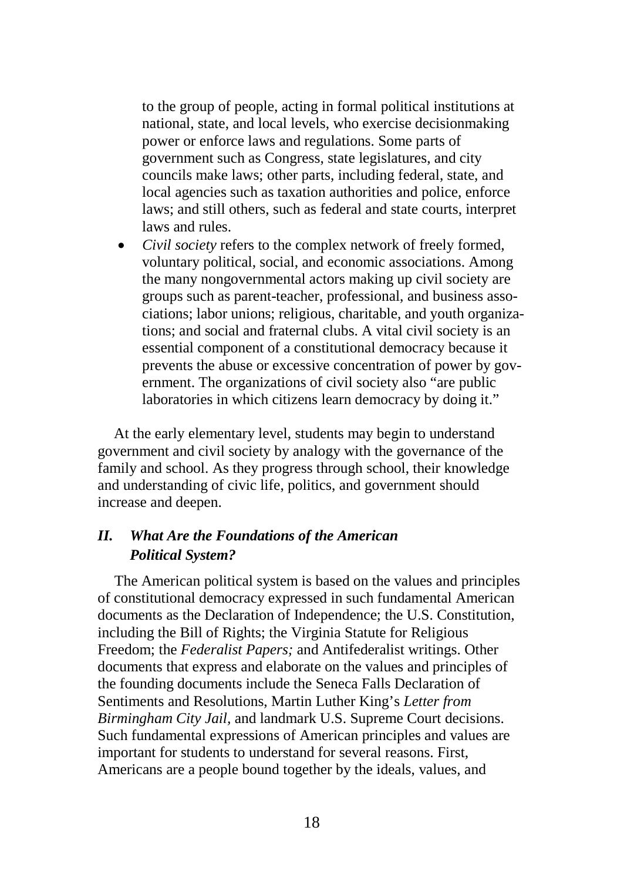to the group of people, acting in formal political institutions at national, state, and local levels, who exercise decisionmaking power or enforce laws and regulations. Some parts of government such as Congress, state legislatures, and city councils make laws; other parts, including federal, state, and local agencies such as taxation authorities and police, enforce laws; and still others, such as federal and state courts, interpret laws and rules.

- *Civil society* refers to the complex network of freely formed, voluntary political, social, and economic associations. Among the many nongovernmental actors making up civil society are groups such as parent-teacher, professional, and business associations; labor unions; religious, charitable, and youth organizations; and social and fraternal clubs. A vital civil society is an essential component of a constitutional democracy because it prevents the abuse or excessive concentration of power by government. The organizations of civil society also "are public laboratories in which citizens learn democracy by doing it."

At the early elementary level, students may begin to understand government and civil society by analogy with the governance of the family and school. As they progress through school, their knowledge and understanding of civic life, politics, and government should increase and deepen.

## *II. What Are the Foundations of the American Political System?*

The American political system is based on the values and principles of constitutional democracy expressed in such fundamental American documents as the Declaration of Independence; the U.S. Constitution, including the Bill of Rights; the Virginia Statute for Religious Freedom; the *Federalist Papers;* and Antifederalist writings. Other documents that express and elaborate on the values and principles of the founding documents include the Seneca Falls Declaration of Sentiments and Resolutions, Martin Luther King's *Letter from Birmingham City Jail*, and landmark U.S. Supreme Court decisions. Such fundamental expressions of American principles and values are important for students to understand for several reasons. First, Americans are a people bound together by the ideals, values, and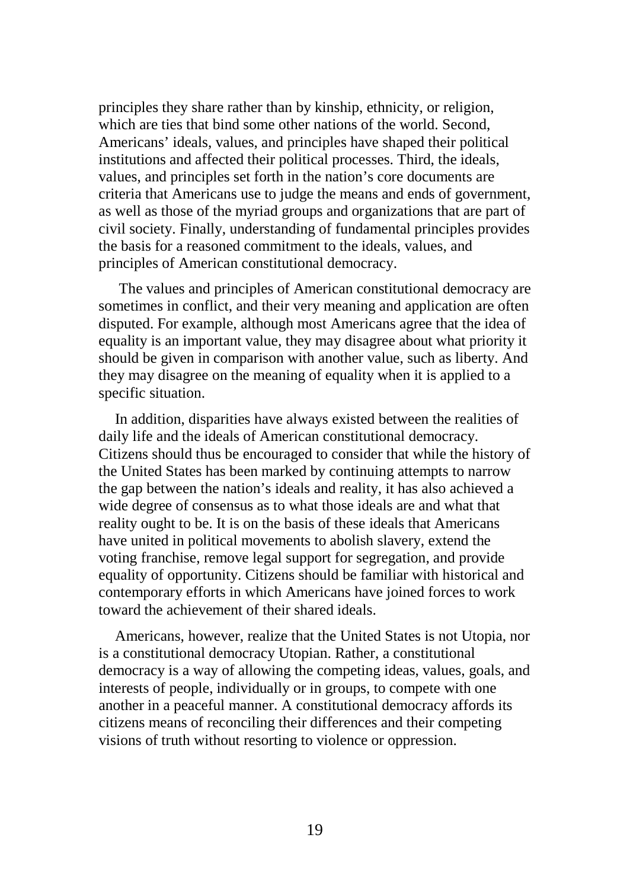principles they share rather than by kinship, ethnicity, or religion, which are ties that bind some other nations of the world. Second, Americans' ideals, values, and principles have shaped their political institutions and affected their political processes. Third, the ideals, values, and principles set forth in the nation's core documents are criteria that Americans use to judge the means and ends of government, as well as those of the myriad groups and organizations that are part of civil society. Finally, understanding of fundamental principles provides the basis for a reasoned commitment to the ideals, values, and principles of American constitutional democracy.

The values and principles of American constitutional democracy are sometimes in conflict, and their very meaning and application are often disputed. For example, although most Americans agree that the idea of equality is an important value, they may disagree about what priority it should be given in comparison with another value, such as liberty. And they may disagree on the meaning of equality when it is applied to a specific situation.

In addition, disparities have always existed between the realities of daily life and the ideals of American constitutional democracy. Citizens should thus be encouraged to consider that while the history of the United States has been marked by continuing attempts to narrow the gap between the nation's ideals and reality, it has also achieved a wide degree of consensus as to what those ideals are and what that reality ought to be. It is on the basis of these ideals that Americans have united in political movements to abolish slavery, extend the voting franchise, remove legal support for segregation, and provide equality of opportunity. Citizens should be familiar with historical and contemporary efforts in which Americans have joined forces to work toward the achievement of their shared ideals.

Americans, however, realize that the United States is not Utopia, nor is a constitutional democracy Utopian. Rather, a constitutional democracy is a way of allowing the competing ideas, values, goals, and interests of people, individually or in groups, to compete with one another in a peaceful manner. A constitutional democracy affords its citizens means of reconciling their differences and their competing visions of truth without resorting to violence or oppression.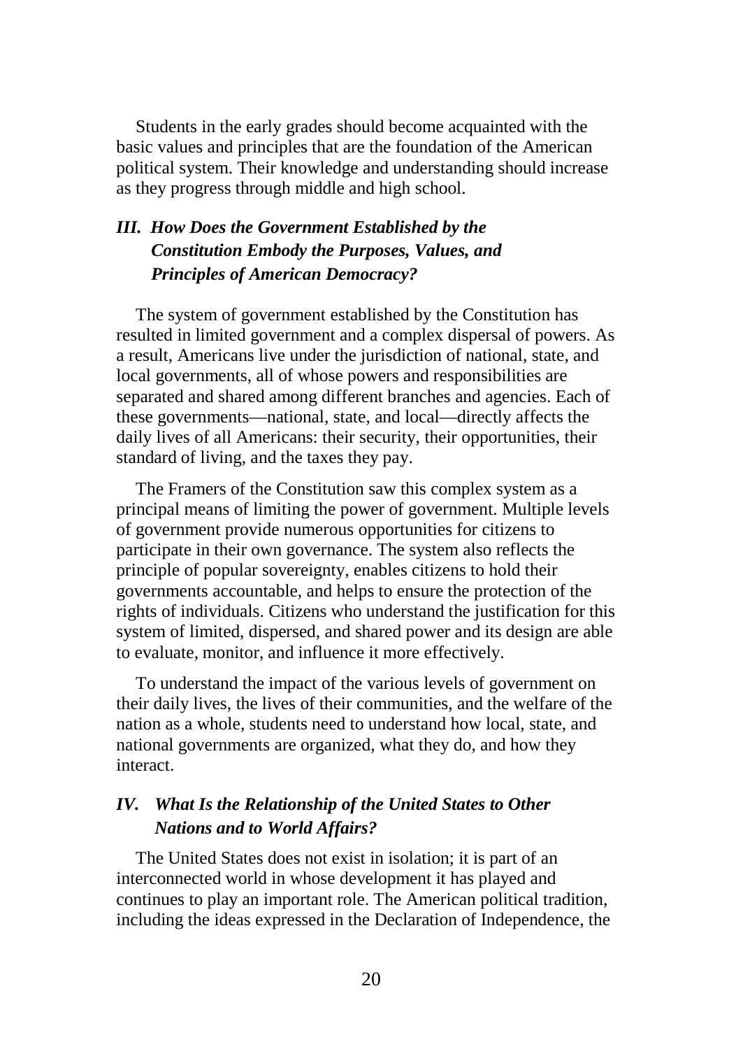Students in the early grades should become acquainted with the basic values and principles that are the foundation of the American political system. Their knowledge and understanding should increase as they progress through middle and high school.

### *III. How Does the Government Established by the Constitution Embody the Purposes, Values, and Principles of American Democracy?*

The system of government established by the Constitution has resulted in limited government and a complex dispersal of powers. As a result, Americans live under the jurisdiction of national, state, and local governments, all of whose powers and responsibilities are separated and shared among different branches and agencies. Each of these governments—national, state, and local—directly affects the daily lives of all Americans: their security, their opportunities, their standard of living, and the taxes they pay.

The Framers of the Constitution saw this complex system as a principal means of limiting the power of government. Multiple levels of government provide numerous opportunities for citizens to participate in their own governance. The system also reflects the principle of popular sovereignty, enables citizens to hold their governments accountable, and helps to ensure the protection of the rights of individuals. Citizens who understand the justification for this system of limited, dispersed, and shared power and its design are able to evaluate, monitor, and influence it more effectively.

To understand the impact of the various levels of government on their daily lives, the lives of their communities, and the welfare of the nation as a whole, students need to understand how local, state, and national governments are organized, what they do, and how they interact.

### *IV. What Is the Relationship of the United States to Other Nations and to World Affairs?*

The United States does not exist in isolation; it is part of an interconnected world in whose development it has played and continues to play an important role. The American political tradition, including the ideas expressed in the Declaration of Independence, the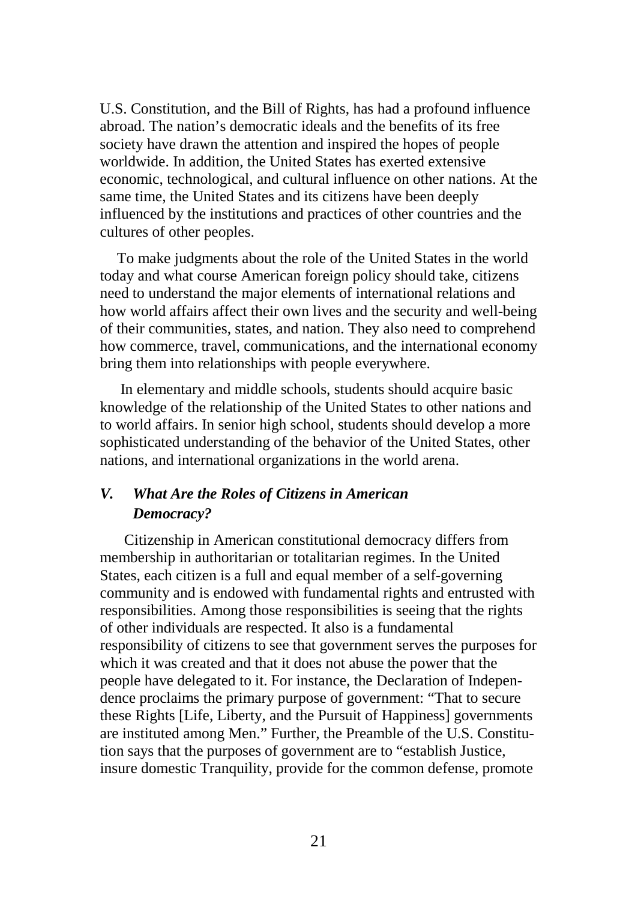U.S. Constitution, and the Bill of Rights, has had a profound influence abroad. The nation's democratic ideals and the benefits of its free society have drawn the attention and inspired the hopes of people worldwide. In addition, the United States has exerted extensive economic, technological, and cultural influence on other nations. At the same time, the United States and its citizens have been deeply influenced by the institutions and practices of other countries and the cultures of other peoples.

To make judgments about the role of the United States in the world today and what course American foreign policy should take, citizens need to understand the major elements of international relations and how world affairs affect their own lives and the security and well-being of their communities, states, and nation. They also need to comprehend how commerce, travel, communications, and the international economy bring them into relationships with people everywhere.

In elementary and middle schools, students should acquire basic knowledge of the relationship of the United States to other nations and to world affairs. In senior high school, students should develop a more sophisticated understanding of the behavior of the United States, other nations, and international organizations in the world arena.

## *V. What Are the Roles of Citizens in American Democracy?*

Citizenship in American constitutional democracy differs from membership in authoritarian or totalitarian regimes. In the United States, each citizen is a full and equal member of a self-governing community and is endowed with fundamental rights and entrusted with responsibilities. Among those responsibilities is seeing that the rights of other individuals are respected. It also is a fundamental responsibility of citizens to see that government serves the purposes for which it was created and that it does not abuse the power that the people have delegated to it. For instance, the Declaration of Independence proclaims the primary purpose of government: "That to secure these Rights [Life, Liberty, and the Pursuit of Happiness] governments are instituted among Men." Further, the Preamble of the U.S. Constitution says that the purposes of government are to "establish Justice, insure domestic Tranquility, provide for the common defense, promote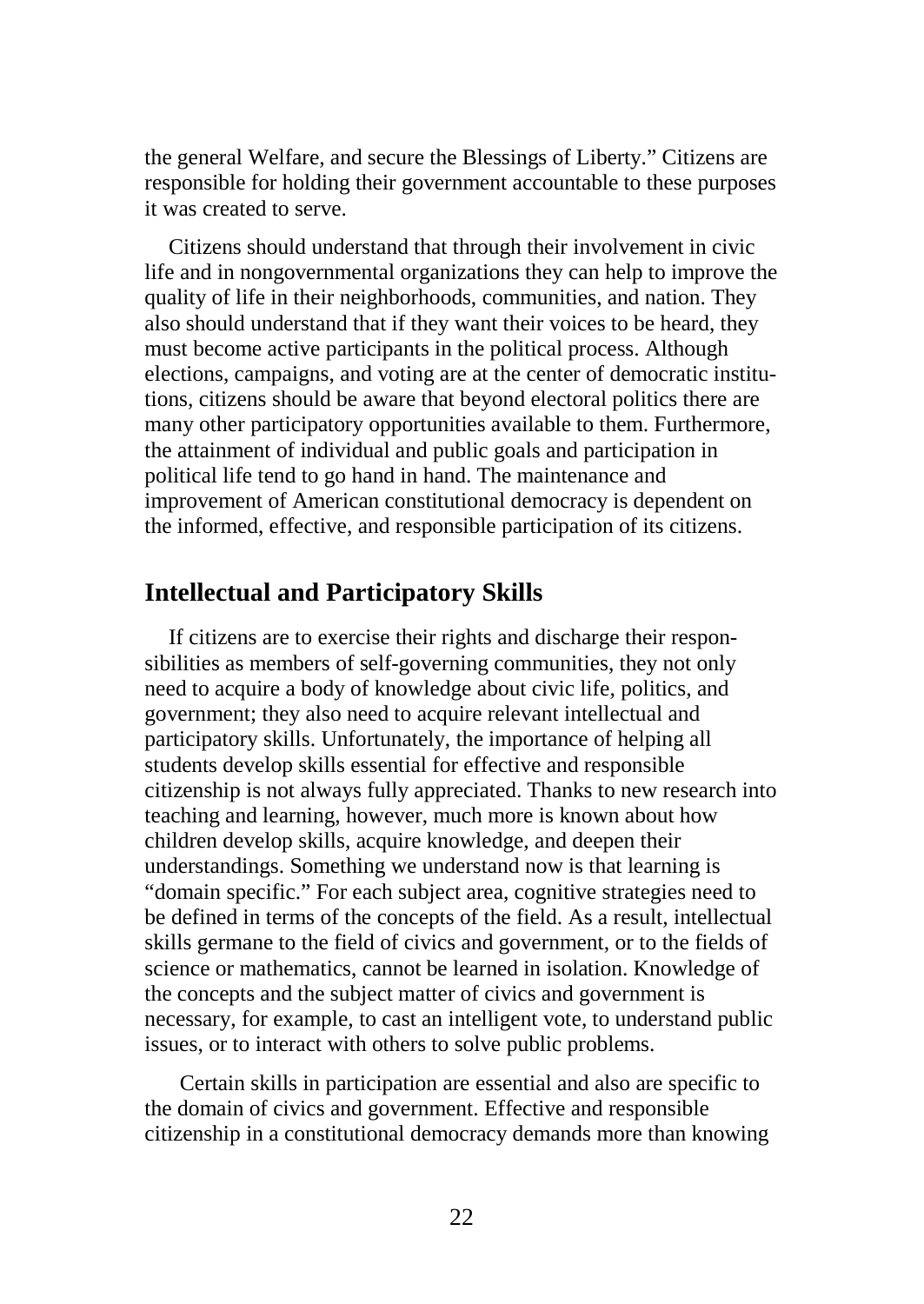the general Welfare, and secure the Blessings of Liberty." Citizens are responsible for holding their government accountable to these purposes it was created to serve.

Citizens should understand that through their involvement in civic life and in nongovernmental organizations they can help to improve the quality of life in their neighborhoods, communities, and nation. They also should understand that if they want their voices to be heard, they must become active participants in the political process. Although elections, campaigns, and voting are at the center of democratic institutions, citizens should be aware that beyond electoral politics there are many other participatory opportunities available to them. Furthermore, the attainment of individual and public goals and participation in political life tend to go hand in hand. The maintenance and improvement of American constitutional democracy is dependent on the informed, effective, and responsible participation of its citizens.

## Intellectual and Participatory Skills

If citizens are to exercise their rights and discharge their responsibilities as members of self-governing communities, they not only need to acquire a body of knowledge about civic life, politics, and government; they also need to acquire relevant intellectual and participatory skills. Unfortunately, the importance of helping all students develop skills essential for effective and responsible citizenship is not always fully appreciated. Thanks to new research into teaching and learning, however, much more is known about how children develop skills, acquire knowledge, and deepen their understandings. Something we understand now is that learning is "domain specific." For each subject area, cognitive strategies need to be defined in terms of the concepts of the field. As a result, intellectual skills germane to the field of civics and government, or to the fields of science or mathematics, cannot be learned in isolation. Knowledge of the concepts and the subject matter of civics and government is necessary, for example, to cast an intelligent vote, to understand public issues, or to interact with others to solve public problems.

Certain skills in participation are essential and also are specific to the domain of civics and government. Effective and responsible citizenship in a constitutional democracy demands more than knowing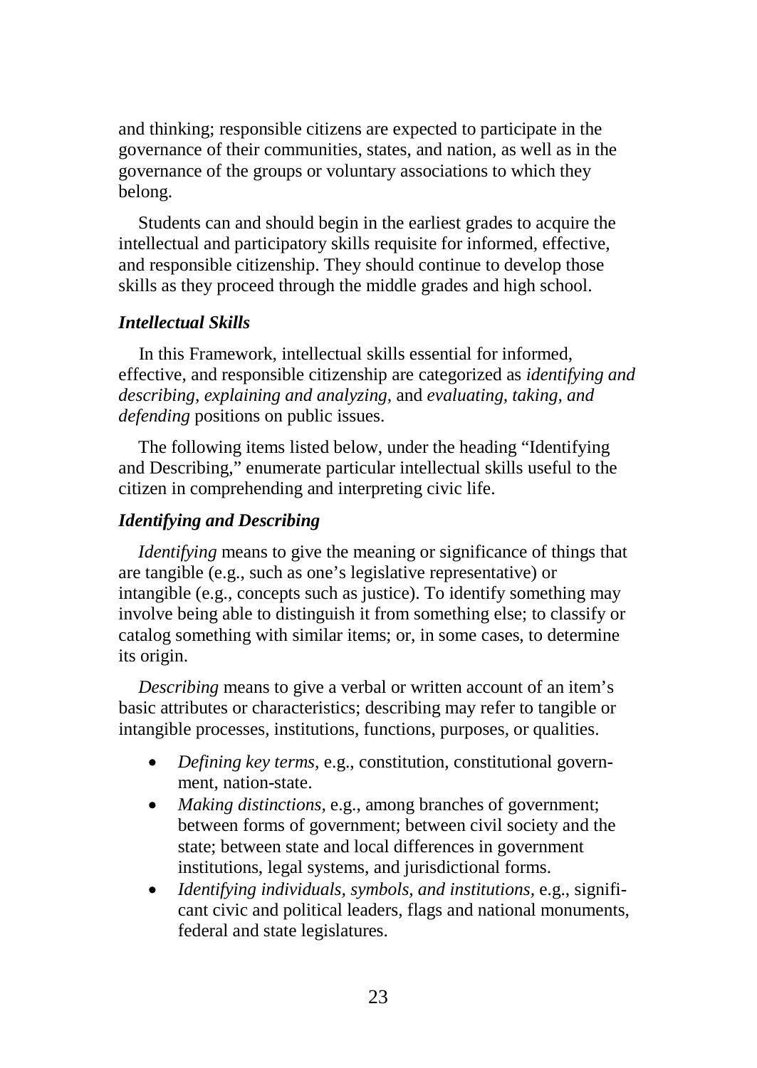and thinking; responsible citizens are expected to participate in the governance of their communities, states, and nation, as well as in the governance of the groups or voluntary associations to which they belong.

Students can and should begin in the earliest grades to acquire the intellectual and participatory skills requisite for informed, effective, and responsible citizenship. They should continue to develop those skills as they proceed through the middle grades and high school.

### *Intellectual Skills*

In this Framework, intellectual skills essential for informed, effective, and responsible citizenship are categorized as *identifying and describing, explaining and analyzing,* and *evaluating, taking, and defending* positions on public issues.

The following items listed below, under the heading "Identifying and Describing," enumerate particular intellectual skills useful to the citizen in comprehending and interpreting civic life.

### *Identifying and Describing*

*Identifying* means to give the meaning or significance of things that are tangible (e.g., such as one's legislative representative) or intangible (e.g., concepts such as justice). To identify something may involve being able to distinguish it from something else; to classify or catalog something with similar items; or, in some cases, to determine its origin.

*Describing* means to give a verbal or written account of an item's basic attributes or characteristics; describing may refer to tangible or intangible processes, institutions, functions, purposes, or qualities.

- *Defining key terms,* e.g., constitution, constitutional government, nation-state.
- *Making distinctions,* e.g., among branches of government; between forms of government; between civil society and the state; between state and local differences in government institutions, legal systems, and jurisdictional forms.
- *Identifying individuals, symbols, and institutions,* e.g., significant civic and political leaders, flags and national monuments, federal and state legislatures.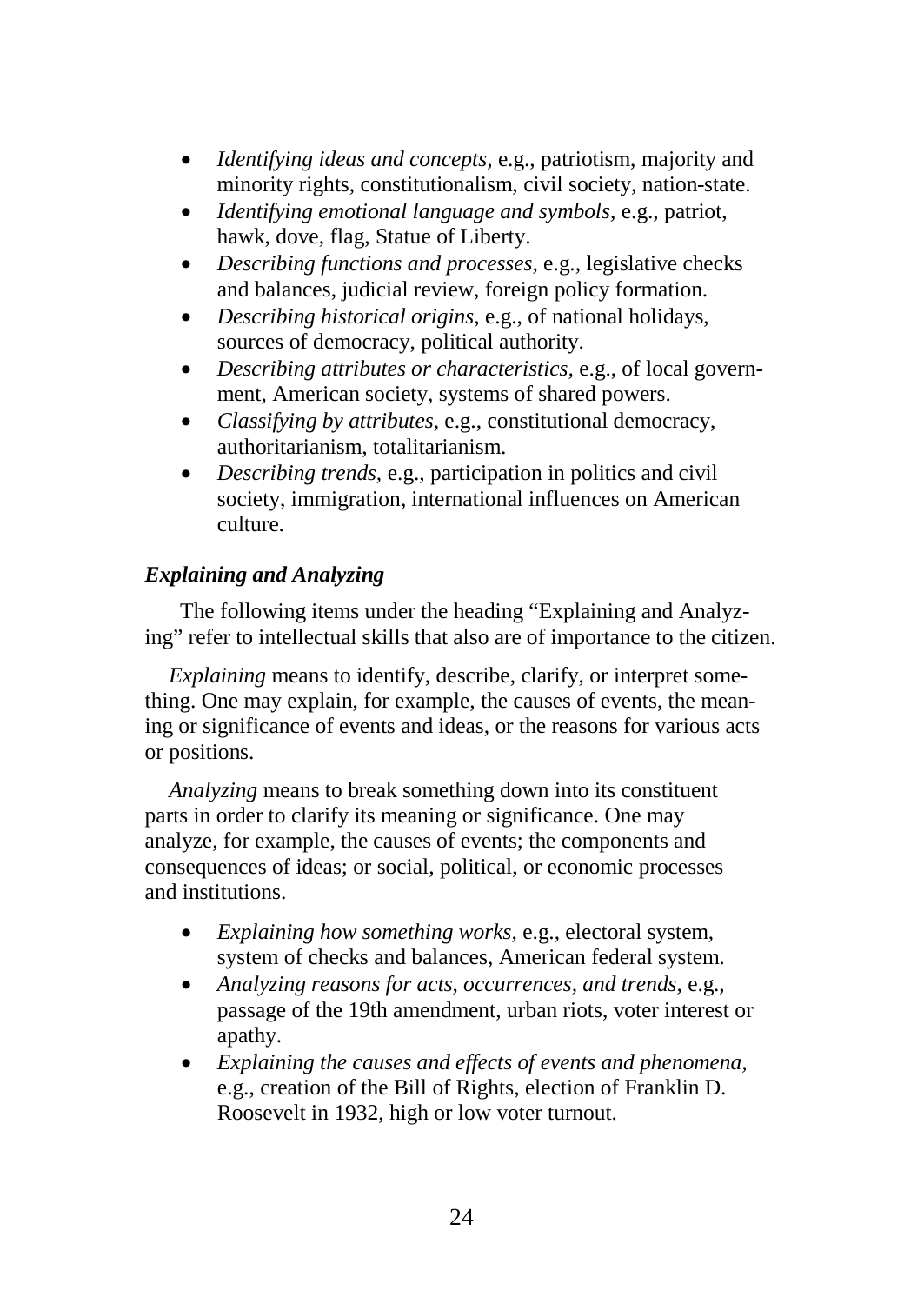- *Identifying ideas and concepts,* e.g., patriotism, majority and minority rights, constitutionalism, civil society, nation-state.
- *Identifying emotional language and symbols,* e.g., patriot, hawk, dove, flag, Statue of Liberty.
- *Describing functions and processes,* e.g., legislative checks and balances, judicial review, foreign policy formation.
- *Describing historical origins,* e.g., of national holidays, sources of democracy, political authority.
- *Describing attributes or characteristics,* e.g., of local government, American society, systems of shared powers.
- *Classifying by attributes,* e.g., constitutional democracy, authoritarianism, totalitarianism.
- *Describing trends,* e.g., participation in politics and civil society, immigration, international influences on American culture.

### *Explaining and Analyzing*

The following items under the heading "Explaining and Analyzing" refer to intellectual skills that also are of importance to the citizen.

*Explaining* means to identify, describe, clarify, or interpret something. One may explain, for example, the causes of events, the meaning or significance of events and ideas, or the reasons for various acts or positions.

*Analyzing* means to break something down into its constituent parts in order to clarify its meaning or significance. One may analyze, for example, the causes of events; the components and consequences of ideas; or social, political, or economic processes and institutions.

- *Explaining how something works,* e.g., electoral system, system of checks and balances, American federal system.
- *Analyzing reasons for acts, occurrences, and trends,* e.g., passage of the 19th amendment, urban riots, voter interest or apathy.
- *Explaining the causes and effects of events and phenomena,* e.g., creation of the Bill of Rights, election of Franklin D. Roosevelt in 1932, high or low voter turnout.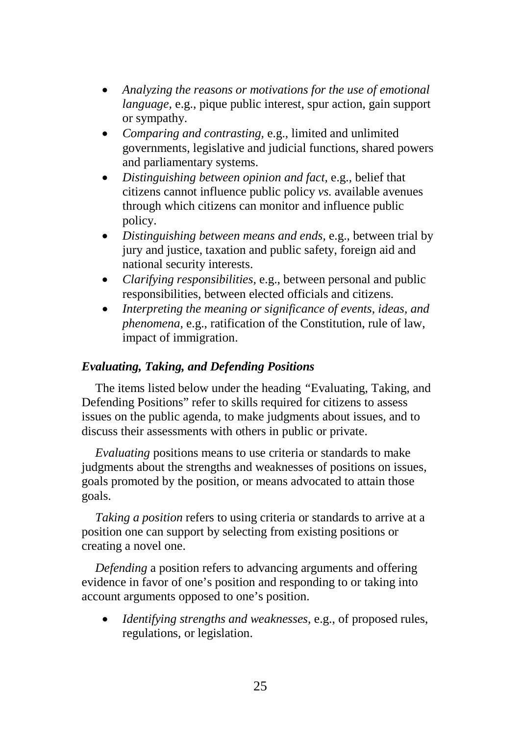- *Analyzing the reasons or motivations for the use of emotional language,* e.g., pique public interest, spur action, gain support or sympathy.
- *Comparing and contrasting,* e.g., limited and unlimited governments, legislative and judicial functions, shared powers and parliamentary systems.
- *Distinguishing between opinion and fact,* e.g., belief that citizens cannot influence public policy *vs.* available avenues through which citizens can monitor and influence public policy.
- *Distinguishing between means and ends*, e.g., between trial by jury and justice, taxation and public safety, foreign aid and national security interests.
- *Clarifying responsibilities,* e.g., between personal and public responsibilities, between elected officials and citizens.
- *Interpreting the meaning or significance of events, ideas, and phenomena,* e.g., ratification of the Constitution, rule of law, impact of immigration.

### *Evaluating, Taking, and Defending Positions*

The items listed below under the heading "Evaluating, Taking, and Defending Positions" refer to skills required for citizens to assess issues on the public agenda, to make judgments about issues, and to discuss their assessments with others in public or private.

*Evaluating* positions means to use criteria or standards to make judgments about the strengths and weaknesses of positions on issues, goals promoted by the position, or means advocated to attain those goals.

*Taking a position* refers to using criteria or standards to arrive at a position one can support by selecting from existing positions or creating a novel one.

*Defending* a position refers to advancing arguments and offering evidence in favor of one's position and responding to or taking into account arguments opposed to one's position.

- *Identifying strengths and weaknesses,* e.g., of proposed rules, regulations, or legislation.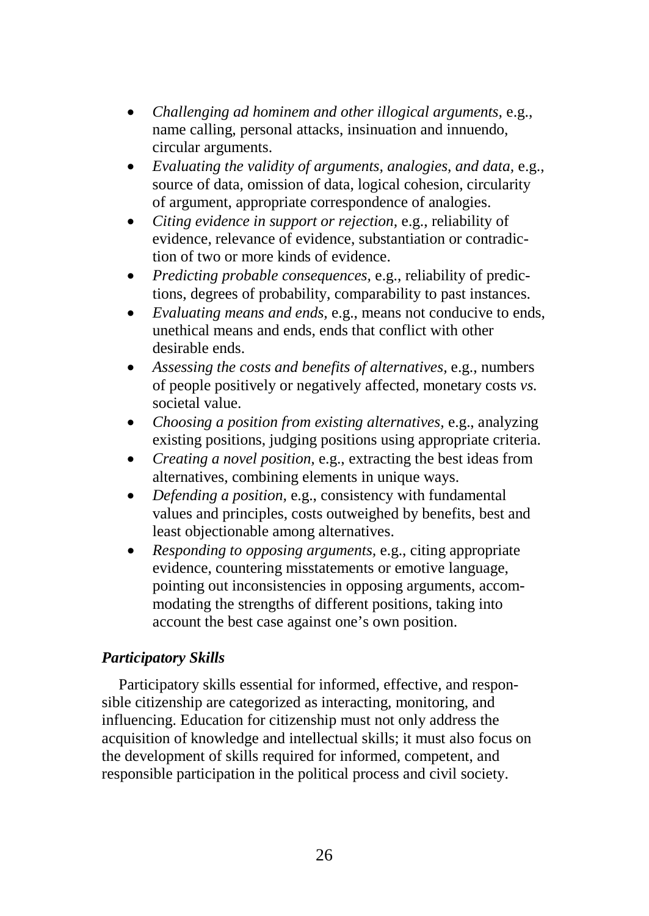- *Challenging ad hominem and other illogical arguments,* e.g., name calling, personal attacks, insinuation and innuendo, circular arguments.
- *Evaluating the validity of arguments, analogies, and data,* e.g., source of data, omission of data, logical cohesion, circularity of argument, appropriate correspondence of analogies.
- *Citing evidence in support or rejection,* e.g., reliability of evidence, relevance of evidence, substantiation or contradiction of two or more kinds of evidence.
- *Predicting probable consequences,* e.g., reliability of predictions, degrees of probability, comparability to past instances.
- *Evaluating means and ends,* e.g., means not conducive to ends, unethical means and ends, ends that conflict with other desirable ends.
- *Assessing the costs and benefits of alternatives,* e.g., numbers of people positively or negatively affected, monetary costs *vs.* societal value.
- *Choosing a position from existing alternatives,* e.g., analyzing existing positions, judging positions using appropriate criteria.
- *Creating a novel position,* e.g., extracting the best ideas from alternatives, combining elements in unique ways.
- *Defending a position,* e.g., consistency with fundamental values and principles, costs outweighed by benefits, best and least objectionable among alternatives.
- *Responding to opposing arguments,* e.g., citing appropriate evidence, countering misstatements or emotive language, pointing out inconsistencies in opposing arguments, accommodating the strengths of different positions, taking into account the best case against one's own position.

### *Participatory Skills*

Participatory skills essential for informed, effective, and responsible citizenship are categorized as interacting, monitoring, and influencing. Education for citizenship must not only address the acquisition of knowledge and intellectual skills; it must also focus on the development of skills required for informed, competent, and responsible participation in the political process and civil society.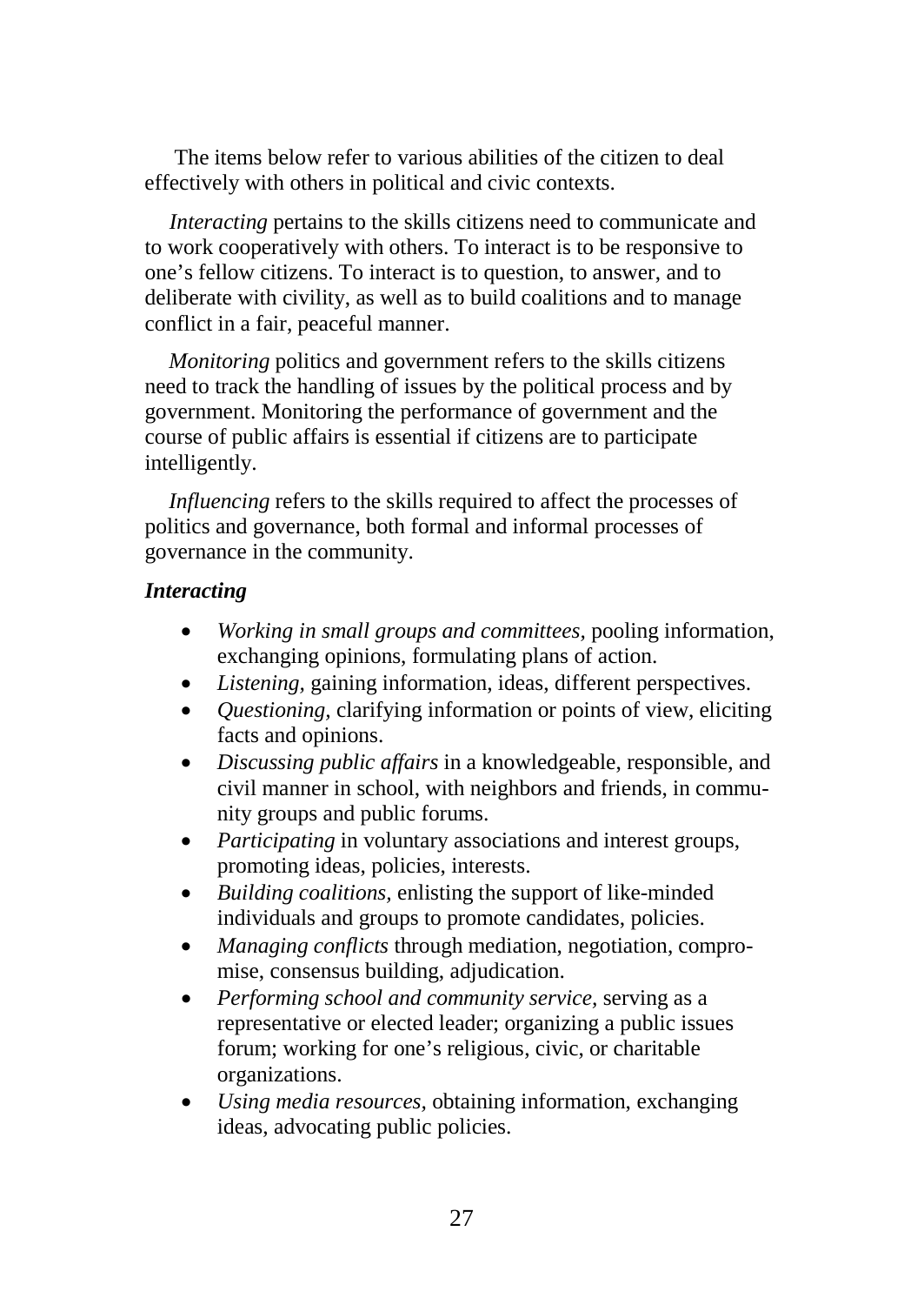The items below refer to various abilities of the citizen to deal effectively with others in political and civic contexts.

*Interacting* pertains to the skills citizens need to communicate and to work cooperatively with others. To interact is to be responsive to one's fellow citizens. To interact is to question, to answer, and to deliberate with civility, as well as to build coalitions and to manage conflict in a fair, peaceful manner.

*Monitoring* politics and government refers to the skills citizens need to track the handling of issues by the political process and by government. Monitoring the performance of government and the course of public affairs is essential if citizens are to participate intelligently.

*Influencing* refers to the skills required to affect the processes of politics and governance, both formal and informal processes of governance in the community.

***Interacting***

- *Working in small groups and committees,* pooling information, exchanging opinions, formulating plans of action.
- *Listening,* gaining information, ideas, different perspectives.
- *Questioning,* clarifying information or points of view, eliciting facts and opinions.
- *Discussing public affairs* in a knowledgeable, responsible, and civil manner in school, with neighbors and friends, in community groups and public forums.
- *Participating* in voluntary associations and interest groups, promoting ideas, policies, interests.
- *Building coalitions,* enlisting the support of like-minded individuals and groups to promote candidates, policies.
- *Managing conflicts* through mediation, negotiation, compromise, consensus building, adjudication.
- *Performing school and community service,* serving as a representative or elected leader; organizing a public issues forum; working for one's religious, civic, or charitable organizations.
- *Using media resources,* obtaining information, exchanging ideas, advocating public policies.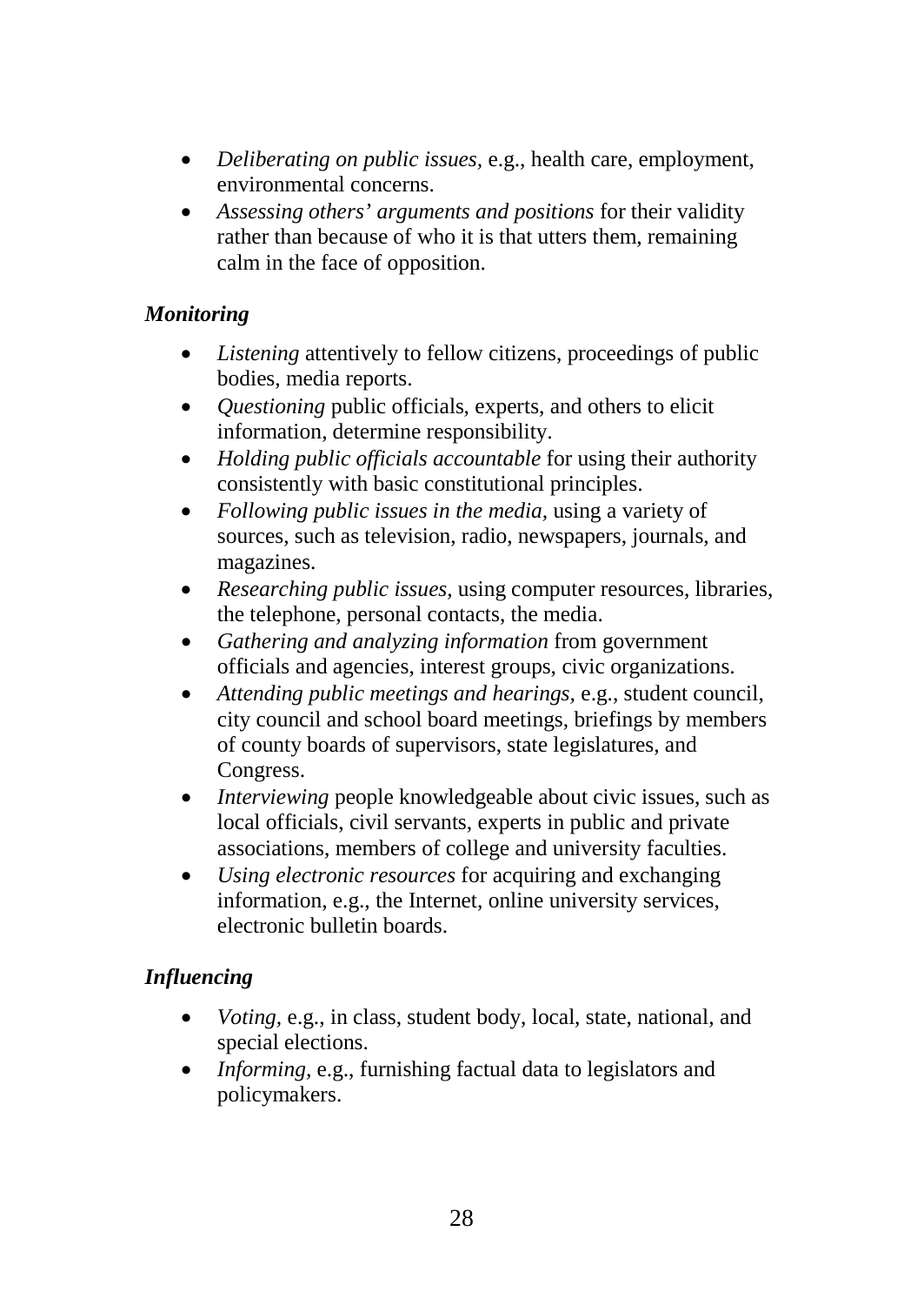- *Deliberating on public issues,* e.g., health care, employment, environmental concerns.
- *Assessing others' arguments and positions* for their validity rather than because of who it is that utters them, remaining calm in the face of opposition.

### *Monitoring*

- *Listening* attentively to fellow citizens, proceedings of public bodies, media reports.
- *Questioning* public officials, experts, and others to elicit information, determine responsibility.
- *Holding public officials accountable* for using their authority consistently with basic constitutional principles.
- *Following public issues in the media,* using a variety of sources, such as television, radio, newspapers, journals, and magazines.
- *Researching public issues,* using computer resources, libraries, the telephone, personal contacts, the media.
- *Gathering and analyzing information* from government officials and agencies, interest groups, civic organizations.
- *Attending public meetings and hearings,* e.g., student council, city council and school board meetings, briefings by members of county boards of supervisors, state legislatures, and Congress.
- *Interviewing* people knowledgeable about civic issues, such as local officials, civil servants, experts in public and private associations, members of college and university faculties.
- *Using electronic resources* for acquiring and exchanging information, e.g., the Internet, online university services, electronic bulletin boards.

### *Influencing*

- *Voting,* e.g., in class, student body, local, state, national, and special elections.
- *Informing,* e.g., furnishing factual data to legislators and policymakers.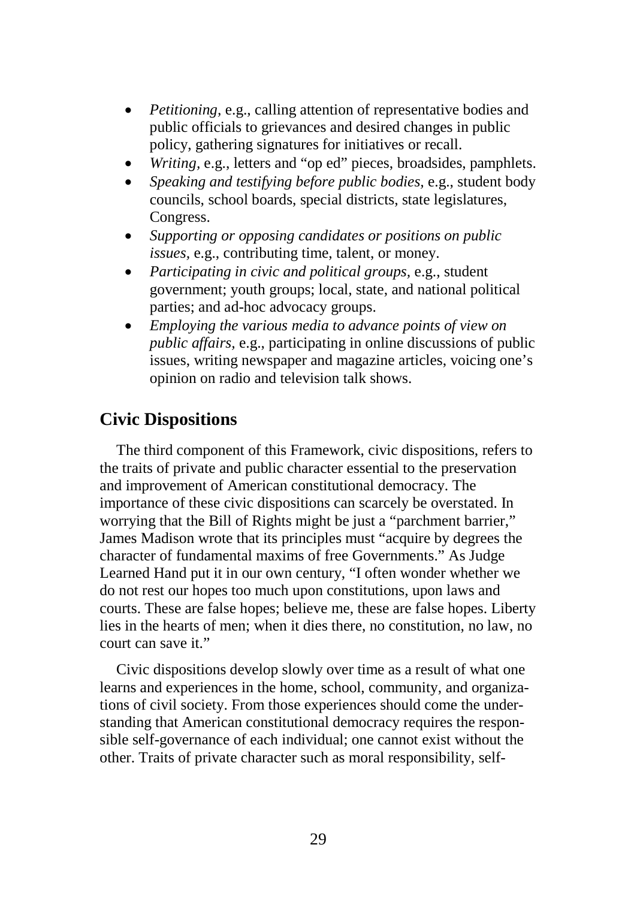- *Petitioning,* e.g., calling attention of representative bodies and public officials to grievances and desired changes in public policy, gathering signatures for initiatives or recall.
- *Writing,* e.g., letters and "op ed" pieces, broadsides, pamphlets.
- *Speaking and testifying before public bodies,* e.g., student body councils, school boards, special districts, state legislatures, Congress.
- *Supporting or opposing candidates or positions on public issues,* e.g., contributing time, talent, or money.
- *Participating in civic and political groups,* e.g., student government; youth groups; local, state, and national political parties; and ad-hoc advocacy groups.
- *Employing the various media to advance points of view on public affairs,* e.g., participating in online discussions of public issues, writing newspaper and magazine articles, voicing one's opinion on radio and television talk shows.

## Civic Dispositions

The third component of this Framework, civic dispositions, refers to the traits of private and public character essential to the preservation and improvement of American constitutional democracy. The importance of these civic dispositions can scarcely be overstated. In worrying that the Bill of Rights might be just a "parchment barrier," James Madison wrote that its principles must "acquire by degrees the character of fundamental maxims of free Governments." As Judge Learned Hand put it in our own century, "I often wonder whether we do not rest our hopes too much upon constitutions, upon laws and courts. These are false hopes; believe me, these are false hopes. Liberty lies in the hearts of men; when it dies there, no constitution, no law, no court can save it."

Civic dispositions develop slowly over time as a result of what one learns and experiences in the home, school, community, and organizations of civil society. From those experiences should come the understanding that American constitutional democracy requires the responsible self-governance of each individual; one cannot exist without the other. Traits of private character such as moral responsibility, self-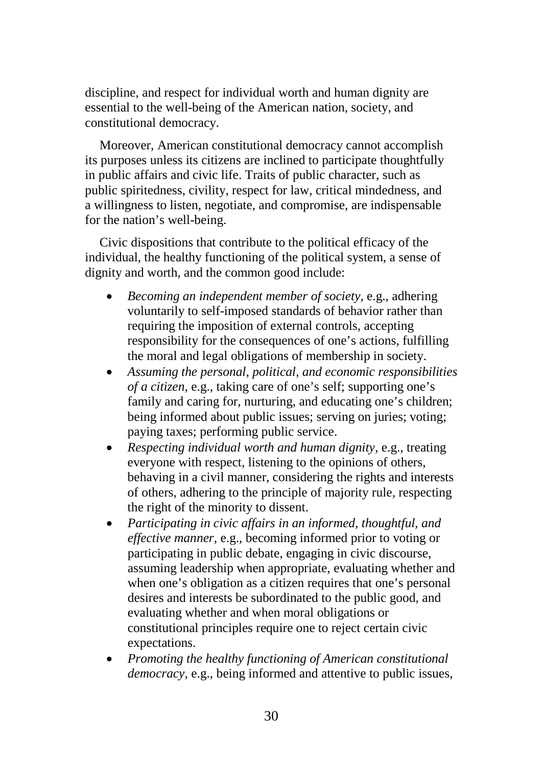discipline, and respect for individual worth and human dignity are essential to the well-being of the American nation, society, and constitutional democracy.

Moreover, American constitutional democracy cannot accomplish its purposes unless its citizens are inclined to participate thoughtfully in public affairs and civic life. Traits of public character, such as public spiritedness, civility, respect for law, critical mindedness, and a willingness to listen, negotiate, and compromise, are indispensable for the nation's well-being.

Civic dispositions that contribute to the political efficacy of the individual, the healthy functioning of the political system, a sense of dignity and worth, and the common good include:

- *Becoming an independent member of society,* e.g., adhering voluntarily to self-imposed standards of behavior rather than requiring the imposition of external controls, accepting responsibility for the consequences of one's actions, fulfilling the moral and legal obligations of membership in society.
- *Assuming the personal, political, and economic responsibilities of a citizen,* e.g., taking care of one's self; supporting one's family and caring for, nurturing, and educating one's children; being informed about public issues; serving on juries; voting; paying taxes; performing public service.
- *Respecting individual worth and human dignity,* e.g., treating everyone with respect, listening to the opinions of others, behaving in a civil manner, considering the rights and interests of others, adhering to the principle of majority rule, respecting the right of the minority to dissent.
- *Participating in civic affairs in an informed, thoughtful, and effective manner,* e.g., becoming informed prior to voting or participating in public debate, engaging in civic discourse, assuming leadership when appropriate, evaluating whether and when one's obligation as a citizen requires that one's personal desires and interests be subordinated to the public good, and evaluating whether and when moral obligations or constitutional principles require one to reject certain civic expectations.
- *Promoting the healthy functioning of American constitutional democracy,* e.g., being informed and attentive to public issues,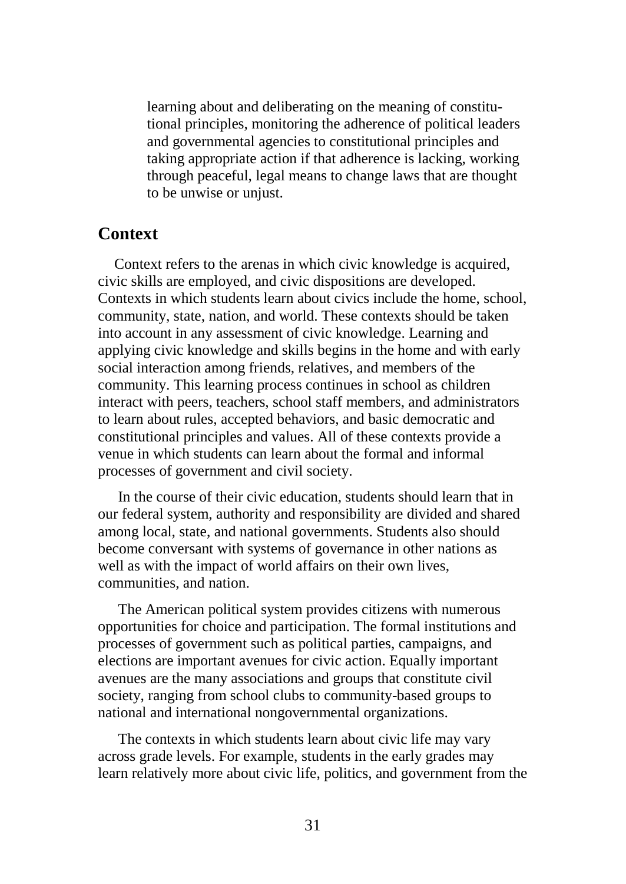learning about and deliberating on the meaning of constitutional principles, monitoring the adherence of political leaders and governmental agencies to constitutional principles and taking appropriate action if that adherence is lacking, working through peaceful, legal means to change laws that are thought to be unwise or unjust.

## Context

Context refers to the arenas in which civic knowledge is acquired, civic skills are employed, and civic dispositions are developed. Contexts in which students learn about civics include the home, school, community, state, nation, and world. These contexts should be taken into account in any assessment of civic knowledge. Learning and applying civic knowledge and skills begins in the home and with early social interaction among friends, relatives, and members of the community. This learning process continues in school as children interact with peers, teachers, school staff members, and administrators to learn about rules, accepted behaviors, and basic democratic and constitutional principles and values. All of these contexts provide a venue in which students can learn about the formal and informal processes of government and civil society.

In the course of their civic education, students should learn that in our federal system, authority and responsibility are divided and shared among local, state, and national governments. Students also should become conversant with systems of governance in other nations as well as with the impact of world affairs on their own lives, communities, and nation.

The American political system provides citizens with numerous opportunities for choice and participation. The formal institutions and processes of government such as political parties, campaigns, and elections are important avenues for civic action. Equally important avenues are the many associations and groups that constitute civil society, ranging from school clubs to community-based groups to national and international nongovernmental organizations.

The contexts in which students learn about civic life may vary across grade levels. For example, students in the early grades may learn relatively more about civic life, politics, and government from the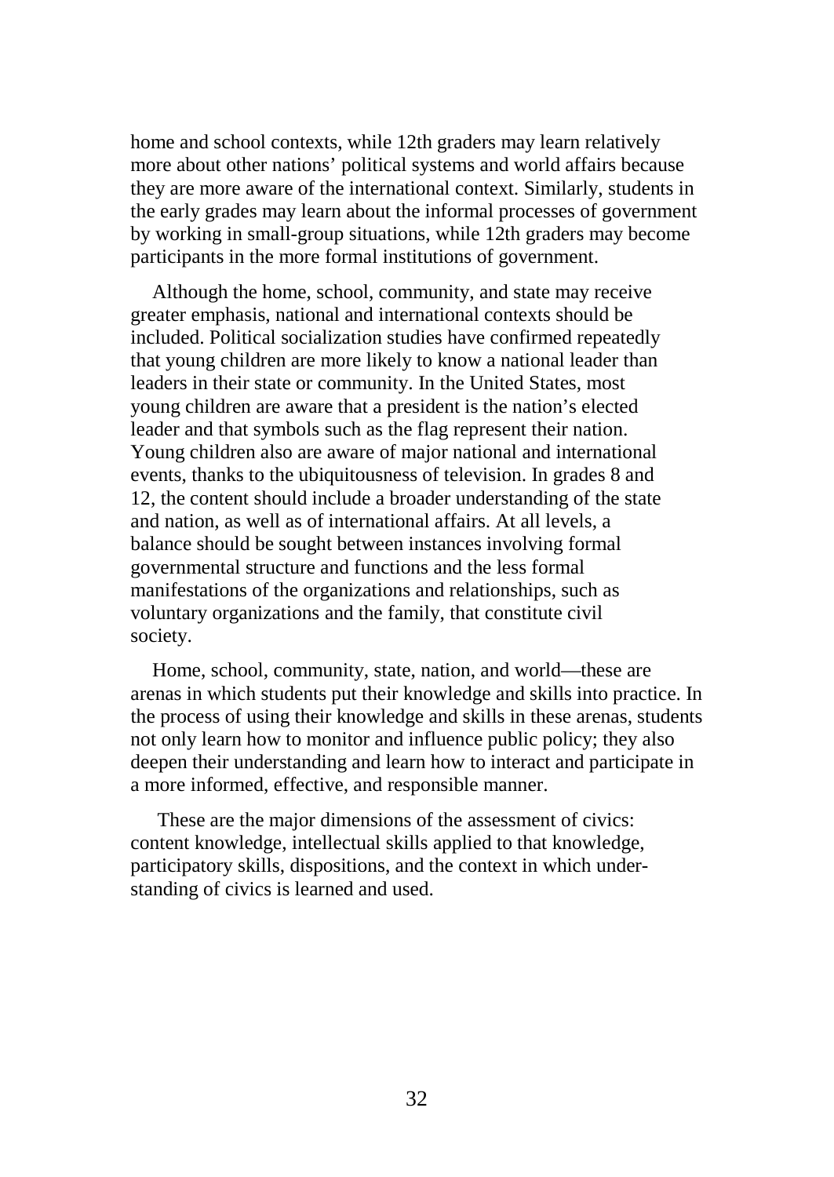home and school contexts, while 12th graders may learn relatively more about other nations' political systems and world affairs because they are more aware of the international context. Similarly, students in the early grades may learn about the informal processes of government by working in small-group situations, while 12th graders may become participants in the more formal institutions of government.

Although the home, school, community, and state may receive greater emphasis, national and international contexts should be included. Political socialization studies have confirmed repeatedly that young children are more likely to know a national leader than leaders in their state or community. In the United States, most young children are aware that a president is the nation's elected leader and that symbols such as the flag represent their nation. Young children also are aware of major national and international events, thanks to the ubiquitousness of television. In grades 8 and 12, the content should include a broader understanding of the state and nation, as well as of international affairs. At all levels, a balance should be sought between instances involving formal governmental structure and functions and the less formal manifestations of the organizations and relationships, such as voluntary organizations and the family, that constitute civil society.

Home, school, community, state, nation, and world—these are arenas in which students put their knowledge and skills into practice. In the process of using their knowledge and skills in these arenas, students not only learn how to monitor and influence public policy; they also deepen their understanding and learn how to interact and participate in a more informed, effective, and responsible manner.

These are the major dimensions of the assessment of civics: content knowledge, intellectual skills applied to that knowledge, participatory skills, dispositions, and the context in which understanding of civics is learned and used.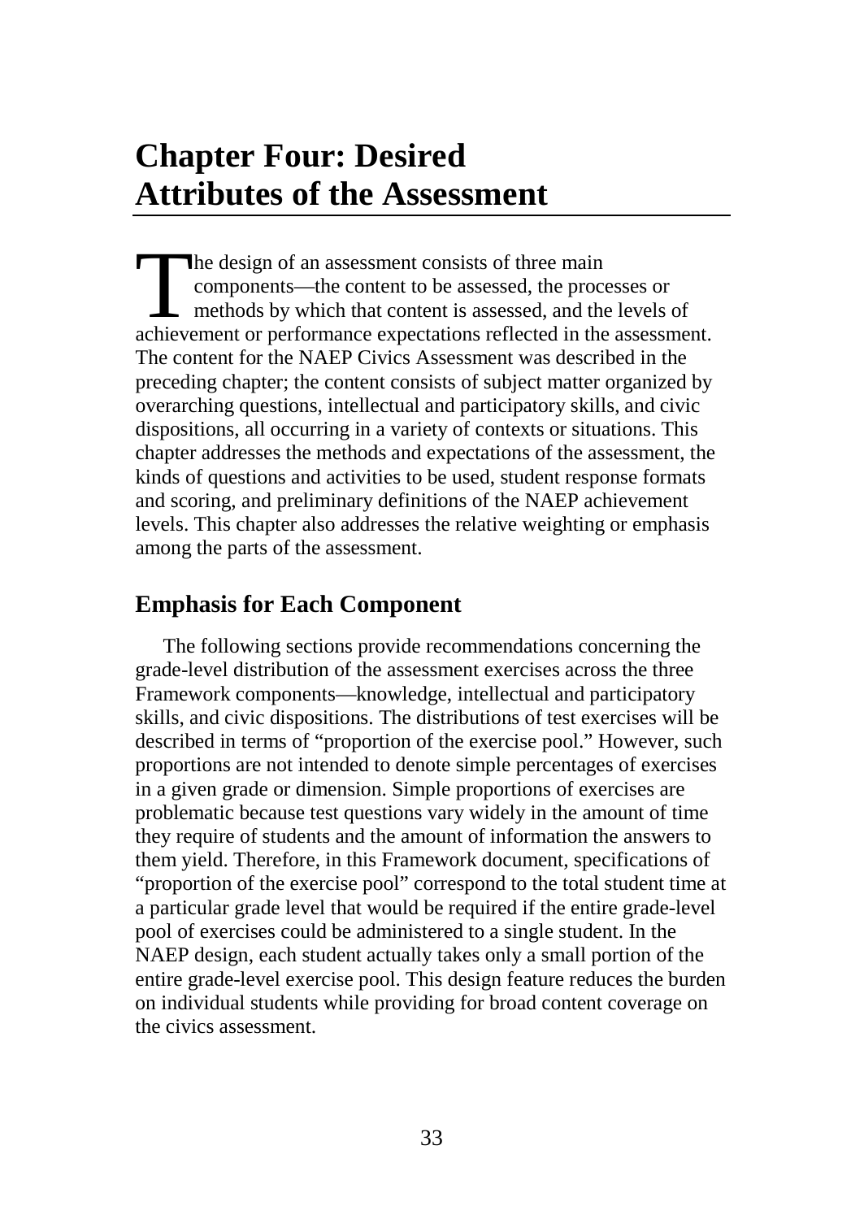# Chapter Four: Desired Attributes of the Assessment

The design of an assessment consists of three main components—the content to be assessed, the processes or methods by which that content is assessed, and the levels of achievement or performance expectations reflected in the assessment. The content for the NAEP Civics Assessment was described in the preceding chapter; the content consists of subject matter organized by overarching questions, intellectual and participatory skills, and civic dispositions, all occurring in a variety of contexts or situations. This chapter addresses the methods and expectations of the assessment, the kinds of questions and activities to be used, student response formats and scoring, and preliminary definitions of the NAEP achievement levels. This chapter also addresses the relative weighting or emphasis among the parts of the assessment.

## Emphasis for Each Component

The following sections provide recommendations concerning the grade-level distribution of the assessment exercises across the three Framework components—knowledge, intellectual and participatory skills, and civic dispositions. The distributions of test exercises will be described in terms of "proportion of the exercise pool." However, such proportions are not intended to denote simple percentages of exercises in a given grade or dimension. Simple proportions of exercises are problematic because test questions vary widely in the amount of time they require of students and the amount of information the answers to them yield. Therefore, in this Framework document, specifications of "proportion of the exercise pool" correspond to the total student time at a particular grade level that would be required if the entire grade-level pool of exercises could be administered to a single student. In the NAEP design, each student actually takes only a small portion of the entire grade-level exercise pool. This design feature reduces the burden on individual students while providing for broad content coverage on the civics assessment.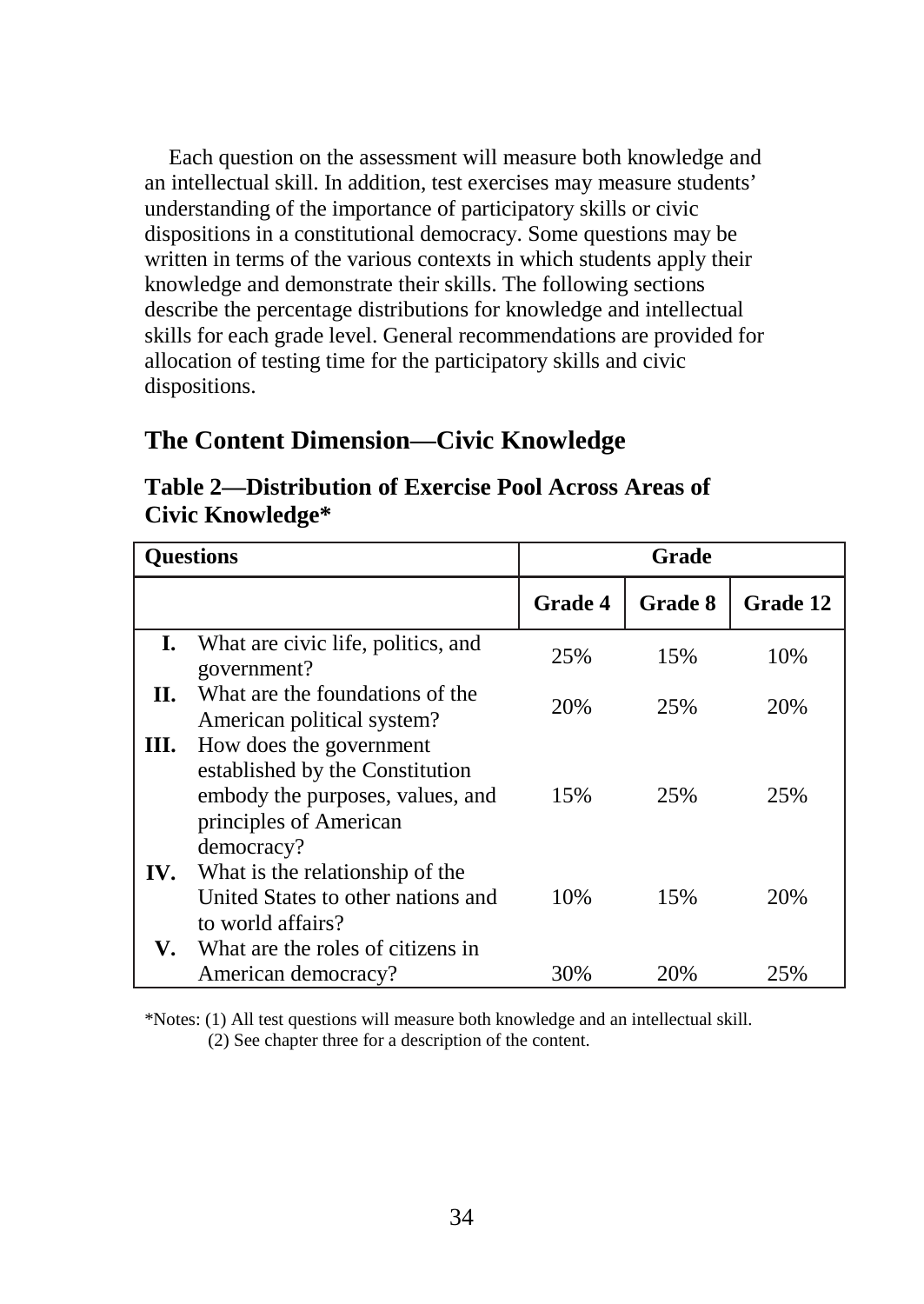Each question on the assessment will measure both knowledge and an intellectual skill. In addition, test exercises may measure students' understanding of the importance of participatory skills or civic dispositions in a constitutional democracy. Some questions may be written in terms of the various contexts in which students apply their knowledge and demonstrate their skills. The following sections describe the percentage distributions for knowledge and intellectual skills for each grade level. General recommendations are provided for allocation of testing time for the participatory skills and civic dispositions.

## The Content Dimension—Civic Knowledge

### Table 2—Distribution of Exercise Pool Across Areas of Civic Knowledge*

| Questions | | Grade | | |
|---|---|---|---|---|
| | | **Grade 4** | **Grade 8** | **Grade 12** |
| **I.** | What are civic life, politics, and government? | 25% | 15% | 10% |
| **II.** | What are the foundations of the American political system? | 20% | 25% | 20% |
| **III.** | How does the government established by the Constitution embody the purposes, values, and principles of American democracy? | 15% | 25% | 25% |
| **IV.** | What is the relationship of the United States to other nations and to world affairs? | 10% | 15% | 20% |
| **V.** | What are the roles of citizens in American democracy? | 30% | 20% | 25% |

*Notes: (1) All test questions will measure both knowledge and an intellectual skill.
(2) See chapter three for a description of the content.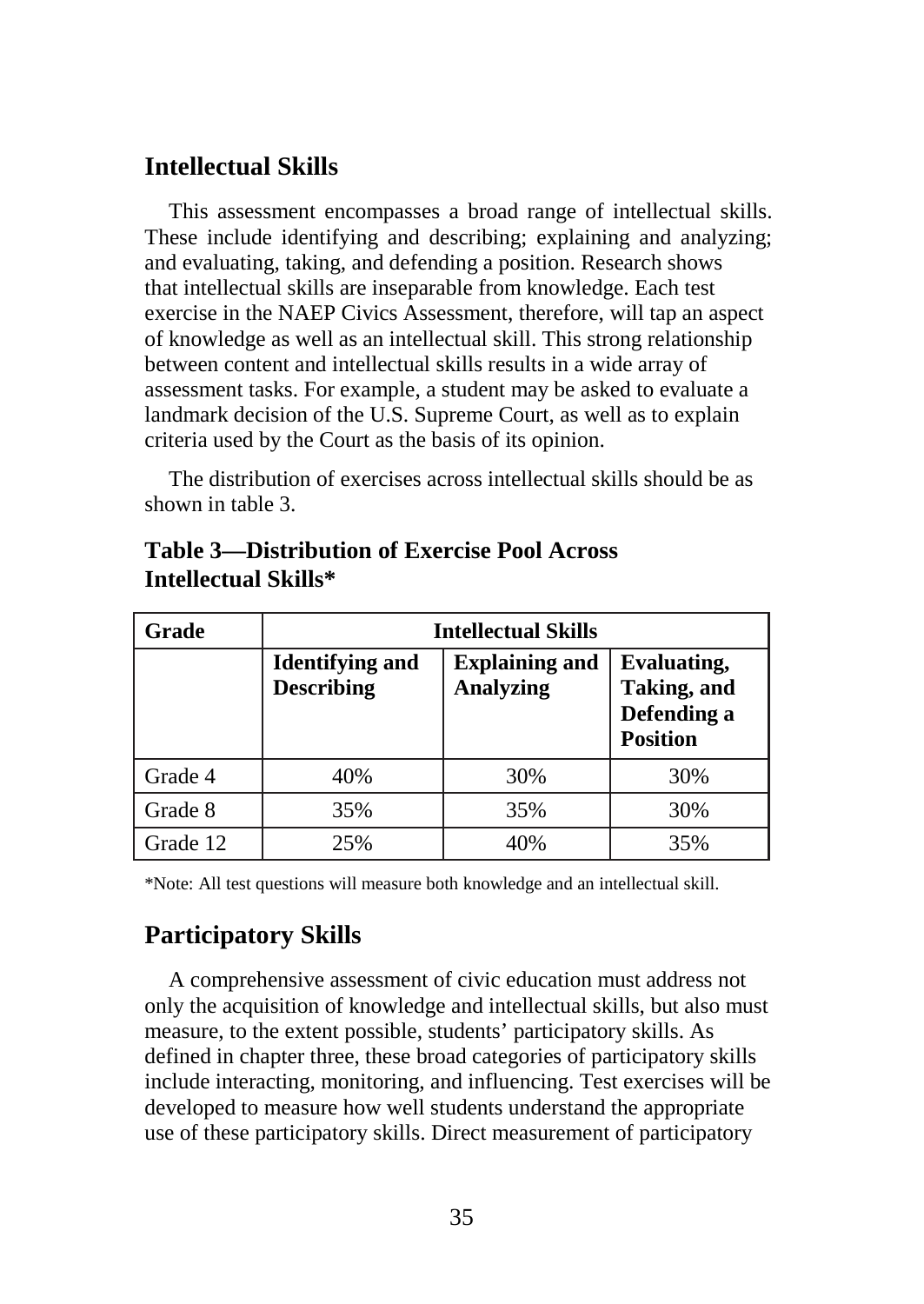## Intellectual Skills

This assessment encompasses a broad range of intellectual skills. These include identifying and describing; explaining and analyzing; and evaluating, taking, and defending a position. Research shows that intellectual skills are inseparable from knowledge. Each test exercise in the NAEP Civics Assessment, therefore, will tap an aspect of knowledge as well as an intellectual skill. This strong relationship between content and intellectual skills results in a wide array of assessment tasks. For example, a student may be asked to evaluate a landmark decision of the U.S. Supreme Court, as well as to explain criteria used by the Court as the basis of its opinion.

The distribution of exercises across intellectual skills should be as shown in table 3.

**Table 3—Distribution of Exercise Pool Across Intellectual Skills***

| Grade | Intellectual Skills | | |
|---|---|---|---|
| | **Identifying and Describing** | **Explaining and Analyzing** | **Evaluating, Taking, and Defending a Position** |
| Grade 4 | 40% | 30% | 30% |
| Grade 8 | 35% | 35% | 30% |
| Grade 12 | 25% | 40% | 35% |

*Note: All test questions will measure both knowledge and an intellectual skill.

## Participatory Skills

A comprehensive assessment of civic education must address not only the acquisition of knowledge and intellectual skills, but also must measure, to the extent possible, students' participatory skills. As defined in chapter three, these broad categories of participatory skills include interacting, monitoring, and influencing. Test exercises will be developed to measure how well students understand the appropriate use of these participatory skills. Direct measurement of participatory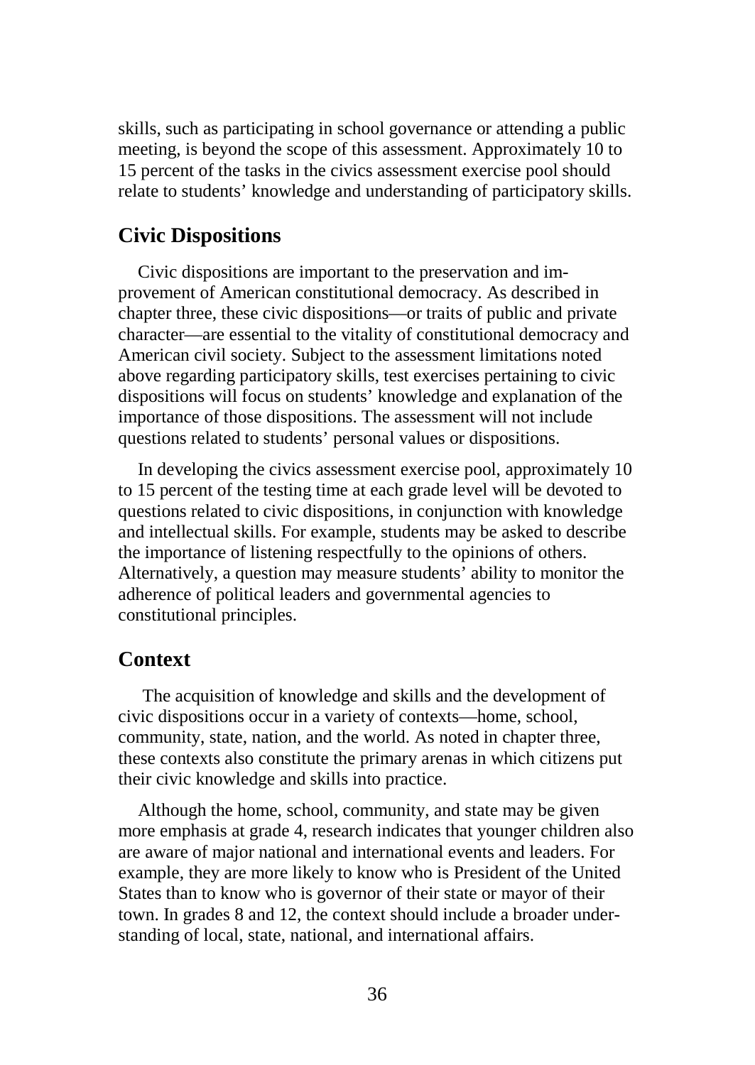skills, such as participating in school governance or attending a public meeting, is beyond the scope of this assessment. Approximately 10 to 15 percent of the tasks in the civics assessment exercise pool should relate to students' knowledge and understanding of participatory skills.

## Civic Dispositions

Civic dispositions are important to the preservation and improvement of American constitutional democracy. As described in chapter three, these civic dispositions—or traits of public and private character—are essential to the vitality of constitutional democracy and American civil society. Subject to the assessment limitations noted above regarding participatory skills, test exercises pertaining to civic dispositions will focus on students' knowledge and explanation of the importance of those dispositions. The assessment will not include questions related to students' personal values or dispositions.

In developing the civics assessment exercise pool, approximately 10 to 15 percent of the testing time at each grade level will be devoted to questions related to civic dispositions, in conjunction with knowledge and intellectual skills. For example, students may be asked to describe the importance of listening respectfully to the opinions of others. Alternatively, a question may measure students' ability to monitor the adherence of political leaders and governmental agencies to constitutional principles.

## Context

The acquisition of knowledge and skills and the development of civic dispositions occur in a variety of contexts—home, school, community, state, nation, and the world. As noted in chapter three, these contexts also constitute the primary arenas in which citizens put their civic knowledge and skills into practice.

Although the home, school, community, and state may be given more emphasis at grade 4, research indicates that younger children also are aware of major national and international events and leaders. For example, they are more likely to know who is President of the United States than to know who is governor of their state or mayor of their town. In grades 8 and 12, the context should include a broader understanding of local, state, national, and international affairs.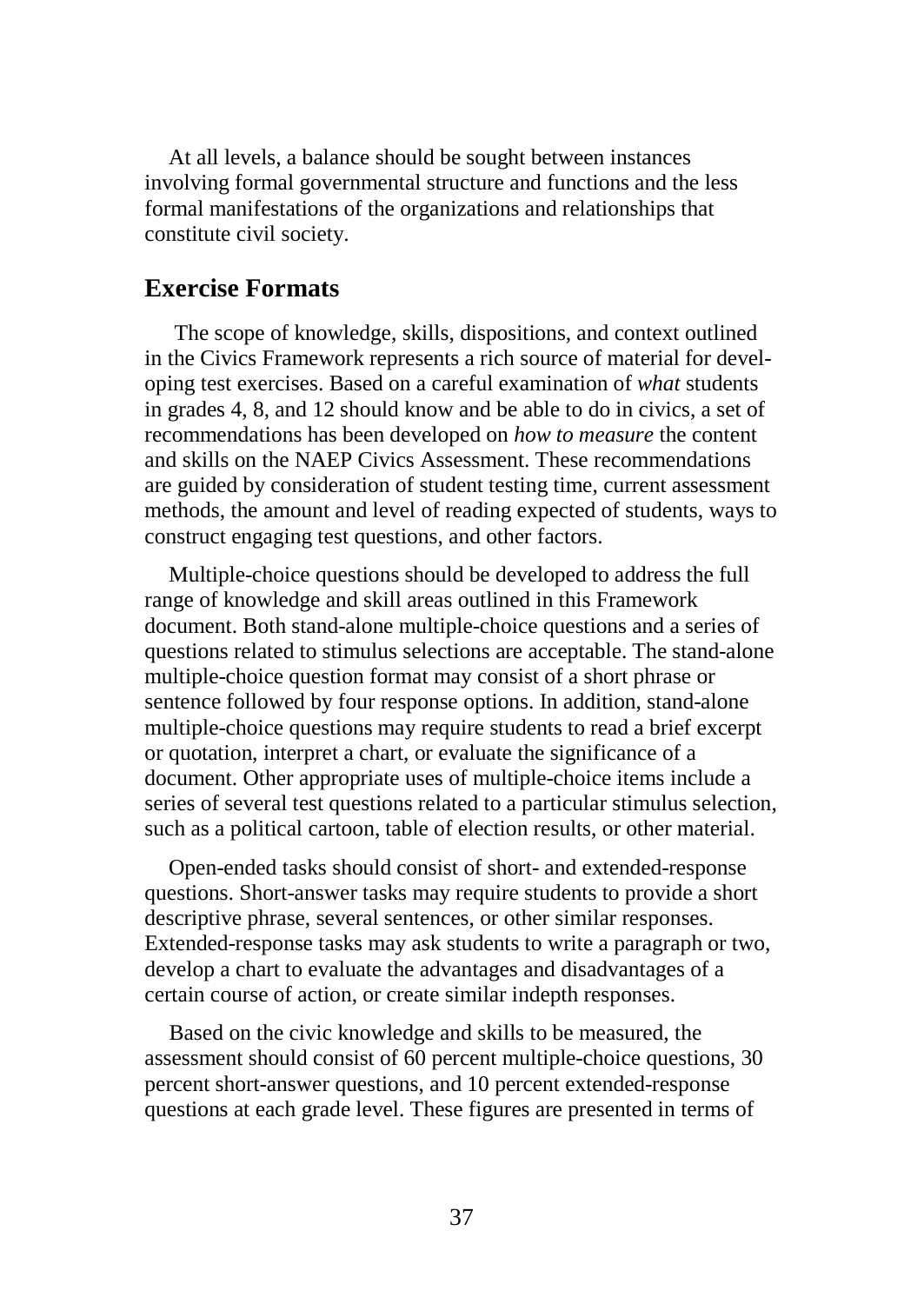At all levels, a balance should be sought between instances involving formal governmental structure and functions and the less formal manifestations of the organizations and relationships that constitute civil society.

## Exercise Formats

The scope of knowledge, skills, dispositions, and context outlined in the Civics Framework represents a rich source of material for developing test exercises. Based on a careful examination of *what* students in grades 4, 8, and 12 should know and be able to do in civics, a set of recommendations has been developed on *how to measure* the content and skills on the NAEP Civics Assessment. These recommendations are guided by consideration of student testing time, current assessment methods, the amount and level of reading expected of students, ways to construct engaging test questions, and other factors.

Multiple-choice questions should be developed to address the full range of knowledge and skill areas outlined in this Framework document. Both stand-alone multiple-choice questions and a series of questions related to stimulus selections are acceptable. The stand-alone multiple-choice question format may consist of a short phrase or sentence followed by four response options. In addition, stand-alone multiple-choice questions may require students to read a brief excerpt or quotation, interpret a chart, or evaluate the significance of a document. Other appropriate uses of multiple-choice items include a series of several test questions related to a particular stimulus selection, such as a political cartoon, table of election results, or other material.

Open-ended tasks should consist of short- and extended-response questions. Short-answer tasks may require students to provide a short descriptive phrase, several sentences, or other similar responses. Extended-response tasks may ask students to write a paragraph or two, develop a chart to evaluate the advantages and disadvantages of a certain course of action, or create similar indepth responses.

Based on the civic knowledge and skills to be measured, the assessment should consist of 60 percent multiple-choice questions, 30 percent short-answer questions, and 10 percent extended-response questions at each grade level. These figures are presented in terms of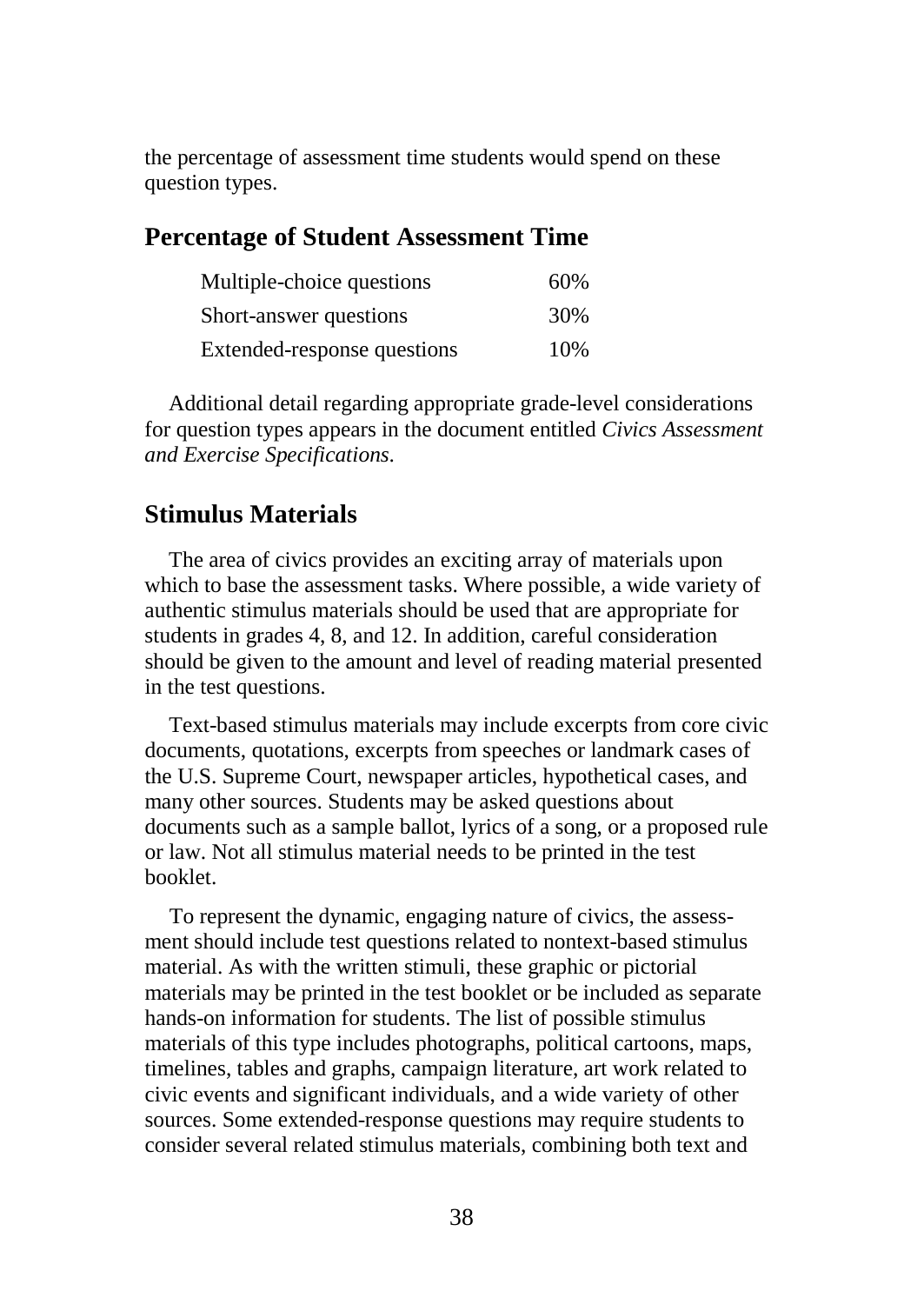the percentage of assessment time students would spend on these question types.

## Percentage of Student Assessment Time

| | |
|---|---|
| Multiple-choice questions | 60% |
| Short-answer questions | 30% |
| Extended-response questions | 10% |

Additional detail regarding appropriate grade-level considerations for question types appears in the document entitled *Civics Assessment and Exercise Specifications.*

## Stimulus Materials

The area of civics provides an exciting array of materials upon which to base the assessment tasks. Where possible, a wide variety of authentic stimulus materials should be used that are appropriate for students in grades 4, 8, and 12. In addition, careful consideration should be given to the amount and level of reading material presented in the test questions.

Text-based stimulus materials may include excerpts from core civic documents, quotations, excerpts from speeches or landmark cases of the U.S. Supreme Court, newspaper articles, hypothetical cases, and many other sources. Students may be asked questions about documents such as a sample ballot, lyrics of a song, or a proposed rule or law. Not all stimulus material needs to be printed in the test booklet.

To represent the dynamic, engaging nature of civics, the assessment should include test questions related to nontext-based stimulus material. As with the written stimuli, these graphic or pictorial materials may be printed in the test booklet or be included as separate hands-on information for students. The list of possible stimulus materials of this type includes photographs, political cartoons, maps, timelines, tables and graphs, campaign literature, art work related to civic events and significant individuals, and a wide variety of other sources. Some extended-response questions may require students to consider several related stimulus materials, combining both text and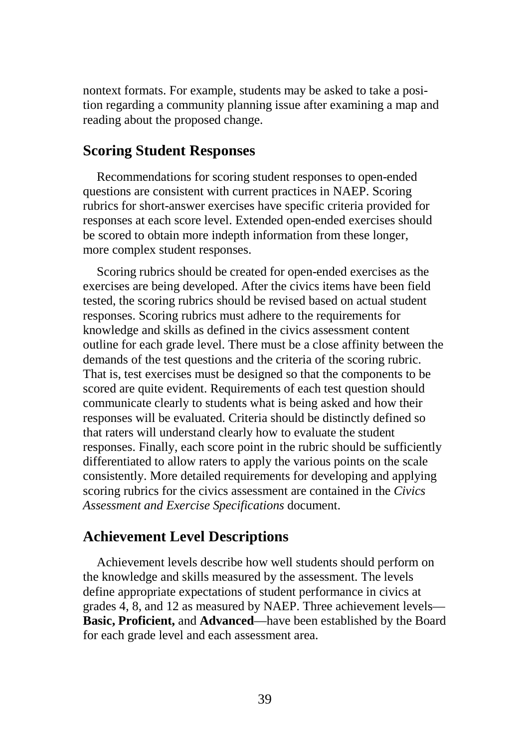nontext formats. For example, students may be asked to take a position regarding a community planning issue after examining a map and reading about the proposed change.

## Scoring Student Responses

Recommendations for scoring student responses to open-ended questions are consistent with current practices in NAEP. Scoring rubrics for short-answer exercises have specific criteria provided for responses at each score level. Extended open-ended exercises should be scored to obtain more indepth information from these longer, more complex student responses.

Scoring rubrics should be created for open-ended exercises as the exercises are being developed. After the civics items have been field tested, the scoring rubrics should be revised based on actual student responses. Scoring rubrics must adhere to the requirements for knowledge and skills as defined in the civics assessment content outline for each grade level. There must be a close affinity between the demands of the test questions and the criteria of the scoring rubric. That is, test exercises must be designed so that the components to be scored are quite evident. Requirements of each test question should communicate clearly to students what is being asked and how their responses will be evaluated. Criteria should be distinctly defined so that raters will understand clearly how to evaluate the student responses. Finally, each score point in the rubric should be sufficiently differentiated to allow raters to apply the various points on the scale consistently. More detailed requirements for developing and applying scoring rubrics for the civics assessment are contained in the *Civics Assessment and Exercise Specifications* document.

## Achievement Level Descriptions

Achievement levels describe how well students should perform on the knowledge and skills measured by the assessment. The levels define appropriate expectations of student performance in civics at grades 4, 8, and 12 as measured by NAEP. Three achievement levels—**Basic, Proficient,** and **Advanced**—have been established by the Board for each grade level and each assessment area.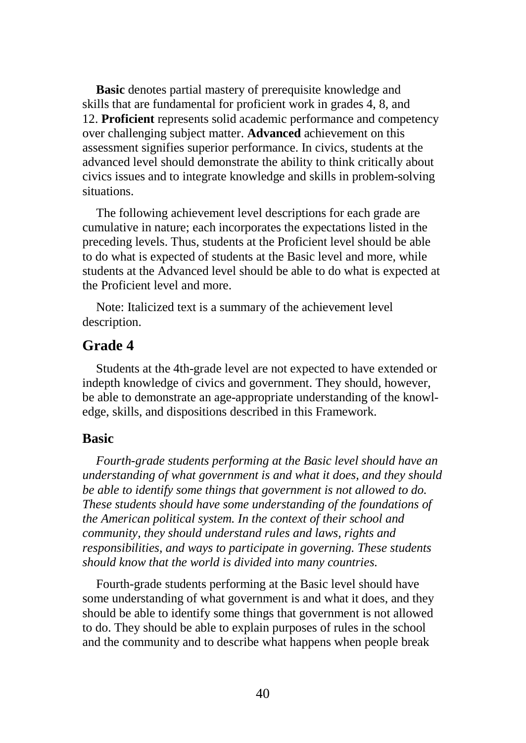**Basic** denotes partial mastery of prerequisite knowledge and skills that are fundamental for proficient work in grades 4, 8, and 12. **Proficient** represents solid academic performance and competency over challenging subject matter. **Advanced** achievement on this assessment signifies superior performance. In civics, students at the advanced level should demonstrate the ability to think critically about civics issues and to integrate knowledge and skills in problem-solving situations.

The following achievement level descriptions for each grade are cumulative in nature; each incorporates the expectations listed in the preceding levels. Thus, students at the Proficient level should be able to do what is expected of students at the Basic level and more, while students at the Advanced level should be able to do what is expected at the Proficient level and more.

Note: Italicized text is a summary of the achievement level description.

## Grade 4

Students at the 4th-grade level are not expected to have extended or indepth knowledge of civics and government. They should, however, be able to demonstrate an age-appropriate understanding of the knowledge, skills, and dispositions described in this Framework.

### Basic

*Fourth-grade students performing at the Basic level should have an understanding of what government is and what it does, and they should be able to identify some things that government is not allowed to do. These students should have some understanding of the foundations of the American political system. In the context of their school and community, they should understand rules and laws, rights and responsibilities, and ways to participate in governing. These students should know that the world is divided into many countries.*

Fourth-grade students performing at the Basic level should have some understanding of what government is and what it does, and they should be able to identify some things that government is not allowed to do. They should be able to explain purposes of rules in the school and the community and to describe what happens when people break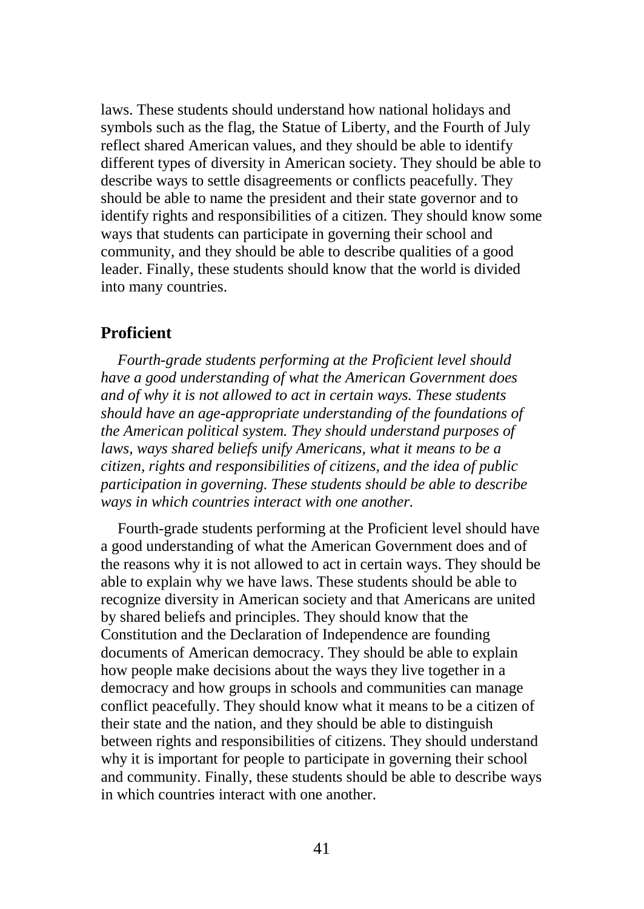laws. These students should understand how national holidays and symbols such as the flag, the Statue of Liberty, and the Fourth of July reflect shared American values, and they should be able to identify different types of diversity in American society. They should be able to describe ways to settle disagreements or conflicts peacefully. They should be able to name the president and their state governor and to identify rights and responsibilities of a citizen. They should know some ways that students can participate in governing their school and community, and they should be able to describe qualities of a good leader. Finally, these students should know that the world is divided into many countries.

## Proficient

*Fourth-grade students performing at the Proficient level should have a good understanding of what the American Government does and of why it is not allowed to act in certain ways. These students should have an age-appropriate understanding of the foundations of the American political system. They should understand purposes of laws, ways shared beliefs unify Americans, what it means to be a citizen, rights and responsibilities of citizens, and the idea of public participation in governing. These students should be able to describe ways in which countries interact with one another.*

Fourth-grade students performing at the Proficient level should have a good understanding of what the American Government does and of the reasons why it is not allowed to act in certain ways. They should be able to explain why we have laws. These students should be able to recognize diversity in American society and that Americans are united by shared beliefs and principles. They should know that the Constitution and the Declaration of Independence are founding documents of American democracy. They should be able to explain how people make decisions about the ways they live together in a democracy and how groups in schools and communities can manage conflict peacefully. They should know what it means to be a citizen of their state and the nation, and they should be able to distinguish between rights and responsibilities of citizens. They should understand why it is important for people to participate in governing their school and community. Finally, these students should be able to describe ways in which countries interact with one another.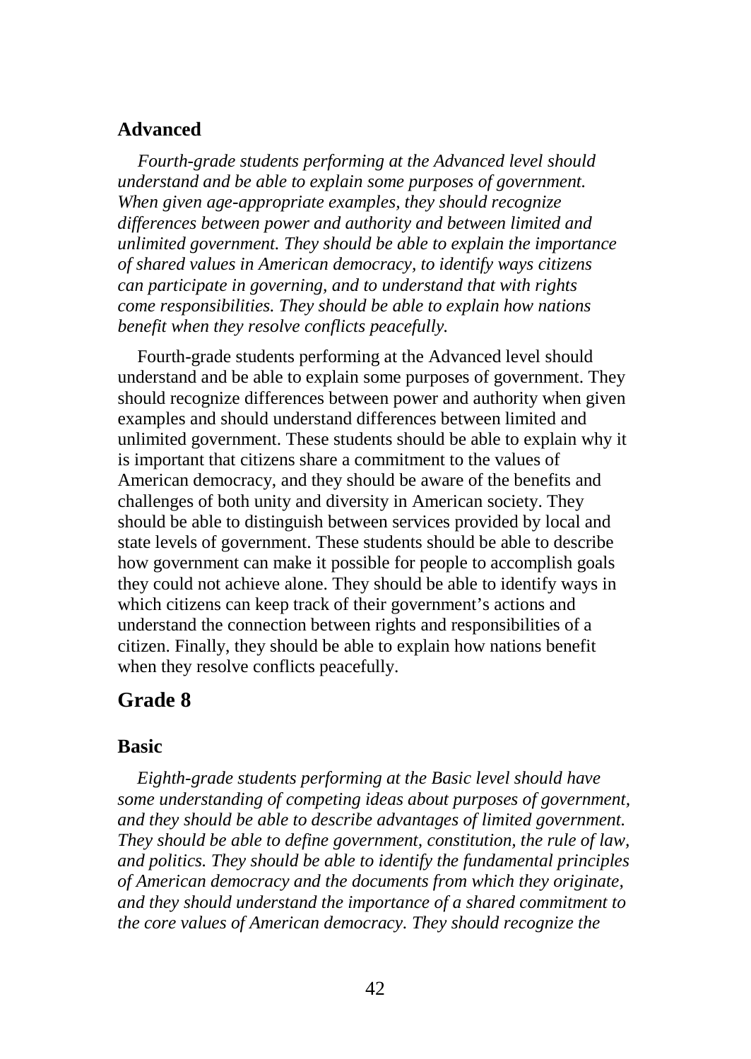### Advanced

*Fourth-grade students performing at the Advanced level should understand and be able to explain some purposes of government. When given age-appropriate examples, they should recognize differences between power and authority and between limited and unlimited government. They should be able to explain the importance of shared values in American democracy, to identify ways citizens can participate in governing, and to understand that with rights come responsibilities. They should be able to explain how nations benefit when they resolve conflicts peacefully.*

Fourth-grade students performing at the Advanced level should understand and be able to explain some purposes of government. They should recognize differences between power and authority when given examples and should understand differences between limited and unlimited government. These students should be able to explain why it is important that citizens share a commitment to the values of American democracy, and they should be aware of the benefits and challenges of both unity and diversity in American society. They should be able to distinguish between services provided by local and state levels of government. These students should be able to describe how government can make it possible for people to accomplish goals they could not achieve alone. They should be able to identify ways in which citizens can keep track of their government's actions and understand the connection between rights and responsibilities of a citizen. Finally, they should be able to explain how nations benefit when they resolve conflicts peacefully.

## Grade 8

### Basic

*Eighth-grade students performing at the Basic level should have some understanding of competing ideas about purposes of government, and they should be able to describe advantages of limited government. They should be able to define government, constitution, the rule of law, and politics. They should be able to identify the fundamental principles of American democracy and the documents from which they originate, and they should understand the importance of a shared commitment to the core values of American democracy. They should recognize the*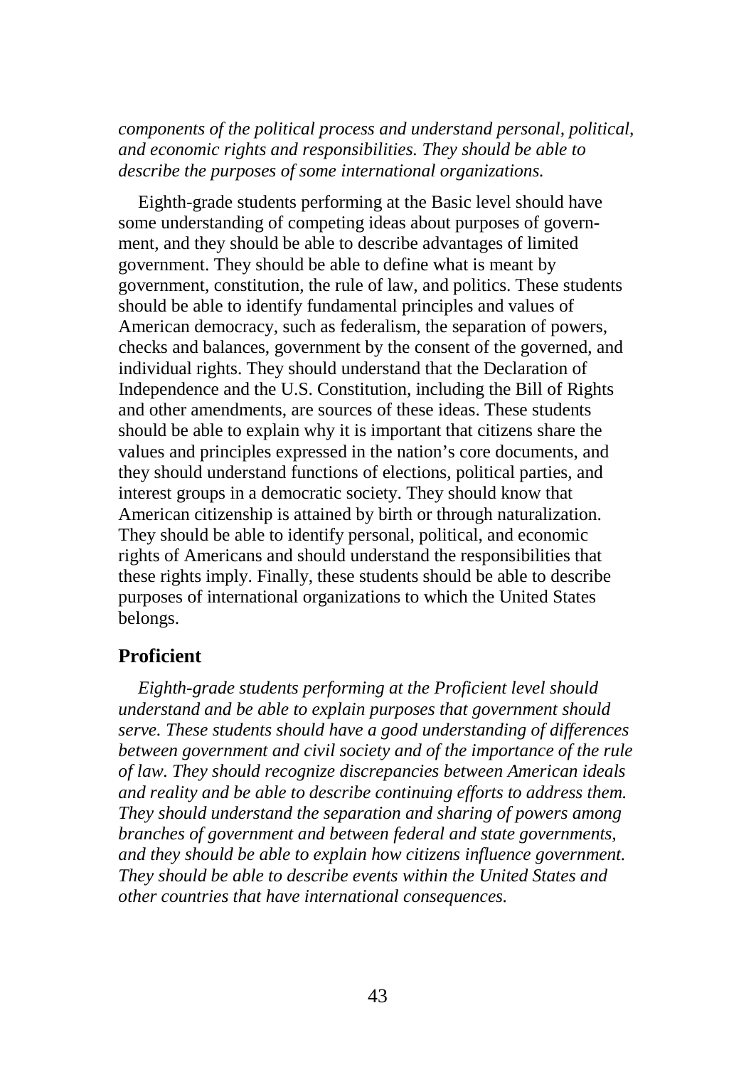*components of the political process and understand personal, political, and economic rights and responsibilities. They should be able to describe the purposes of some international organizations.*

Eighth-grade students performing at the Basic level should have some understanding of competing ideas about purposes of government, and they should be able to describe advantages of limited government. They should be able to define what is meant by government, constitution, the rule of law, and politics. These students should be able to identify fundamental principles and values of American democracy, such as federalism, the separation of powers, checks and balances, government by the consent of the governed, and individual rights. They should understand that the Declaration of Independence and the U.S. Constitution, including the Bill of Rights and other amendments, are sources of these ideas. These students should be able to explain why it is important that citizens share the values and principles expressed in the nation's core documents, and they should understand functions of elections, political parties, and interest groups in a democratic society. They should know that American citizenship is attained by birth or through naturalization. They should be able to identify personal, political, and economic rights of Americans and should understand the responsibilities that these rights imply. Finally, these students should be able to describe purposes of international organizations to which the United States belongs.

## Proficient

*Eighth-grade students performing at the Proficient level should understand and be able to explain purposes that government should serve. These students should have a good understanding of differences between government and civil society and of the importance of the rule of law. They should recognize discrepancies between American ideals and reality and be able to describe continuing efforts to address them. They should understand the separation and sharing of powers among branches of government and between federal and state governments, and they should be able to explain how citizens influence government. They should be able to describe events within the United States and other countries that have international consequences.*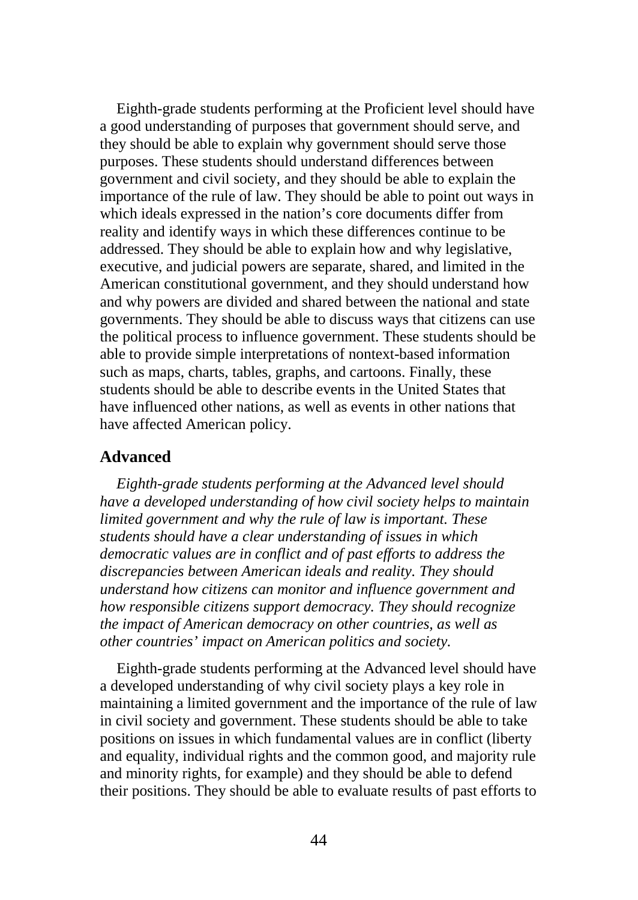Eighth-grade students performing at the Proficient level should have a good understanding of purposes that government should serve, and they should be able to explain why government should serve those purposes. These students should understand differences between government and civil society, and they should be able to explain the importance of the rule of law. They should be able to point out ways in which ideals expressed in the nation's core documents differ from reality and identify ways in which these differences continue to be addressed. They should be able to explain how and why legislative, executive, and judicial powers are separate, shared, and limited in the American constitutional government, and they should understand how and why powers are divided and shared between the national and state governments. They should be able to discuss ways that citizens can use the political process to influence government. These students should be able to provide simple interpretations of nontext-based information such as maps, charts, tables, graphs, and cartoons. Finally, these students should be able to describe events in the United States that have influenced other nations, as well as events in other nations that have affected American policy.

## Advanced

*Eighth-grade students performing at the Advanced level should have a developed understanding of how civil society helps to maintain limited government and why the rule of law is important. These students should have a clear understanding of issues in which democratic values are in conflict and of past efforts to address the discrepancies between American ideals and reality. They should understand how citizens can monitor and influence government and how responsible citizens support democracy. They should recognize the impact of American democracy on other countries, as well as other countries' impact on American politics and society.*

Eighth-grade students performing at the Advanced level should have a developed understanding of why civil society plays a key role in maintaining a limited government and the importance of the rule of law in civil society and government. These students should be able to take positions on issues in which fundamental values are in conflict (liberty and equality, individual rights and the common good, and majority rule and minority rights, for example) and they should be able to defend their positions. They should be able to evaluate results of past efforts to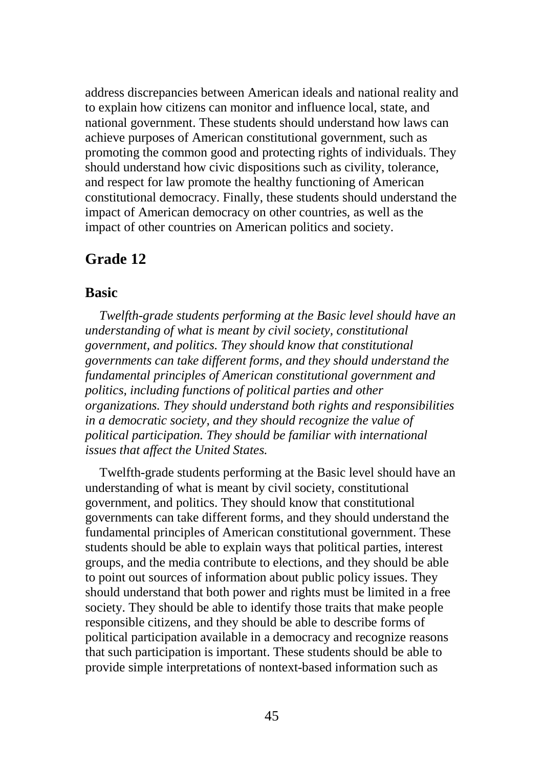address discrepancies between American ideals and national reality and to explain how citizens can monitor and influence local, state, and national government. These students should understand how laws can achieve purposes of American constitutional government, such as promoting the common good and protecting rights of individuals. They should understand how civic dispositions such as civility, tolerance, and respect for law promote the healthy functioning of American constitutional democracy. Finally, these students should understand the impact of American democracy on other countries, as well as the impact of other countries on American politics and society.

## Grade 12

### Basic

*Twelfth-grade students performing at the Basic level should have an understanding of what is meant by civil society, constitutional government, and politics. They should know that constitutional governments can take different forms, and they should understand the fundamental principles of American constitutional government and politics, including functions of political parties and other organizations. They should understand both rights and responsibilities in a democratic society, and they should recognize the value of political participation. They should be familiar with international issues that affect the United States.*

Twelfth-grade students performing at the Basic level should have an understanding of what is meant by civil society, constitutional government, and politics. They should know that constitutional governments can take different forms, and they should understand the fundamental principles of American constitutional government. These students should be able to explain ways that political parties, interest groups, and the media contribute to elections, and they should be able to point out sources of information about public policy issues. They should understand that both power and rights must be limited in a free society. They should be able to identify those traits that make people responsible citizens, and they should be able to describe forms of political participation available in a democracy and recognize reasons that such participation is important. These students should be able to provide simple interpretations of nontext-based information such as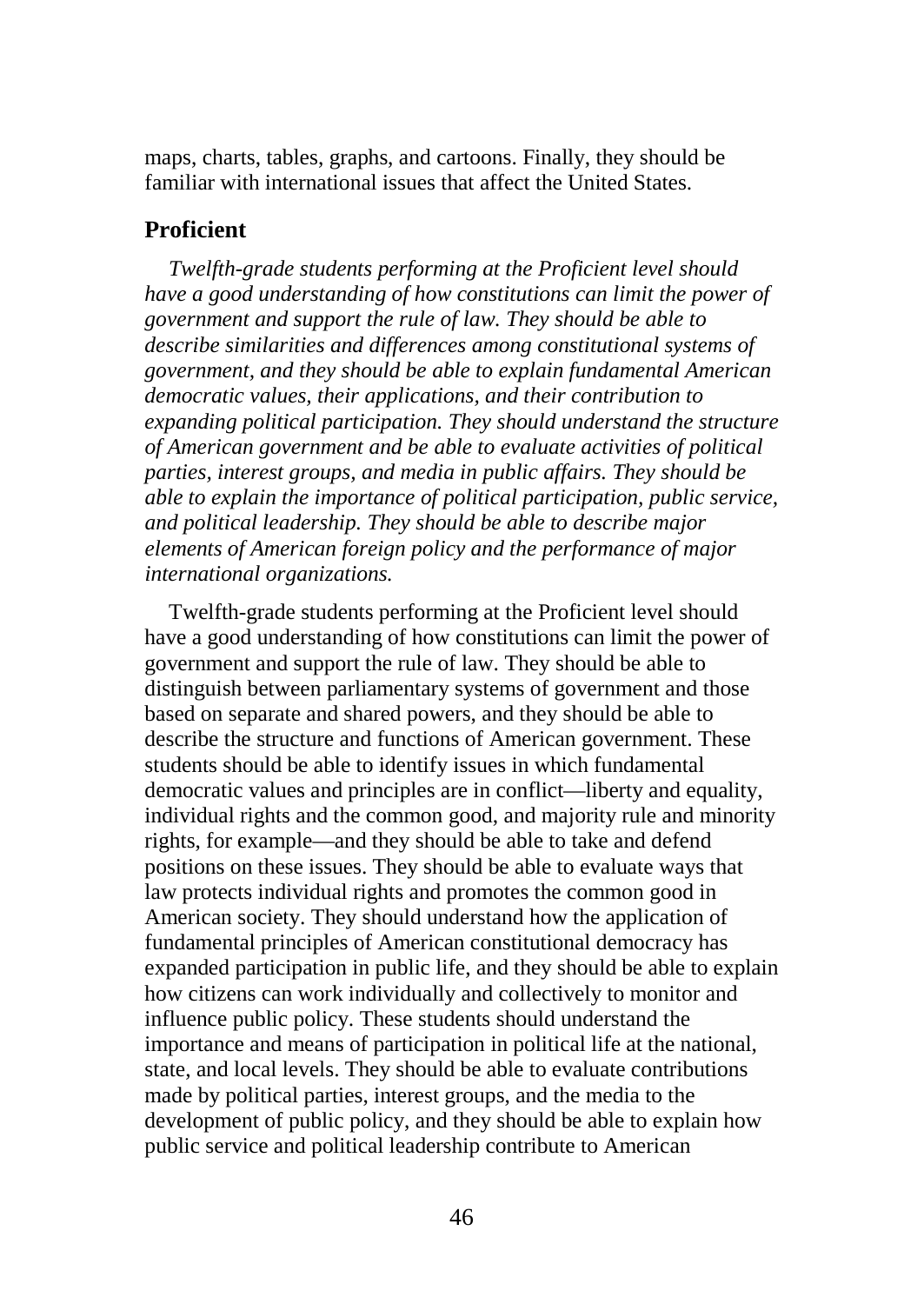maps, charts, tables, graphs, and cartoons. Finally, they should be familiar with international issues that affect the United States.

## Proficient

*Twelfth-grade students performing at the Proficient level should have a good understanding of how constitutions can limit the power of government and support the rule of law. They should be able to describe similarities and differences among constitutional systems of government, and they should be able to explain fundamental American democratic values, their applications, and their contribution to expanding political participation. They should understand the structure of American government and be able to evaluate activities of political parties, interest groups, and media in public affairs. They should be able to explain the importance of political participation, public service, and political leadership. They should be able to describe major elements of American foreign policy and the performance of major international organizations.*

Twelfth-grade students performing at the Proficient level should have a good understanding of how constitutions can limit the power of government and support the rule of law. They should be able to distinguish between parliamentary systems of government and those based on separate and shared powers, and they should be able to describe the structure and functions of American government. These students should be able to identify issues in which fundamental democratic values and principles are in conflict—liberty and equality, individual rights and the common good, and majority rule and minority rights, for example—and they should be able to take and defend positions on these issues. They should be able to evaluate ways that law protects individual rights and promotes the common good in American society. They should understand how the application of fundamental principles of American constitutional democracy has expanded participation in public life, and they should be able to explain how citizens can work individually and collectively to monitor and influence public policy. These students should understand the importance and means of participation in political life at the national, state, and local levels. They should be able to evaluate contributions made by political parties, interest groups, and the media to the development of public policy, and they should be able to explain how public service and political leadership contribute to American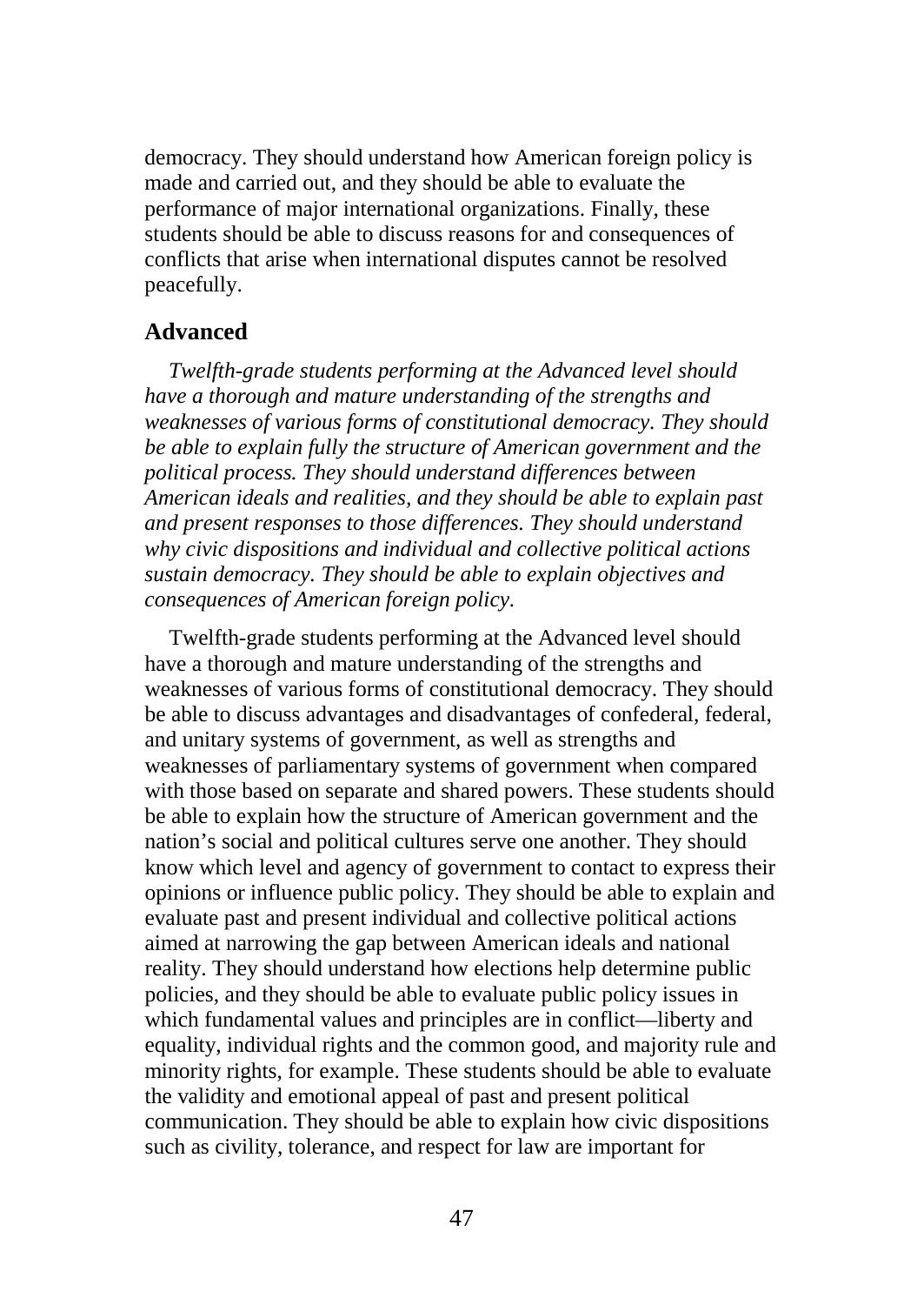democracy. They should understand how American foreign policy is made and carried out, and they should be able to evaluate the performance of major international organizations. Finally, these students should be able to discuss reasons for and consequences of conflicts that arise when international disputes cannot be resolved peacefully.

## Advanced

*Twelfth-grade students performing at the Advanced level should have a thorough and mature understanding of the strengths and weaknesses of various forms of constitutional democracy. They should be able to explain fully the structure of American government and the political process. They should understand differences between American ideals and realities, and they should be able to explain past and present responses to those differences. They should understand why civic dispositions and individual and collective political actions sustain democracy. They should be able to explain objectives and consequences of American foreign policy.*

Twelfth-grade students performing at the Advanced level should have a thorough and mature understanding of the strengths and weaknesses of various forms of constitutional democracy. They should be able to discuss advantages and disadvantages of confederal, federal, and unitary systems of government, as well as strengths and weaknesses of parliamentary systems of government when compared with those based on separate and shared powers. These students should be able to explain how the structure of American government and the nation's social and political cultures serve one another. They should know which level and agency of government to contact to express their opinions or influence public policy. They should be able to explain and evaluate past and present individual and collective political actions aimed at narrowing the gap between American ideals and national reality. They should understand how elections help determine public policies, and they should be able to evaluate public policy issues in which fundamental values and principles are in conflict—liberty and equality, individual rights and the common good, and majority rule and minority rights, for example. These students should be able to evaluate the validity and emotional appeal of past and present political communication. They should be able to explain how civic dispositions such as civility, tolerance, and respect for law are important for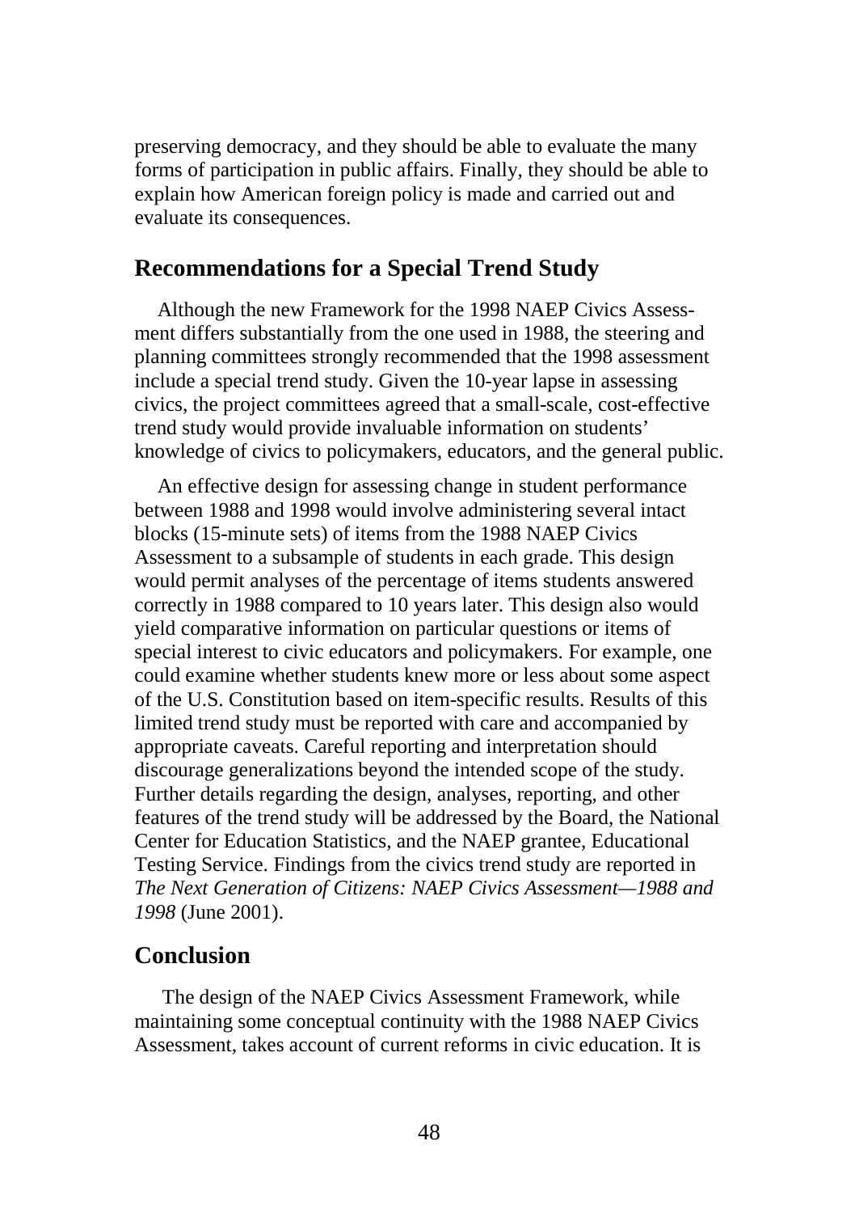preserving democracy, and they should be able to evaluate the many forms of participation in public affairs. Finally, they should be able to explain how American foreign policy is made and carried out and evaluate its consequences.

## Recommendations for a Special Trend Study

Although the new Framework for the 1998 NAEP Civics Assessment differs substantially from the one used in 1988, the steering and planning committees strongly recommended that the 1998 assessment include a special trend study. Given the 10-year lapse in assessing civics, the project committees agreed that a small-scale, cost-effective trend study would provide invaluable information on students' knowledge of civics to policymakers, educators, and the general public.

An effective design for assessing change in student performance between 1988 and 1998 would involve administering several intact blocks (15-minute sets) of items from the 1988 NAEP Civics Assessment to a subsample of students in each grade. This design would permit analyses of the percentage of items students answered correctly in 1988 compared to 10 years later. This design also would yield comparative information on particular questions or items of special interest to civic educators and policymakers. For example, one could examine whether students knew more or less about some aspect of the U.S. Constitution based on item-specific results. Results of this limited trend study must be reported with care and accompanied by appropriate caveats. Careful reporting and interpretation should discourage generalizations beyond the intended scope of the study. Further details regarding the design, analyses, reporting, and other features of the trend study will be addressed by the Board, the National Center for Education Statistics, and the NAEP grantee, Educational Testing Service. Findings from the civics trend study are reported in *The Next Generation of Citizens: NAEP Civics Assessment—1988 and 1998* (June 2001).

## Conclusion

The design of the NAEP Civics Assessment Framework, while maintaining some conceptual continuity with the 1988 NAEP Civics Assessment, takes account of current reforms in civic education. It is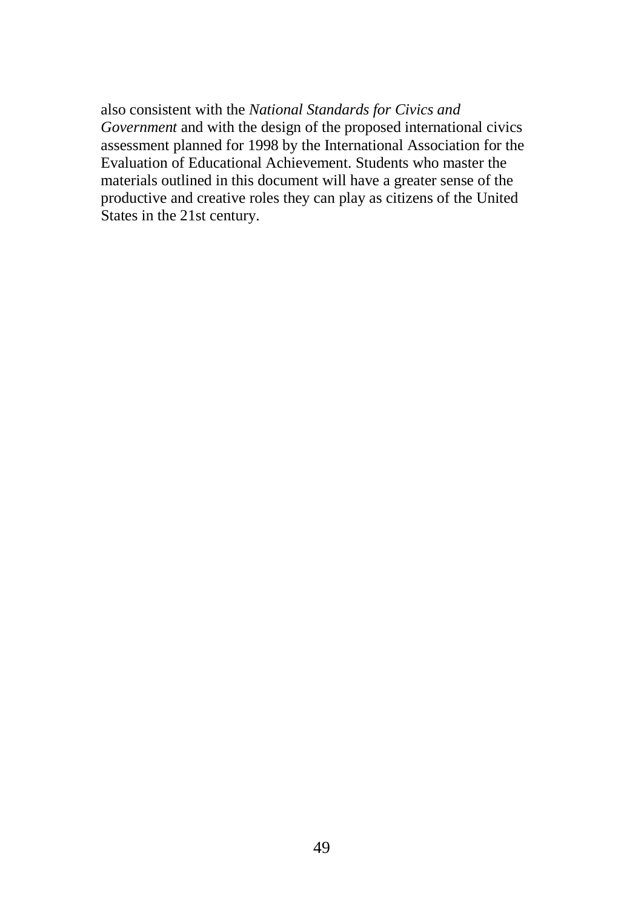also consistent with the *National Standards for Civics and Government* and with the design of the proposed international civics assessment planned for 1998 by the International Association for the Evaluation of Educational Achievement. Students who master the materials outlined in this document will have a greater sense of the productive and creative roles they can play as citizens of the United States in the 21st century.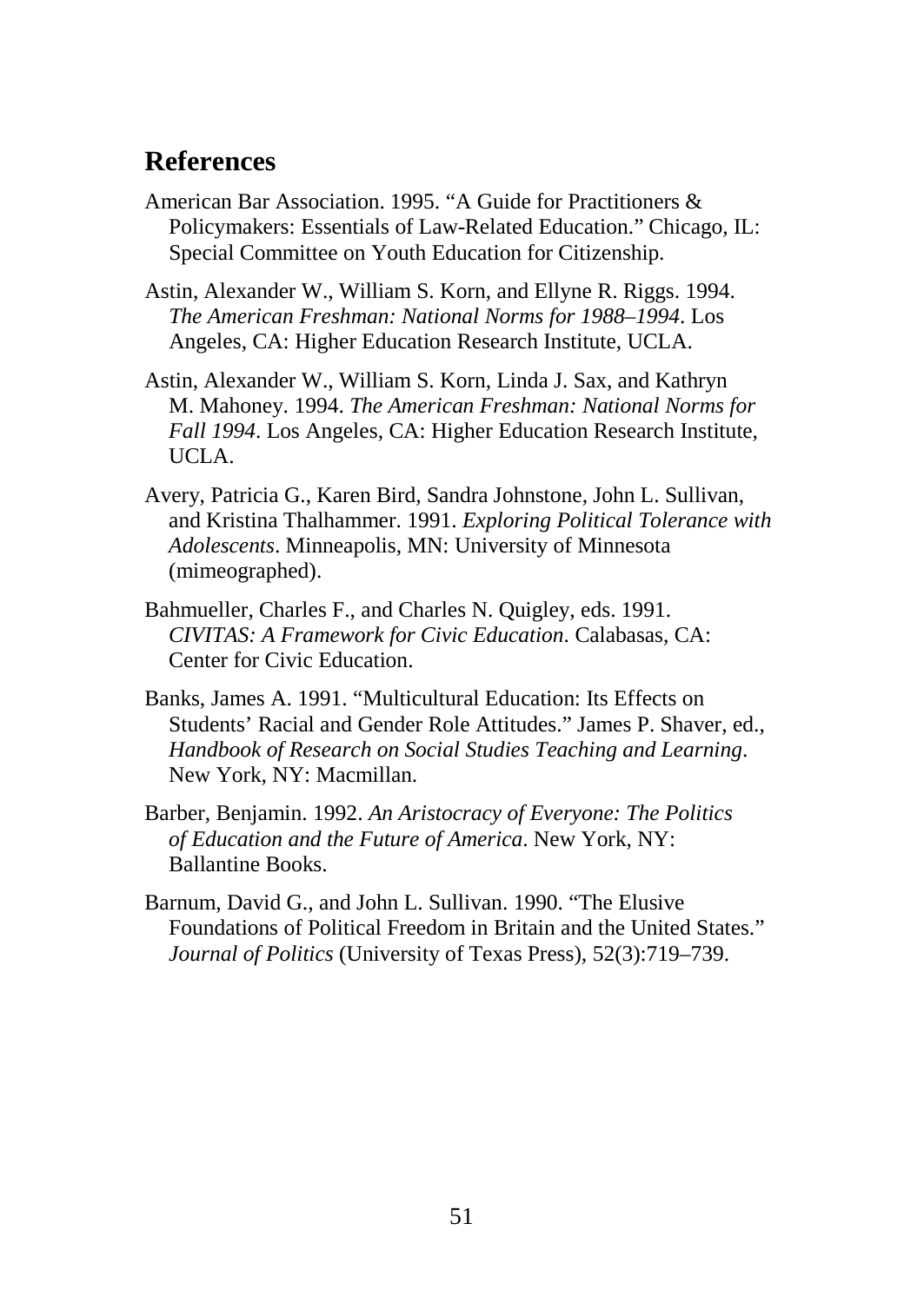## References

American Bar Association. 1995. "A Guide for Practitioners & Policymakers: Essentials of Law-Related Education." Chicago, IL: Special Committee on Youth Education for Citizenship.

Astin, Alexander W., William S. Korn, and Ellyne R. Riggs. 1994. *The American Freshman: National Norms for 1988–1994*. Los Angeles, CA: Higher Education Research Institute, UCLA.

Astin, Alexander W., William S. Korn, Linda J. Sax, and Kathryn M. Mahoney. 1994. *The American Freshman: National Norms for Fall 1994*. Los Angeles, CA: Higher Education Research Institute, UCLA.

Avery, Patricia G., Karen Bird, Sandra Johnstone, John L. Sullivan, and Kristina Thalhammer. 1991. *Exploring Political Tolerance with Adolescents*. Minneapolis, MN: University of Minnesota (mimeographed).

Bahmueller, Charles F., and Charles N. Quigley, eds. 1991. *CIVITAS: A Framework for Civic Education*. Calabasas, CA: Center for Civic Education.

Banks, James A. 1991. "Multicultural Education: Its Effects on Students' Racial and Gender Role Attitudes." James P. Shaver, ed., *Handbook of Research on Social Studies Teaching and Learning*. New York, NY: Macmillan.

Barber, Benjamin. 1992. *An Aristocracy of Everyone: The Politics of Education and the Future of America*. New York, NY: Ballantine Books.

Barnum, David G., and John L. Sullivan. 1990. "The Elusive Foundations of Political Freedom in Britain and the United States." *Journal of Politics* (University of Texas Press), 52(3):719–739.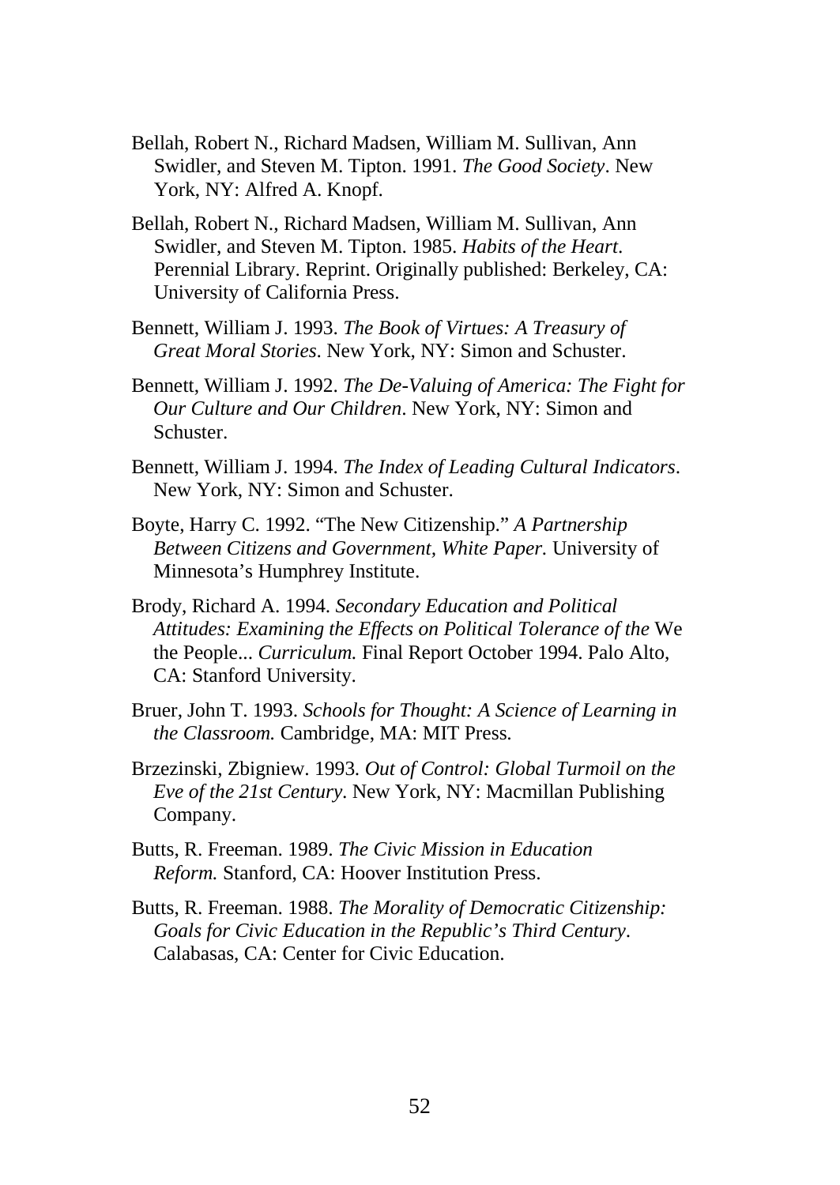Bellah, Robert N., Richard Madsen, William M. Sullivan, Ann Swidler, and Steven M. Tipton. 1991. *The Good Society*. New York, NY: Alfred A. Knopf.

Bellah, Robert N., Richard Madsen, William M. Sullivan, Ann Swidler, and Steven M. Tipton. 1985. *Habits of the Heart*. Perennial Library. Reprint. Originally published: Berkeley, CA: University of California Press.

Bennett, William J. 1993. *The Book of Virtues: A Treasury of Great Moral Stories*. New York, NY: Simon and Schuster.

Bennett, William J. 1992. *The De-Valuing of America: The Fight for Our Culture and Our Children*. New York, NY: Simon and Schuster.

Bennett, William J. 1994. *The Index of Leading Cultural Indicators*. New York, NY: Simon and Schuster.

Boyte, Harry C. 1992. "The New Citizenship." *A Partnership Between Citizens and Government, White Paper.* University of Minnesota's Humphrey Institute.

Brody, Richard A. 1994. *Secondary Education and Political Attitudes: Examining the Effects on Political Tolerance of the* We the People... *Curriculum.* Final Report October 1994. Palo Alto, CA: Stanford University.

Bruer, John T. 1993. *Schools for Thought: A Science of Learning in the Classroom.* Cambridge, MA: MIT Press.

Brzezinski, Zbigniew. 1993. *Out of Control: Global Turmoil on the Eve of the 21st Century*. New York, NY: Macmillan Publishing Company.

Butts, R. Freeman. 1989. *The Civic Mission in Education Reform.* Stanford, CA: Hoover Institution Press.

Butts, R. Freeman. 1988. *The Morality of Democratic Citizenship: Goals for Civic Education in the Republic's Third Century*. Calabasas, CA: Center for Civic Education.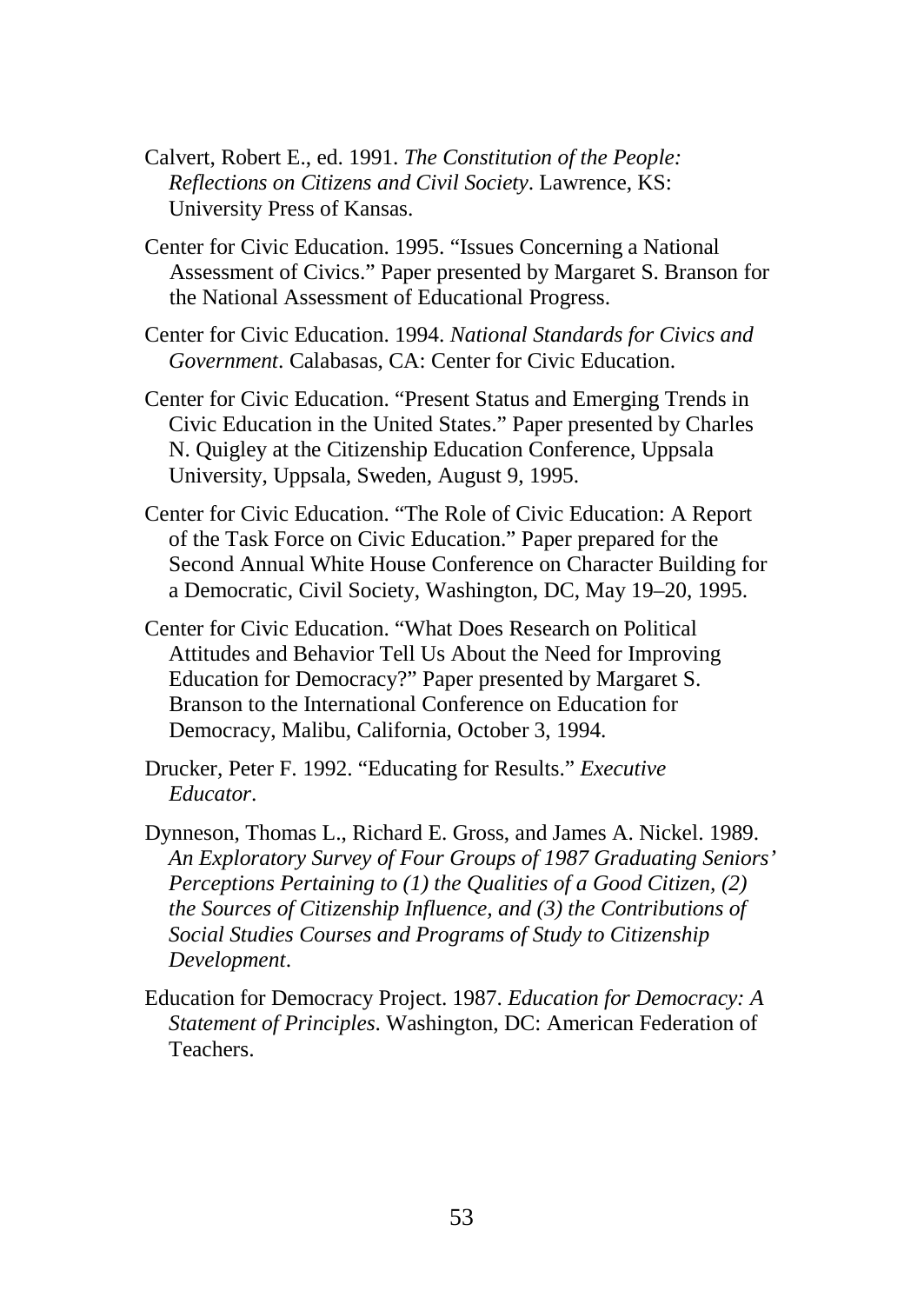Calvert, Robert E., ed. 1991. *The Constitution of the People: Reflections on Citizens and Civil Society*. Lawrence, KS: University Press of Kansas.

Center for Civic Education. 1995. "Issues Concerning a National Assessment of Civics." Paper presented by Margaret S. Branson for the National Assessment of Educational Progress.

Center for Civic Education. 1994. *National Standards for Civics and Government*. Calabasas, CA: Center for Civic Education.

Center for Civic Education. "Present Status and Emerging Trends in Civic Education in the United States." Paper presented by Charles N. Quigley at the Citizenship Education Conference, Uppsala University, Uppsala, Sweden, August 9, 1995.

Center for Civic Education. "The Role of Civic Education: A Report of the Task Force on Civic Education." Paper prepared for the Second Annual White House Conference on Character Building for a Democratic, Civil Society, Washington, DC, May 19–20, 1995.

Center for Civic Education. "What Does Research on Political Attitudes and Behavior Tell Us About the Need for Improving Education for Democracy?" Paper presented by Margaret S. Branson to the International Conference on Education for Democracy, Malibu, California, October 3, 1994.

Drucker, Peter F. 1992. "Educating for Results." *Executive Educator*.

Dynneson, Thomas L., Richard E. Gross, and James A. Nickel. 1989. *An Exploratory Survey of Four Groups of 1987 Graduating Seniors' Perceptions Pertaining to (1) the Qualities of a Good Citizen, (2) the Sources of Citizenship Influence, and (3) the Contributions of Social Studies Courses and Programs of Study to Citizenship Development*.

Education for Democracy Project. 1987. *Education for Democracy: A Statement of Principles*. Washington, DC: American Federation of Teachers.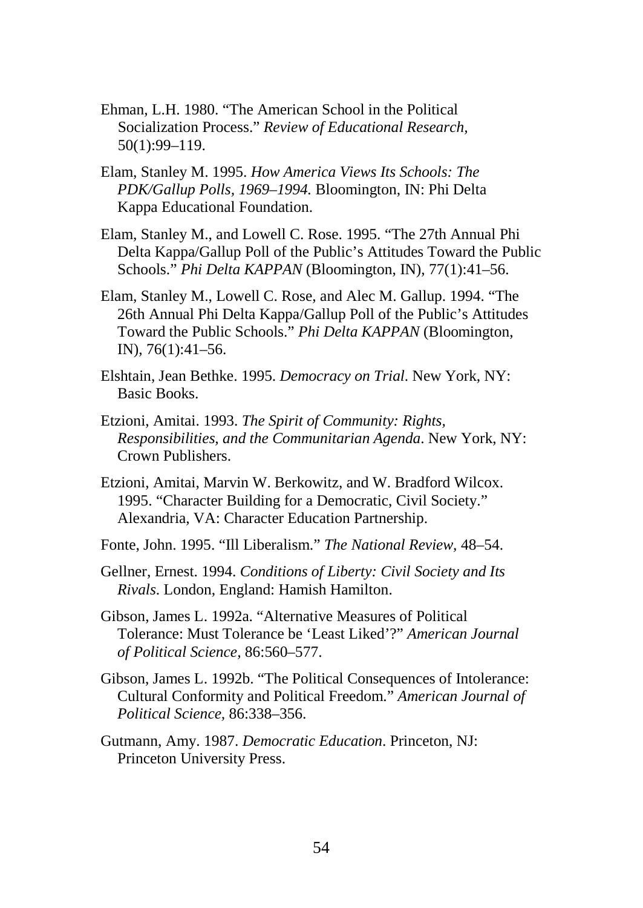Ehman, L.H. 1980. "The American School in the Political Socialization Process." *Review of Educational Research,* 50(1):99–119.

Elam, Stanley M. 1995. *How America Views Its Schools: The PDK/Gallup Polls, 1969–1994.* Bloomington, IN: Phi Delta Kappa Educational Foundation.

Elam, Stanley M., and Lowell C. Rose. 1995. "The 27th Annual Phi Delta Kappa/Gallup Poll of the Public's Attitudes Toward the Public Schools." *Phi Delta KAPPAN* (Bloomington, IN), 77(1):41–56.

Elam, Stanley M., Lowell C. Rose, and Alec M. Gallup. 1994. "The 26th Annual Phi Delta Kappa/Gallup Poll of the Public's Attitudes Toward the Public Schools." *Phi Delta KAPPAN* (Bloomington, IN), 76(1):41–56.

Elshtain, Jean Bethke. 1995. *Democracy on Trial*. New York, NY: Basic Books.

Etzioni, Amitai. 1993. *The Spirit of Community: Rights, Responsibilities, and the Communitarian Agenda*. New York, NY: Crown Publishers.

Etzioni, Amitai, Marvin W. Berkowitz, and W. Bradford Wilcox. 1995. "Character Building for a Democratic, Civil Society." Alexandria, VA: Character Education Partnership.

Fonte, John. 1995. "Ill Liberalism." *The National Review,* 48–54.

Gellner, Ernest. 1994. *Conditions of Liberty: Civil Society and Its Rivals*. London, England: Hamish Hamilton.

Gibson, James L. 1992a. "Alternative Measures of Political Tolerance: Must Tolerance be 'Least Liked'?" *American Journal of Political Science,* 86:560–577.

Gibson, James L. 1992b. "The Political Consequences of Intolerance: Cultural Conformity and Political Freedom." *American Journal of Political Science,* 86:338–356.

Gutmann, Amy. 1987. *Democratic Education*. Princeton, NJ: Princeton University Press.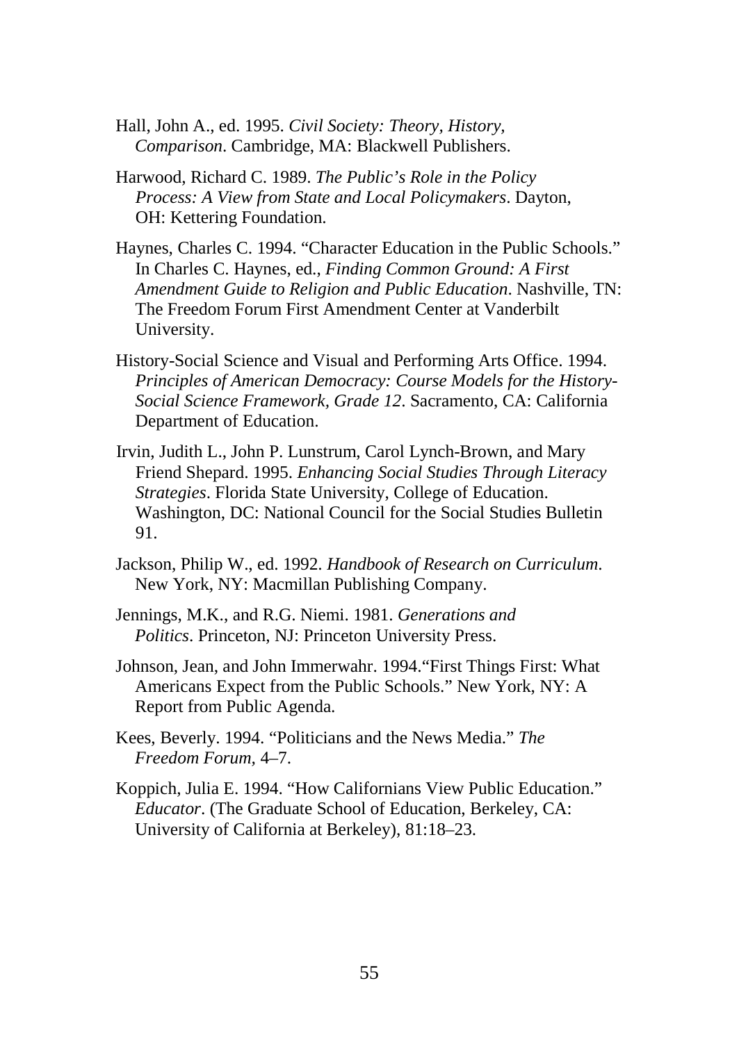Hall, John A., ed. 1995. *Civil Society: Theory, History, Comparison*. Cambridge, MA: Blackwell Publishers.

Harwood, Richard C. 1989. *The Public's Role in the Policy Process: A View from State and Local Policymakers*. Dayton, OH: Kettering Foundation.

Haynes, Charles C. 1994. "Character Education in the Public Schools." In Charles C. Haynes, ed., *Finding Common Ground: A First Amendment Guide to Religion and Public Education*. Nashville, TN: The Freedom Forum First Amendment Center at Vanderbilt University.

History-Social Science and Visual and Performing Arts Office. 1994. *Principles of American Democracy: Course Models for the History-Social Science Framework, Grade 12*. Sacramento, CA: California Department of Education.

Irvin, Judith L., John P. Lunstrum, Carol Lynch-Brown, and Mary Friend Shepard. 1995. *Enhancing Social Studies Through Literacy Strategies*. Florida State University, College of Education. Washington, DC: National Council for the Social Studies Bulletin 91.

Jackson, Philip W., ed. 1992. *Handbook of Research on Curriculum*. New York, NY: Macmillan Publishing Company.

Jennings, M.K., and R.G. Niemi. 1981. *Generations and Politics*. Princeton, NJ: Princeton University Press.

Johnson, Jean, and John Immerwahr. 1994."First Things First: What Americans Expect from the Public Schools." New York, NY: A Report from Public Agenda.

Kees, Beverly. 1994. "Politicians and the News Media." *The Freedom Forum*, 4–7.

Koppich, Julia E. 1994. "How Californians View Public Education." *Educator*. (The Graduate School of Education, Berkeley, CA: University of California at Berkeley), 81:18–23.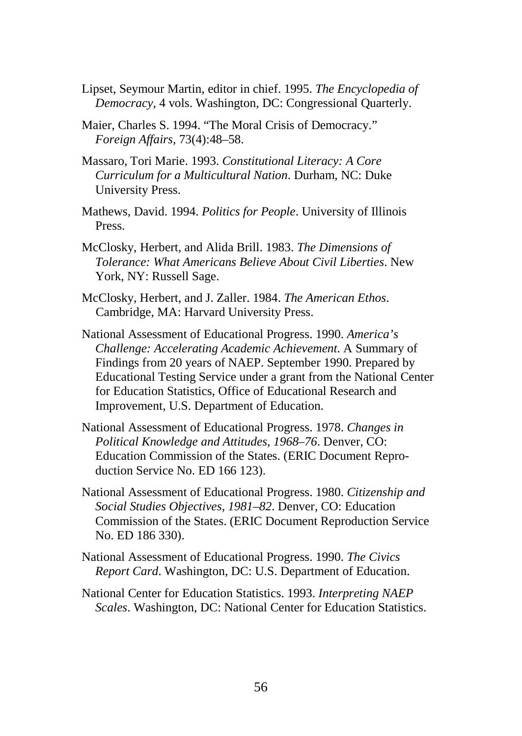Lipset, Seymour Martin, editor in chief. 1995. *The Encyclopedia of Democracy,* 4 vols. Washington, DC: Congressional Quarterly.

Maier, Charles S. 1994. "The Moral Crisis of Democracy." *Foreign Affairs*, 73(4):48–58.

Massaro, Tori Marie. 1993. *Constitutional Literacy: A Core Curriculum for a Multicultural Nation*. Durham, NC: Duke University Press.

Mathews, David. 1994. *Politics for People*. University of Illinois Press.

McClosky, Herbert, and Alida Brill. 1983. *The Dimensions of Tolerance: What Americans Believe About Civil Liberties*. New York, NY: Russell Sage.

McClosky, Herbert, and J. Zaller. 1984. *The American Ethos*. Cambridge, MA: Harvard University Press.

National Assessment of Educational Progress. 1990. *America's Challenge: Accelerating Academic Achievement*. A Summary of Findings from 20 years of NAEP. September 1990. Prepared by Educational Testing Service under a grant from the National Center for Education Statistics, Office of Educational Research and Improvement, U.S. Department of Education.

National Assessment of Educational Progress. 1978. *Changes in Political Knowledge and Attitudes, 1968–76*. Denver, CO: Education Commission of the States. (ERIC Document Reproduction Service No. ED 166 123).

National Assessment of Educational Progress. 1980. *Citizenship and Social Studies Objectives, 1981–82*. Denver, CO: Education Commission of the States. (ERIC Document Reproduction Service No. ED 186 330).

National Assessment of Educational Progress. 1990. *The Civics Report Card*. Washington, DC: U.S. Department of Education.

National Center for Education Statistics. 1993. *Interpreting NAEP Scales*. Washington, DC: National Center for Education Statistics.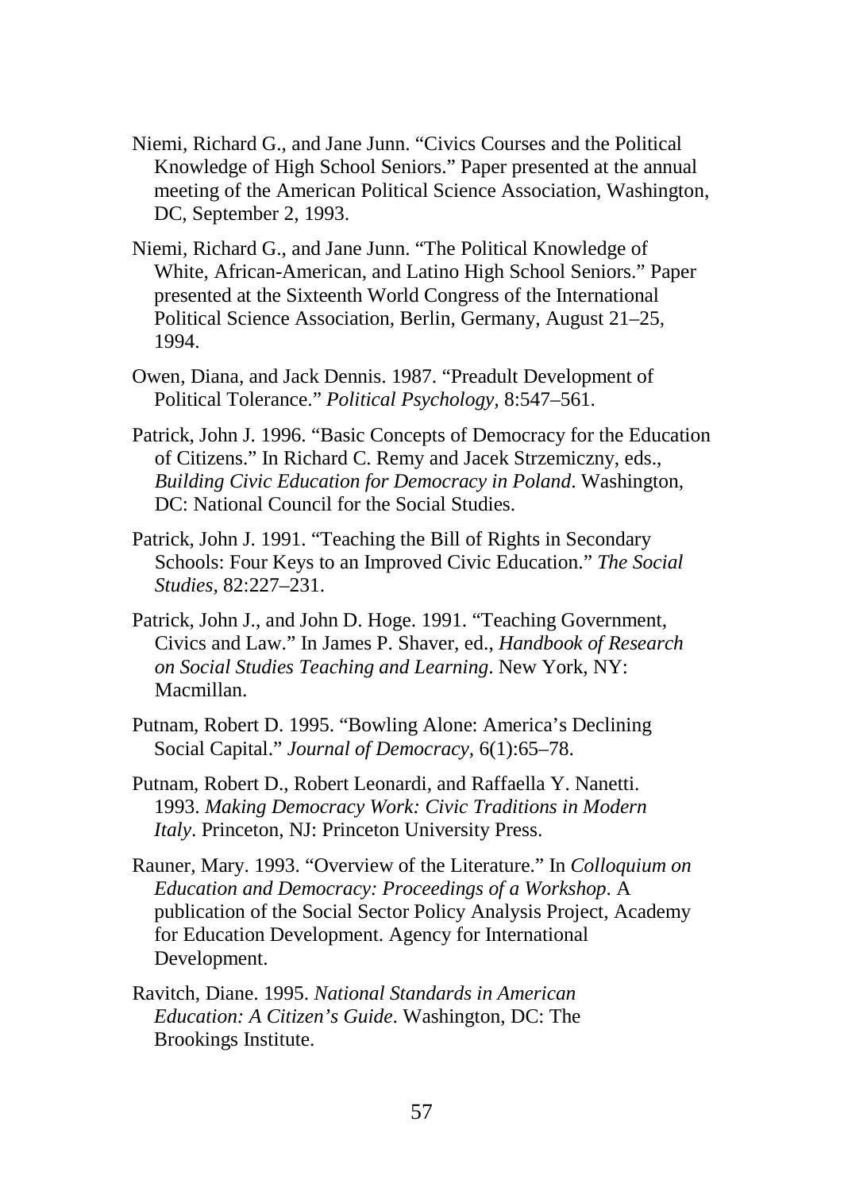Niemi, Richard G., and Jane Junn. "Civics Courses and the Political Knowledge of High School Seniors." Paper presented at the annual meeting of the American Political Science Association, Washington, DC, September 2, 1993.

Niemi, Richard G., and Jane Junn. "The Political Knowledge of White, African-American, and Latino High School Seniors." Paper presented at the Sixteenth World Congress of the International Political Science Association, Berlin, Germany, August 21–25, 1994.

Owen, Diana, and Jack Dennis. 1987. "Preadult Development of Political Tolerance." *Political Psychology,* 8:547–561.

Patrick, John J. 1996. "Basic Concepts of Democracy for the Education of Citizens." In Richard C. Remy and Jacek Strzemiczny, eds., *Building Civic Education for Democracy in Poland*. Washington, DC: National Council for the Social Studies.

Patrick, John J. 1991. "Teaching the Bill of Rights in Secondary Schools: Four Keys to an Improved Civic Education." *The Social Studies,* 82:227–231.

Patrick, John J., and John D. Hoge. 1991. "Teaching Government, Civics and Law." In James P. Shaver, ed., *Handbook of Research on Social Studies Teaching and Learning*. New York, NY: Macmillan.

Putnam, Robert D. 1995. "Bowling Alone: America's Declining Social Capital." *Journal of Democracy,* 6(1):65–78.

Putnam, Robert D., Robert Leonardi, and Raffaella Y. Nanetti. 1993. *Making Democracy Work: Civic Traditions in Modern Italy*. Princeton, NJ: Princeton University Press.

Rauner, Mary. 1993. "Overview of the Literature." In *Colloquium on Education and Democracy: Proceedings of a Workshop*. A publication of the Social Sector Policy Analysis Project, Academy for Education Development. Agency for International Development.

Ravitch, Diane. 1995. *National Standards in American Education: A Citizen's Guide*. Washington, DC: The Brookings Institute.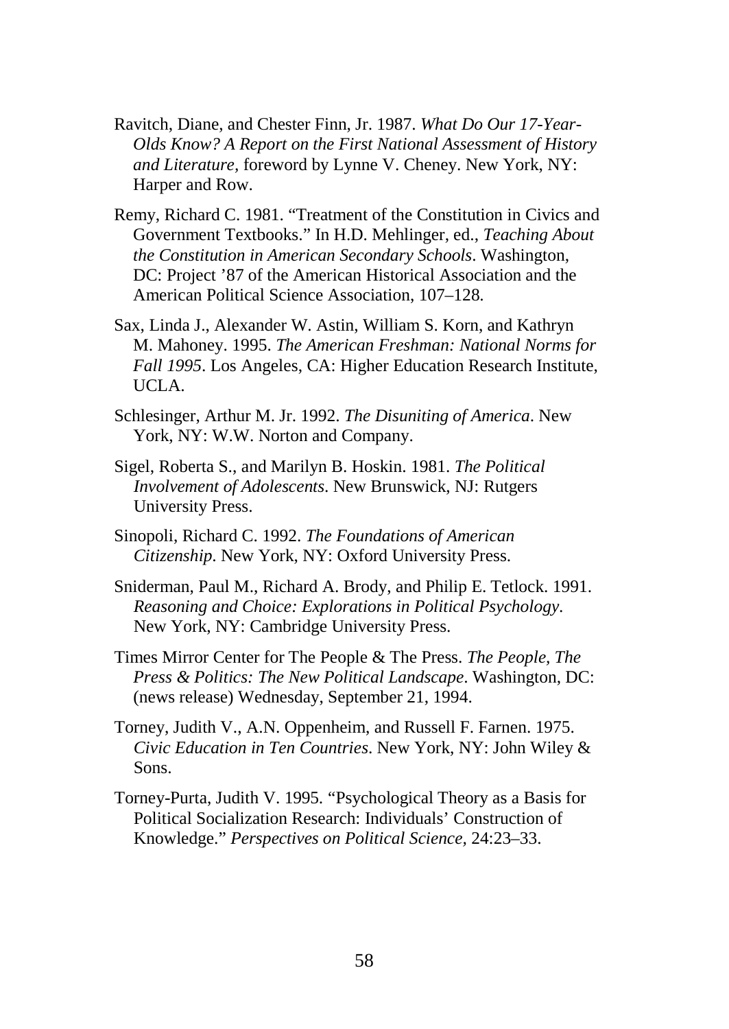Ravitch, Diane, and Chester Finn, Jr. 1987. *What Do Our 17-Year-Olds Know? A Report on the First National Assessment of History and Literature*, foreword by Lynne V. Cheney. New York, NY: Harper and Row.

Remy, Richard C. 1981. "Treatment of the Constitution in Civics and Government Textbooks." In H.D. Mehlinger, ed., *Teaching About the Constitution in American Secondary Schools*. Washington, DC: Project '87 of the American Historical Association and the American Political Science Association, 107–128.

Sax, Linda J., Alexander W. Astin, William S. Korn, and Kathryn M. Mahoney. 1995. *The American Freshman: National Norms for Fall 1995*. Los Angeles, CA: Higher Education Research Institute, UCLA.

Schlesinger, Arthur M. Jr. 1992. *The Disuniting of America*. New York, NY: W.W. Norton and Company.

Sigel, Roberta S., and Marilyn B. Hoskin. 1981. *The Political Involvement of Adolescents*. New Brunswick, NJ: Rutgers University Press.

Sinopoli, Richard C. 1992. *The Foundations of American Citizenship*. New York, NY: Oxford University Press.

Sniderman, Paul M., Richard A. Brody, and Philip E. Tetlock. 1991. *Reasoning and Choice: Explorations in Political Psychology*. New York, NY: Cambridge University Press.

Times Mirror Center for The People & The Press. *The People, The Press & Politics: The New Political Landscape*. Washington, DC: (news release) Wednesday, September 21, 1994.

Torney, Judith V., A.N. Oppenheim, and Russell F. Farnen. 1975. *Civic Education in Ten Countries*. New York, NY: John Wiley & Sons.

Torney-Purta, Judith V. 1995. "Psychological Theory as a Basis for Political Socialization Research: Individuals' Construction of Knowledge." *Perspectives on Political Science*, 24:23–33.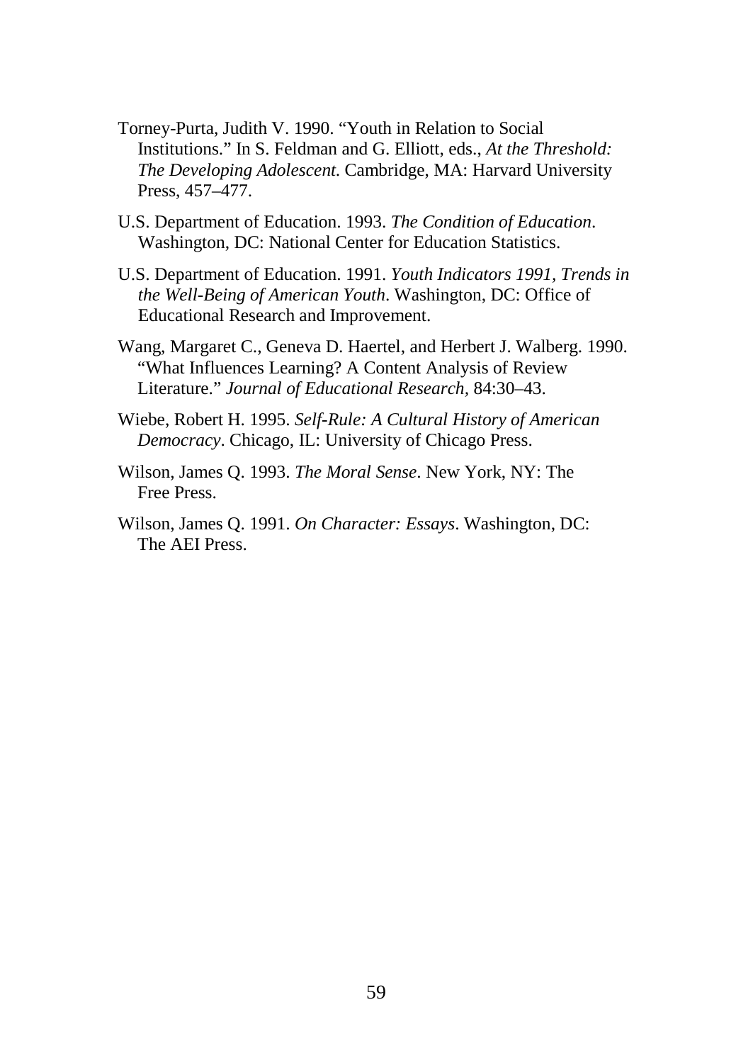Torney-Purta, Judith V. 1990. “Youth in Relation to Social Institutions.” In S. Feldman and G. Elliott, eds., *At the Threshold: The Developing Adolescent*. Cambridge, MA: Harvard University Press, 457–477.

U.S. Department of Education. 1993. *The Condition of Education*. Washington, DC: National Center for Education Statistics.

U.S. Department of Education. 1991. *Youth Indicators 1991, Trends in the Well-Being of American Youth*. Washington, DC: Office of Educational Research and Improvement.

Wang, Margaret C., Geneva D. Haertel, and Herbert J. Walberg. 1990. “What Influences Learning? A Content Analysis of Review Literature.” *Journal of Educational Research,* 84:30–43.

Wiebe, Robert H. 1995. *Self-Rule: A Cultural History of American Democracy*. Chicago, IL: University of Chicago Press.

Wilson, James Q. 1993. *The Moral Sense*. New York, NY: The Free Press.

Wilson, James Q. 1991. *On Character: Essays*. Washington, DC: The AEI Press.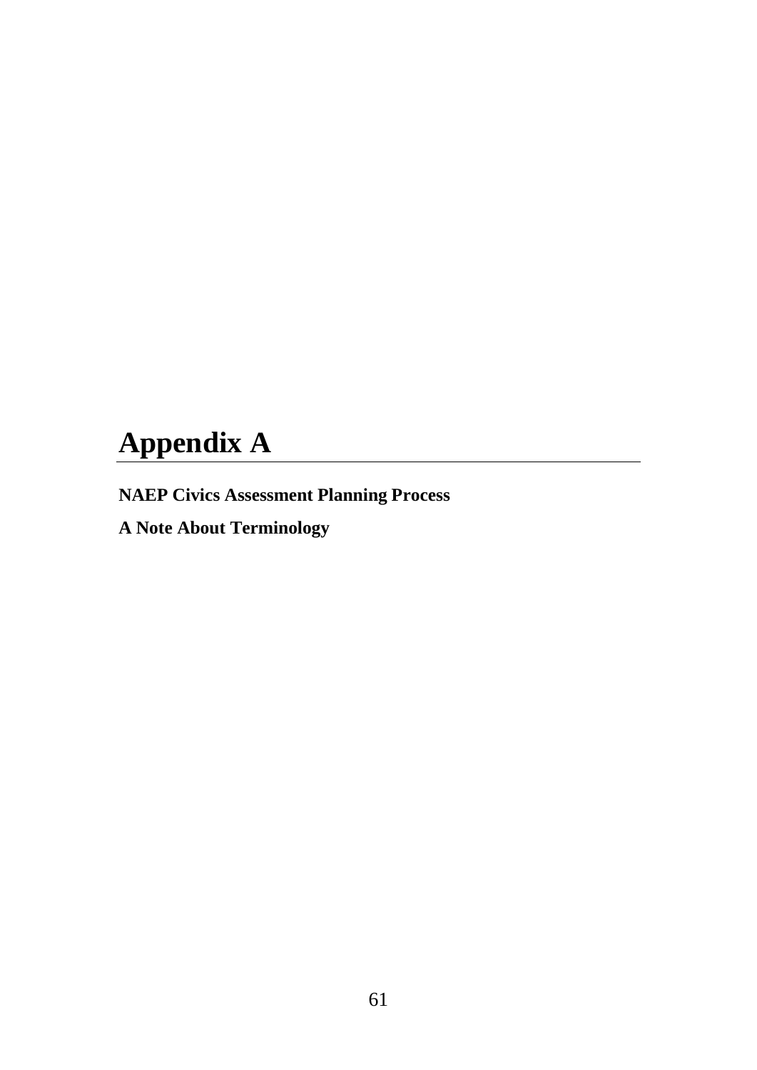# Appendix A

**NAEP Civics Assessment Planning Process**

**A Note About Terminology**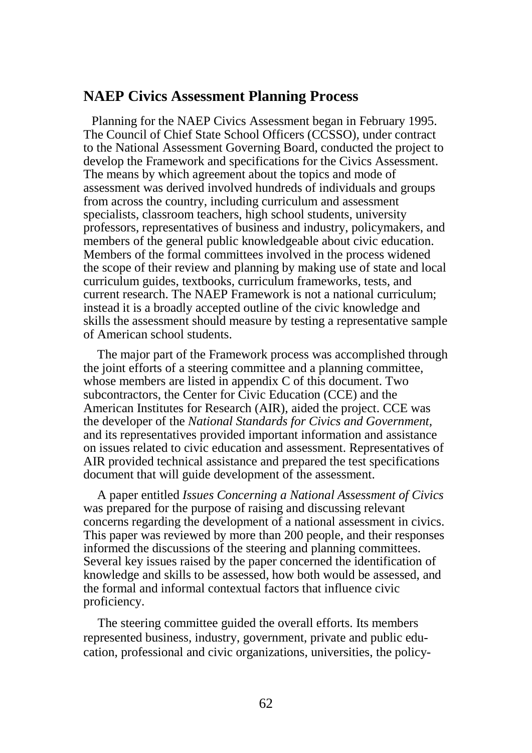## NAEP Civics Assessment Planning Process

Planning for the NAEP Civics Assessment began in February 1995. The Council of Chief State School Officers (CCSSO), under contract to the National Assessment Governing Board, conducted the project to develop the Framework and specifications for the Civics Assessment. The means by which agreement about the topics and mode of assessment was derived involved hundreds of individuals and groups from across the country, including curriculum and assessment specialists, classroom teachers, high school students, university professors, representatives of business and industry, policymakers, and members of the general public knowledgeable about civic education. Members of the formal committees involved in the process widened the scope of their review and planning by making use of state and local curriculum guides, textbooks, curriculum frameworks, tests, and current research. The NAEP Framework is not a national curriculum; instead it is a broadly accepted outline of the civic knowledge and skills the assessment should measure by testing a representative sample of American school students.

The major part of the Framework process was accomplished through the joint efforts of a steering committee and a planning committee, whose members are listed in appendix C of this document. Two subcontractors, the Center for Civic Education (CCE) and the American Institutes for Research (AIR), aided the project. CCE was the developer of the *National Standards for Civics and Government,* and its representatives provided important information and assistance on issues related to civic education and assessment. Representatives of AIR provided technical assistance and prepared the test specifications document that will guide development of the assessment.

A paper entitled *Issues Concerning a National Assessment of Civics* was prepared for the purpose of raising and discussing relevant concerns regarding the development of a national assessment in civics. This paper was reviewed by more than 200 people, and their responses informed the discussions of the steering and planning committees. Several key issues raised by the paper concerned the identification of knowledge and skills to be assessed, how both would be assessed, and the formal and informal contextual factors that influence civic proficiency.

The steering committee guided the overall efforts. Its members represented business, industry, government, private and public education, professional and civic organizations, universities, the policy-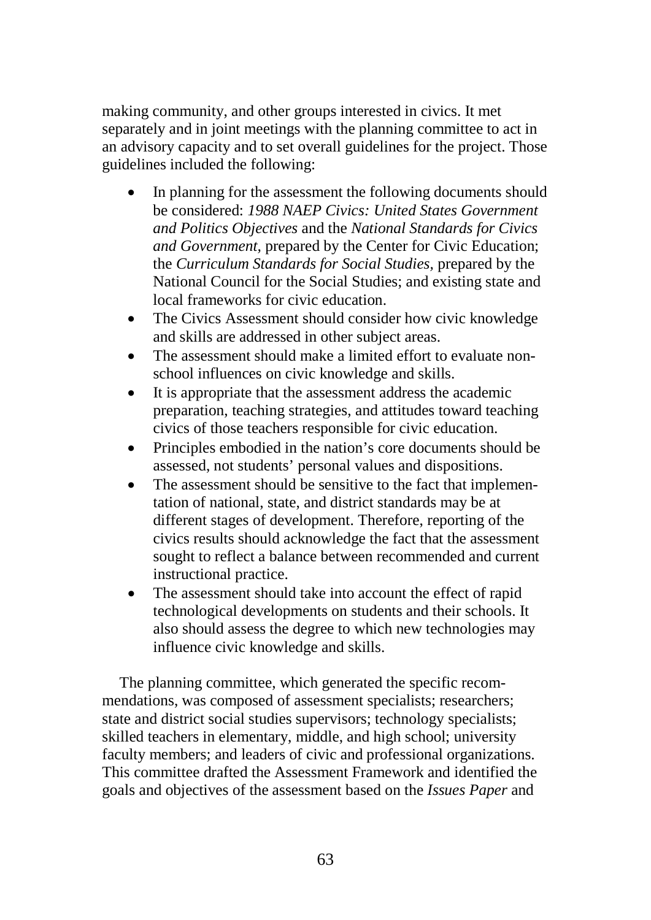making community, and other groups interested in civics. It met separately and in joint meetings with the planning committee to act in an advisory capacity and to set overall guidelines for the project. Those guidelines included the following:

- In planning for the assessment the following documents should be considered: *1988 NAEP Civics: United States Government and Politics Objectives* and the *National Standards for Civics and Government*, prepared by the Center for Civic Education; the *Curriculum Standards for Social Studies*, prepared by the National Council for the Social Studies; and existing state and local frameworks for civic education.
- The Civics Assessment should consider how civic knowledge and skills are addressed in other subject areas.
- The assessment should make a limited effort to evaluate non-school influences on civic knowledge and skills.
- It is appropriate that the assessment address the academic preparation, teaching strategies, and attitudes toward teaching civics of those teachers responsible for civic education.
- Principles embodied in the nation's core documents should be assessed, not students' personal values and dispositions.
- The assessment should be sensitive to the fact that implementation of national, state, and district standards may be at different stages of development. Therefore, reporting of the civics results should acknowledge the fact that the assessment sought to reflect a balance between recommended and current instructional practice.
- The assessment should take into account the effect of rapid technological developments on students and their schools. It also should assess the degree to which new technologies may influence civic knowledge and skills.

The planning committee, which generated the specific recommendations, was composed of assessment specialists; researchers; state and district social studies supervisors; technology specialists; skilled teachers in elementary, middle, and high school; university faculty members; and leaders of civic and professional organizations. This committee drafted the Assessment Framework and identified the goals and objectives of the assessment based on the *Issues Paper* and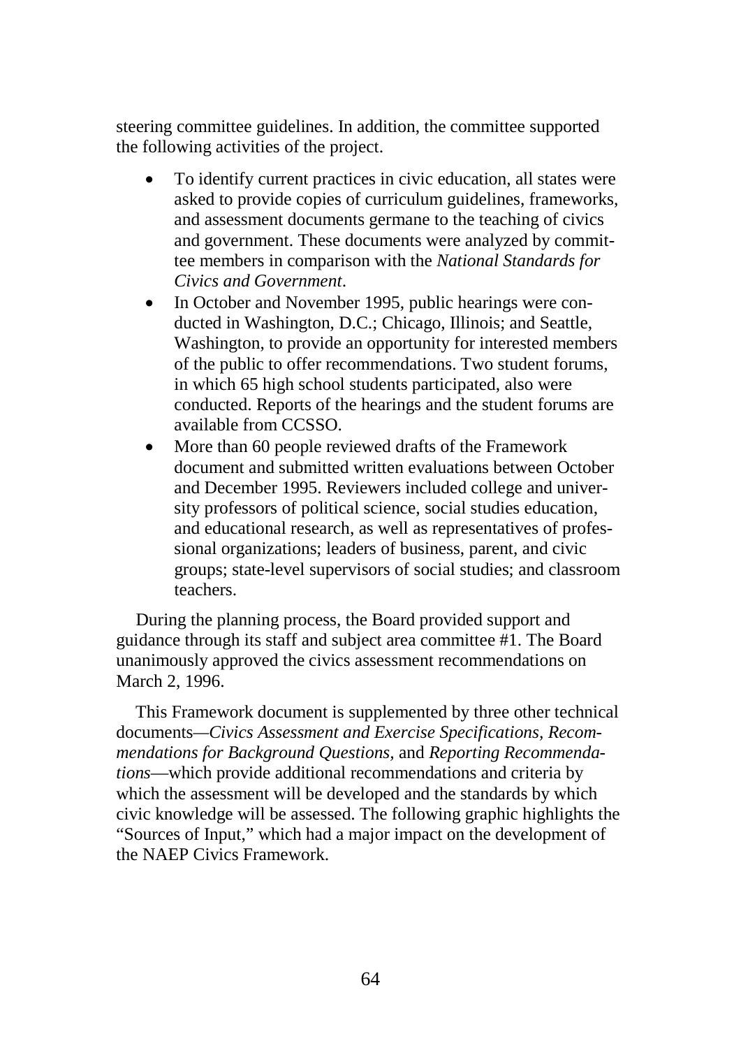steering committee guidelines. In addition, the committee supported the following activities of the project.

- To identify current practices in civic education, all states were asked to provide copies of curriculum guidelines, frameworks, and assessment documents germane to the teaching of civics and government. These documents were analyzed by committee members in comparison with the *National Standards for Civics and Government*.
- In October and November 1995, public hearings were conducted in Washington, D.C.; Chicago, Illinois; and Seattle, Washington, to provide an opportunity for interested members of the public to offer recommendations. Two student forums, in which 65 high school students participated, also were conducted. Reports of the hearings and the student forums are available from CCSSO.
- More than 60 people reviewed drafts of the Framework document and submitted written evaluations between October and December 1995. Reviewers included college and university professors of political science, social studies education, and educational research, as well as representatives of professional organizations; leaders of business, parent, and civic groups; state-level supervisors of social studies; and classroom teachers.

During the planning process, the Board provided support and guidance through its staff and subject area committee #1. The Board unanimously approved the civics assessment recommendations on March 2, 1996.

This Framework document is supplemented by three other technical documents—*Civics Assessment and Exercise Specifications, Recommendations for Background Questions,* and *Reporting Recommendations*—which provide additional recommendations and criteria by which the assessment will be developed and the standards by which civic knowledge will be assessed. The following graphic highlights the "Sources of Input," which had a major impact on the development of the NAEP Civics Framework.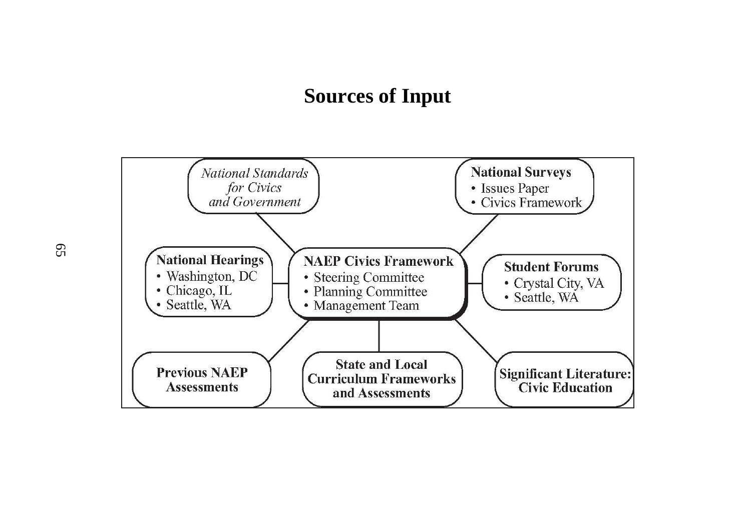# Sources of Input

*National Standards for Civics and Government*

**National Surveys**
- Issues Paper
- Civics Framework

**National Hearings**
- Washington, DC
- Chicago, IL
- Seattle, WA

**NAEP Civics Framework**
- Steering Committee
- Planning Committee
- Management Team

**Student Forums**
- Crystal City, VA
- Seattle, WA

**Previous NAEP Assessments**

**State and Local Curriculum Frameworks and Assessments**

**Significant Literature: Civic Education**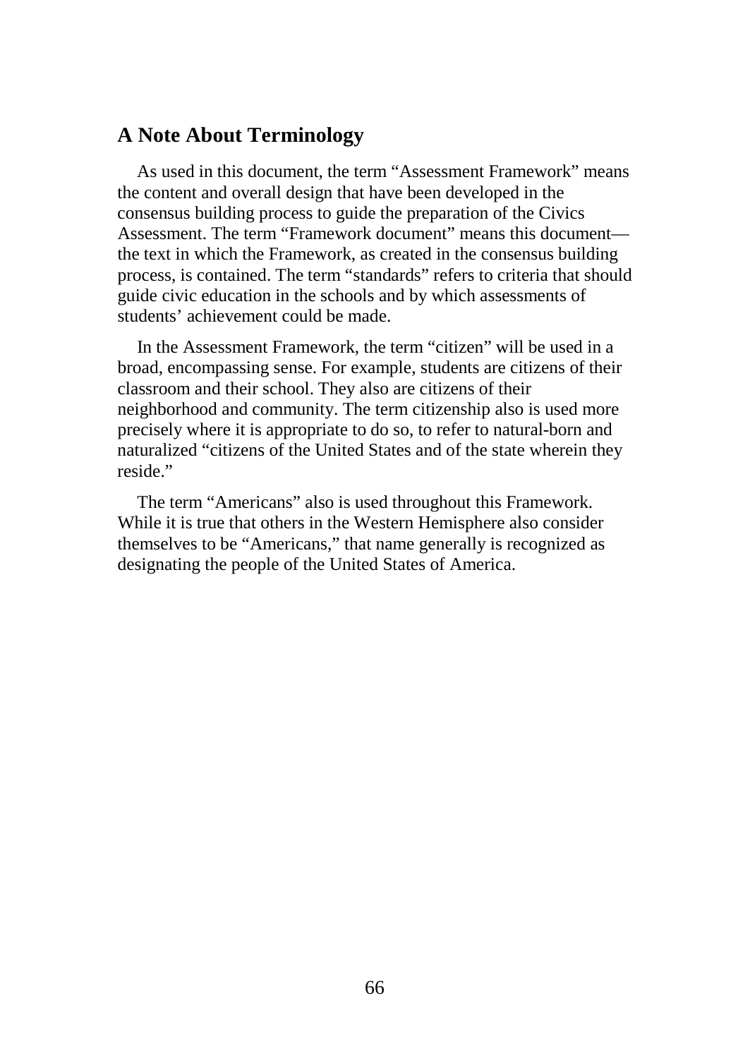## A Note About Terminology

As used in this document, the term "Assessment Framework" means the content and overall design that have been developed in the consensus building process to guide the preparation of the Civics Assessment. The term "Framework document" means this document—the text in which the Framework, as created in the consensus building process, is contained. The term "standards" refers to criteria that should guide civic education in the schools and by which assessments of students' achievement could be made.

In the Assessment Framework, the term "citizen" will be used in a broad, encompassing sense. For example, students are citizens of their classroom and their school. They also are citizens of their neighborhood and community. The term citizenship also is used more precisely where it is appropriate to do so, to refer to natural-born and naturalized "citizens of the United States and of the state wherein they reside."

The term "Americans" also is used throughout this Framework. While it is true that others in the Western Hemisphere also consider themselves to be "Americans," that name generally is recognized as designating the people of the United States of America.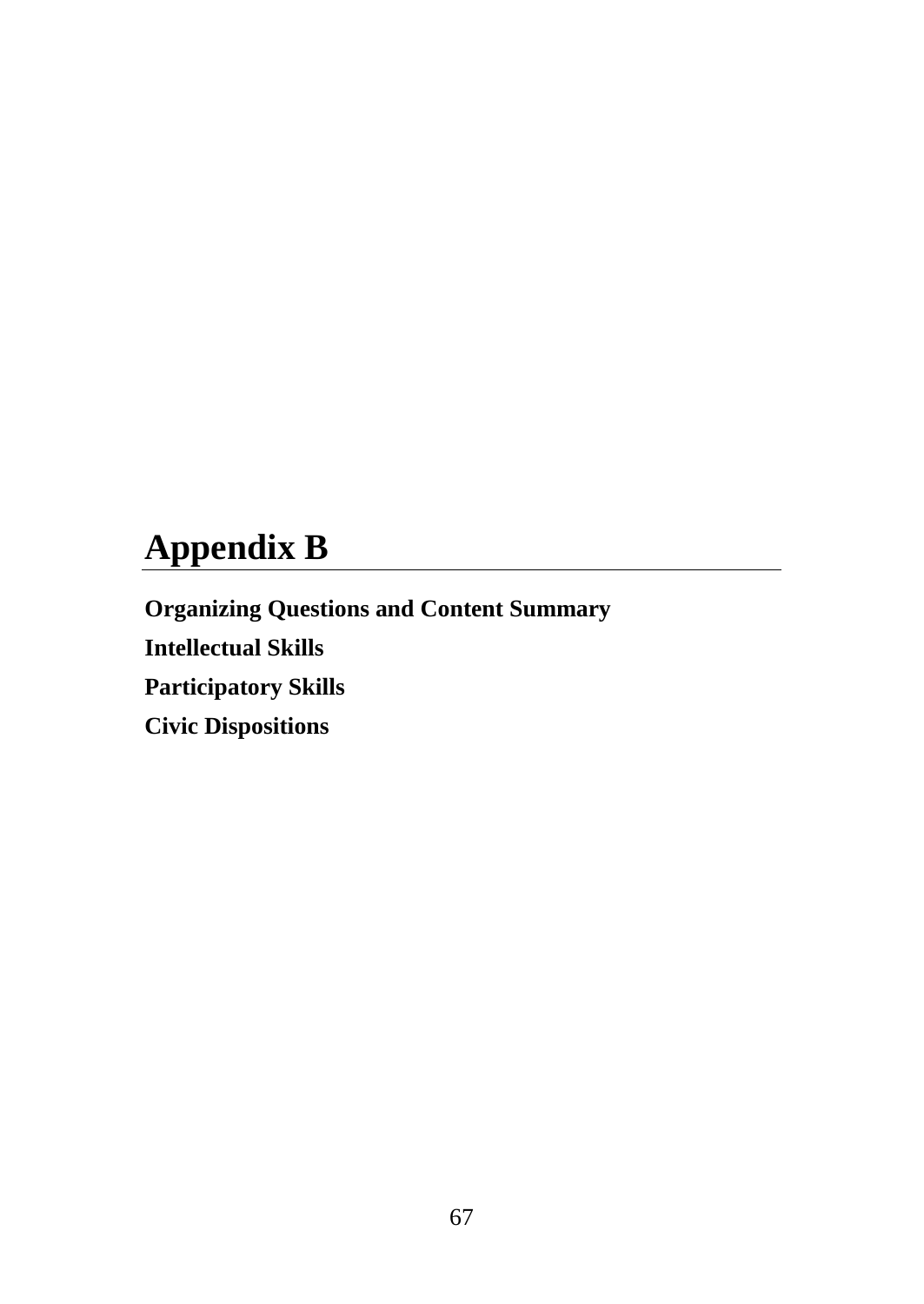# Appendix B

**Organizing Questions and Content Summary**

**Intellectual Skills**

**Participatory Skills**

**Civic Dispositions**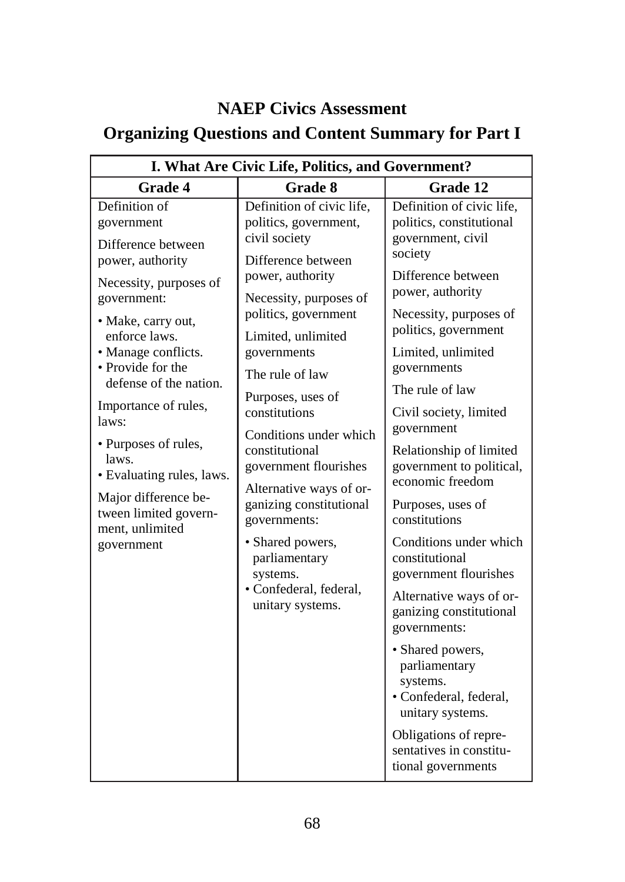# NAEP Civics Assessment

## Organizing Questions and Content Summary for Part I

| I. What Are Civic Life, Politics, and Government? | | |
|---|---|---|
| **Grade 4** | **Grade 8** | **Grade 12** |
| Definition of government<br><br>Difference between power, authority<br><br>Necessity, purposes of government:<br>• Make, carry out, enforce laws.<br>• Manage conflicts.<br>• Provide for the defense of the nation.<br><br>Importance of rules, laws:<br>• Purposes of rules, laws.<br>• Evaluating rules, laws.<br><br>Major difference between limited government, unlimited government | Definition of civic life, politics, government, civil society<br><br>Difference between power, authority<br><br>Necessity, purposes of politics, government<br><br>Limited, unlimited governments<br><br>The rule of law<br><br>Purposes, uses of constitutions<br><br>Conditions under which constitutional government flourishes<br><br>Alternative ways of organizing constitutional governments:<br>• Shared powers, parliamentary systems.<br>• Confederal, federal, unitary systems. | Definition of civic life, politics, constitutional government, civil society<br><br>Difference between power, authority<br><br>Necessity, purposes of politics, government<br><br>Limited, unlimited governments<br><br>The rule of law<br><br>Civil society, limited government<br><br>Relationship of limited government to political, economic freedom<br><br>Purposes, uses of constitutions<br><br>Conditions under which constitutional government flourishes<br><br>Alternative ways of organizing constitutional governments:<br>• Shared powers, parliamentary systems.<br>• Confederal, federal, unitary systems.<br><br>Obligations of representatives in constitutional governments |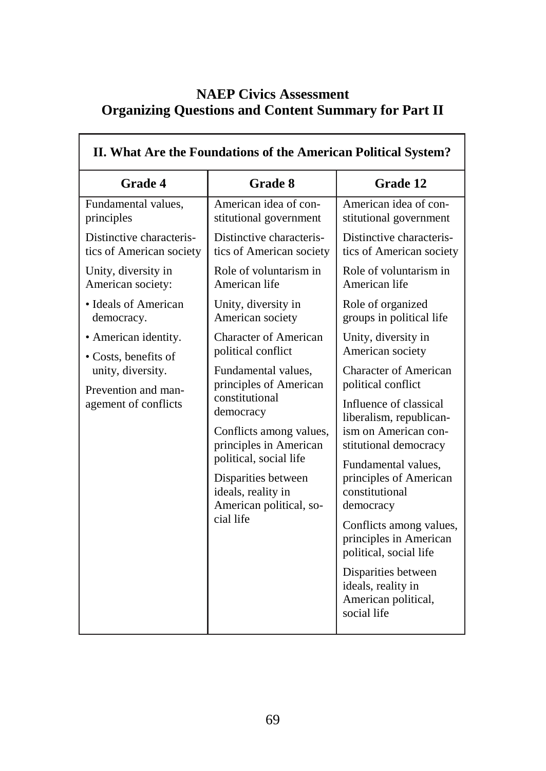# NAEP Civics Assessment
## Organizing Questions and Content Summary for Part II

| II. What Are the Foundations of the American Political System? | | |
|---|---|---|
| **Grade 4** | **Grade 8** | **Grade 12** |
| Fundamental values, principles | American idea of constitutional government | American idea of constitutional government |
| Distinctive characteristics of American society | Distinctive characteristics of American society | Distinctive characteristics of American society |
| Unity, diversity in American society: | Role of voluntarism in American life | Role of voluntarism in American life |
| • Ideals of American democracy. | Unity, diversity in American society | Role of organized groups in political life |
| • American identity. | Character of American political conflict | Unity, diversity in American society |
| • Costs, benefits of unity, diversity. | Fundamental values, principles of American constitutional democracy | Character of American political conflict |
| Prevention and management of conflicts | Conflicts among values, principles in American political, social life | Influence of classical liberalism, republicanism on American constitutional democracy |
| | Disparities between ideals, reality in American political, social life | Fundamental values, principles of American constitutional democracy |
| | | Conflicts among values, principles in American political, social life |
| | | Disparities between ideals, reality in American political, social life |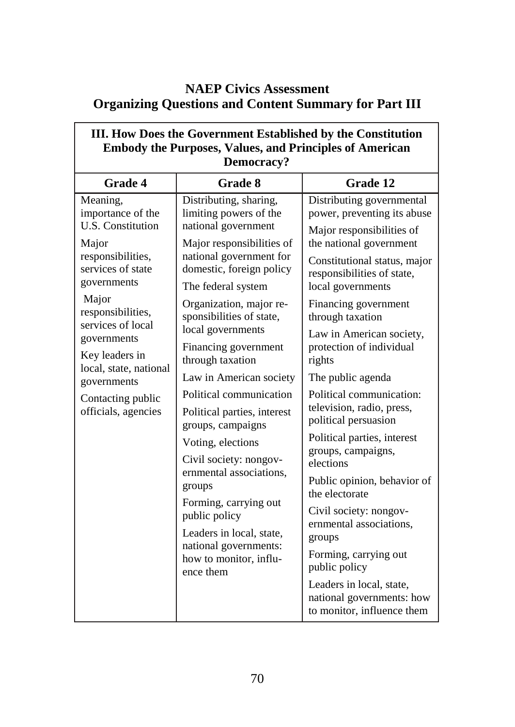# NEAP Civics Assessment
## Organizing Questions and Content Summary for Part III

| III. How Does the Government Established by the Constitution Embody the Purposes, Values, and Principles of American Democracy? | | |
|---|---|---|
| **Grade 4** | **Grade 8** | **Grade 12** |
| Meaning, importance of the U.S. Constitution | Distributing, sharing, limiting powers of the national government | Distributing governmental power, preventing its abuse |
| Major responsibilities, services of state governments | Major responsibilities of national government for domestic, foreign policy | Major responsibilities of the national government |
| Major responsibilities, services of local governments | The federal system | Constitutional status, major responsibilities of state, local governments |
| Key leaders in local, state, national governments | Organization, major responsibilities of state, local governments | Financing government through taxation |
| Contacting public officials, agencies | Financing government through taxation | Law in American society, protection of individual rights |
| | Law in American society | The public agenda |
| | Political communication | Political communication: television, radio, press, political persuasion |
| | Political parties, interest groups, campaigns | Political parties, interest groups, campaigns, elections |
| | Voting, elections | Public opinion, behavior of the electorate |
| | Civil society: nongovernmental associations, groups | Civil society: nongovernmental associations, groups |
| | Forming, carrying out public policy | Forming, carrying out public policy |
| | Leaders in local, state, national governments: how to monitor, influence them | Leaders in local, state, national governments: how to monitor, influence them |

# NAEP Civics Assessment
## Organizing Questions and Content Summary for Part III

| III. How Does the Government Established by the Constitution Embody the Purposes, Values, and Principles of American Democracy? | | |
|---|---|---|
| **Grade 4** | **Grade 8** | **Grade 12** |
| Meaning, importance of the U.S. Constitution | Distributing, sharing, limiting powers of the national government | Distributing governmental power, preventing its abuse |
| Major responsibilities, services of state governments | Major responsibilities of national government for domestic, foreign policy | Major responsibilities of the national government |
| Major responsibilities, services of local governments | The federal system | Constitutional status, major responsibilities of state, local governments |
| Key leaders in local, state, national governments | Organization, major responsibilities of state, local governments | Financing government through taxation |
| Contacting public officials, agencies | Financing government through taxation | Law in American society, protection of individual rights |
| | Law in American society | The public agenda |
| | Political communication | Political communication: television, radio, press, political persuasion |
| | Political parties, interest groups, campaigns | Political parties, interest groups, campaigns, elections |
| | Voting, elections | Public opinion, behavior of the electorate |
| | Civil society: nongovernmental associations, groups | Civil society: nongovernmental associations, groups |
| | Forming, carrying out public policy | Forming, carrying out public policy |
| | Leaders in local, state, national governments: how to monitor, influence them | Leaders in local, state, national governments: how to monitor, influence them |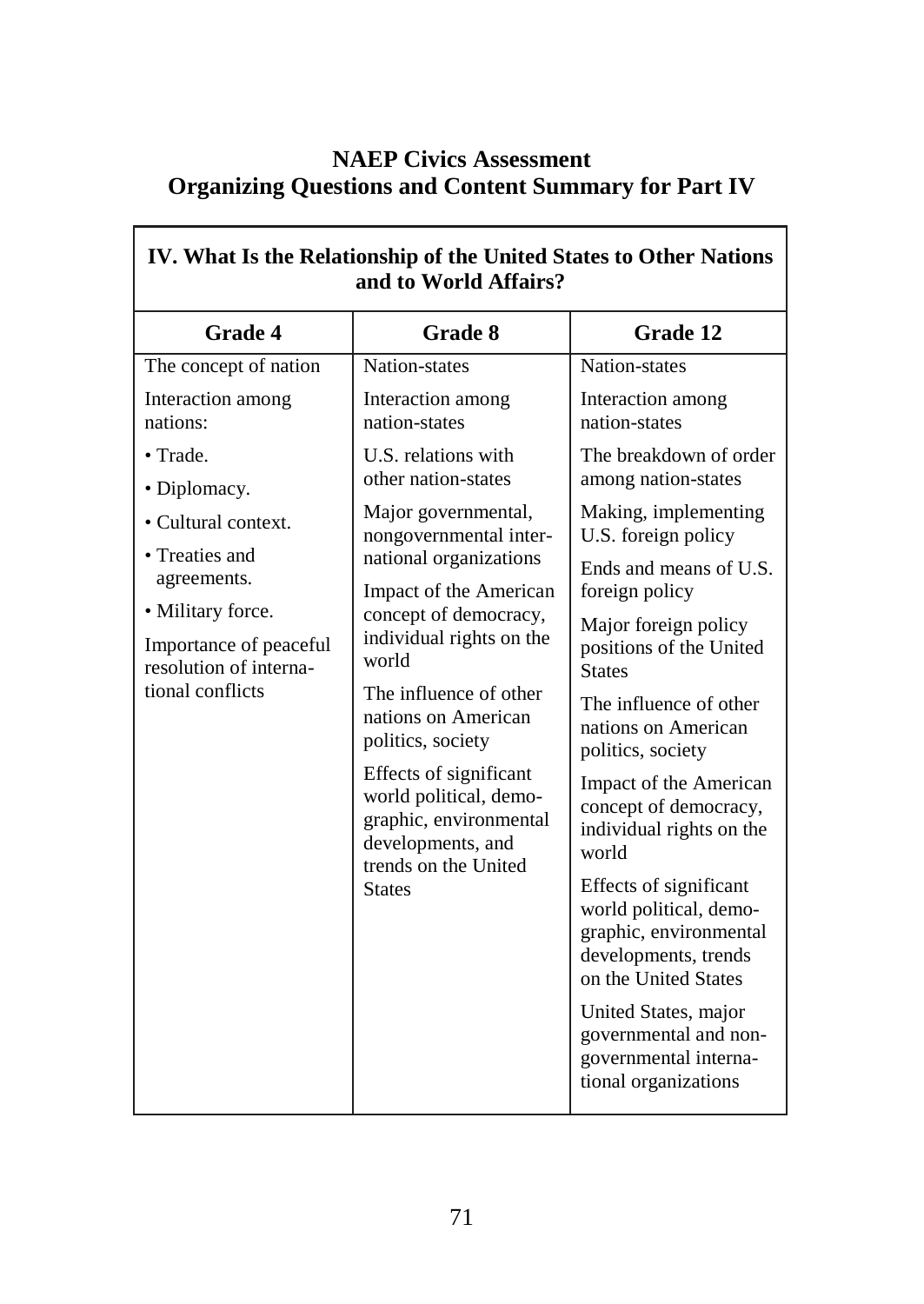## NAEP Civics Assessment
## Organizing Questions and Content Summary for Part IV

| IV. What Is the Relationship of the United States to Other Nations and to World Affairs? | | |
|---|---|---|
| **Grade 4** | **Grade 8** | **Grade 12** |
| The concept of nation | Nation-states | Nation-states |
| Interaction among nations: | Interaction among nation-states | Interaction among nation-states |
| • Trade. | U.S. relations with other nation-states | The breakdown of order among nation-states |
| • Diplomacy. | Major governmental, nongovernmental international organizations | Making, implementing U.S. foreign policy |
| • Cultural context. | Impact of the American concept of democracy, individual rights on the world | Ends and means of U.S. foreign policy |
| • Treaties and agreements. | The influence of other nations on American politics, society | Major foreign policy positions of the United States |
| • Military force. | Effects of significant world political, demographic, environmental developments, and trends on the United States | The influence of other nations on American politics, society |
| Importance of peaceful resolution of international conflicts | | Impact of the American concept of democracy, individual rights on the world |
| | | Effects of significant world political, demographic, environmental developments, trends on the United States |
| | | United States, major governmental and nongovernmental international organizations |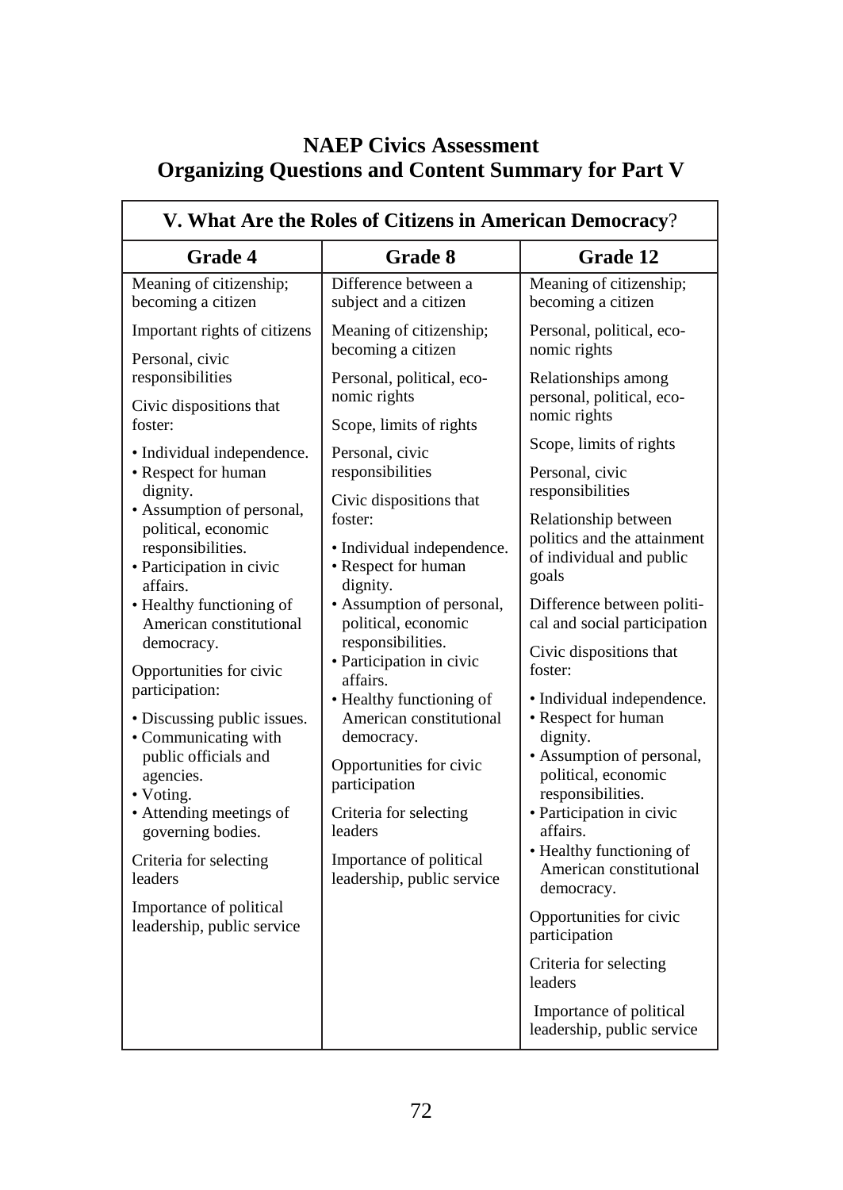## NAEP Civics Assessment
## Organizing Questions and Content Summary for Part V

| V. What Are the Roles of Citizens in American Democracy? | | |
|---|---|---|
| **Grade 4** | **Grade 8** | **Grade 12** |
| Meaning of citizenship; becoming a citizen<br><br>Important rights of citizens<br><br>Personal, civic responsibilities<br><br>Civic dispositions that foster:<br>• Individual independence.<br>• Respect for human dignity.<br>• Assumption of personal, political, economic responsibilities.<br>• Participation in civic affairs.<br>• Healthy functioning of American constitutional democracy.<br><br>Opportunities for civic participation:<br>• Discussing public issues.<br>• Communicating with public officials and agencies.<br>• Voting.<br>• Attending meetings of governing bodies.<br><br>Criteria for selecting leaders<br><br>Importance of political leadership, public service | Difference between a subject and a citizen<br><br>Meaning of citizenship; becoming a citizen<br><br>Personal, political, economic rights<br><br>Scope, limits of rights<br><br>Personal, civic responsibilities<br><br>Civic dispositions that foster:<br>• Individual independence.<br>• Respect for human dignity.<br>• Assumption of personal, political, economic responsibilities.<br>• Participation in civic affairs.<br>• Healthy functioning of American constitutional democracy.<br><br>Opportunities for civic participation<br><br>Criteria for selecting leaders<br><br>Importance of political leadership, public service | Meaning of citizenship; becoming a citizen<br><br>Personal, political, economic rights<br><br>Relationships among personal, political, economic rights<br><br>Scope, limits of rights<br><br>Personal, civic responsibilities<br><br>Relationship between politics and the attainment of individual and public goals<br><br>Difference between political and social participation<br><br>Civic dispositions that foster:<br>• Individual independence.<br>• Respect for human dignity.<br>• Assumption of personal, political, economic responsibilities.<br>• Participation in civic affairs.<br>• Healthy functioning of American constitutional democracy.<br><br>Opportunities for civic participation<br><br>Criteria for selecting leaders<br><br>Importance of political leadership, public service |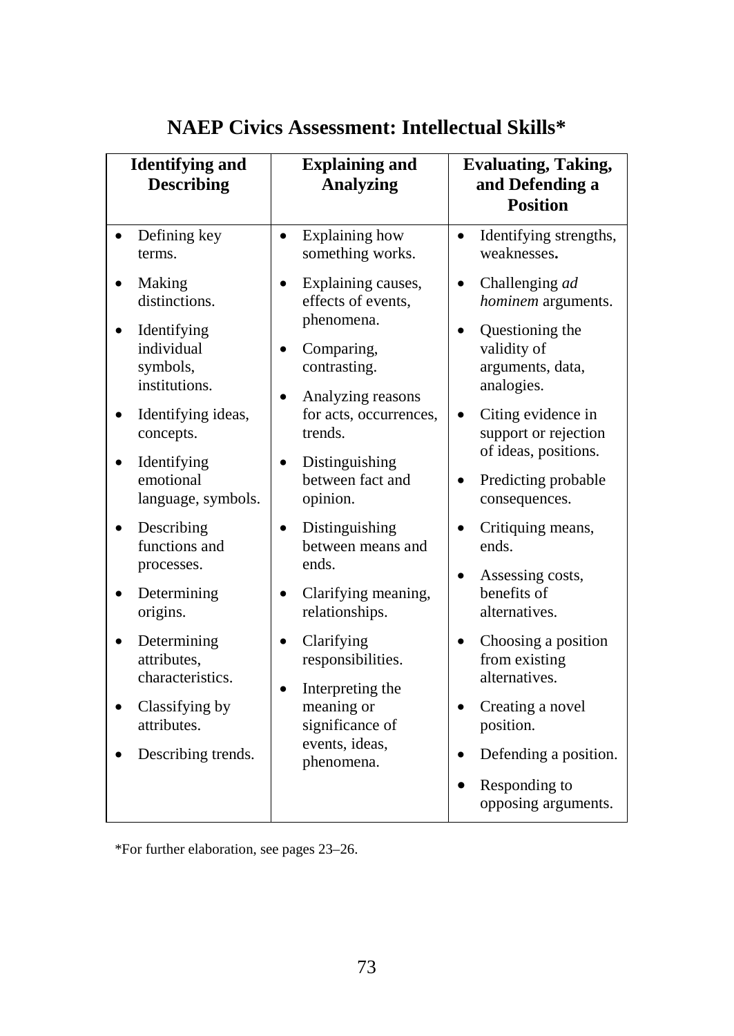## NAEP Civics Assessment: Intellectual Skills*

| Identifying and Describing | Explaining and Analyzing | Evaluating, Taking, and Defending a Position |
|---|---|---|
| • Defining key terms.<br>• Making distinctions.<br>• Identifying individual symbols, institutions.<br>• Identifying ideas, concepts.<br>• Identifying emotional language, symbols.<br>• Describing functions and processes.<br>• Determining origins.<br>• Determining attributes, characteristics.<br>• Classifying by attributes.<br>• Describing trends. | • Explaining how something works.<br>• Explaining causes, effects of events, phenomena.<br>• Comparing, contrasting.<br>• Analyzing reasons for acts, occurrences, trends.<br>• Distinguishing between fact and opinion.<br>• Distinguishing between means and ends.<br>• Clarifying meaning, relationships.<br>• Clarifying responsibilities.<br>• Interpreting the meaning or significance of events, ideas, phenomena. | • Identifying strengths, weaknesses.<br>• Challenging *ad hominem* arguments.<br>• Questioning the validity of arguments, data, analogies.<br>• Citing evidence in support or rejection of ideas, positions.<br>• Predicting probable consequences.<br>• Critiquing means, ends.<br>• Assessing costs, benefits of alternatives.<br>• Choosing a position from existing alternatives.<br>• Creating a novel position.<br>• Defending a position.<br>• Responding to opposing arguments. |

*For further elaboration, see pages 23–26.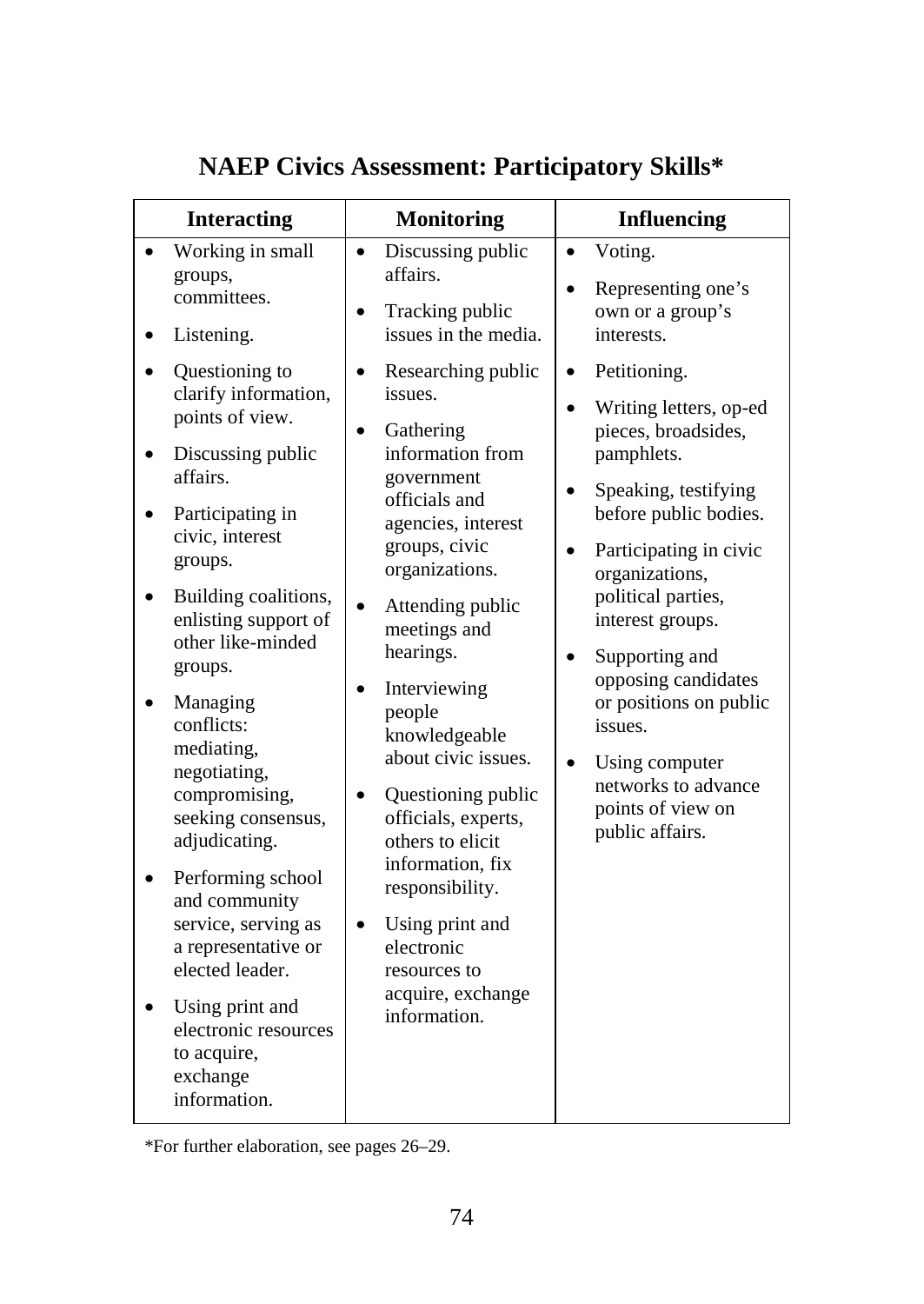# NAEP Civics Assessment: Participatory Skills*

| Interacting | Monitoring | Influencing |
|---|---|---|
| • Working in small groups, committees.<br>• Listening.<br>• Questioning to clarify information, points of view.<br>• Discussing public affairs.<br>• Participating in civic, interest groups.<br>• Building coalitions, enlisting support of other like-minded groups.<br>• Managing conflicts: mediating, negotiating, compromising, seeking consensus, adjudicating.<br>• Performing school and community service, serving as a representative or elected leader.<br>• Using print and electronic resources to acquire, exchange information. | • Discussing public affairs.<br>• Tracking public issues in the media.<br>• Researching public issues.<br>• Gathering information from government officials and agencies, interest groups, civic organizations.<br>• Attending public meetings and hearings.<br>• Interviewing people knowledgeable about civic issues.<br>• Questioning public officials, experts, others to elicit information, fix responsibility.<br>• Using print and electronic resources to acquire, exchange information. | • Voting.<br>• Representing one's own or a group's interests.<br>• Petitioning.<br>• Writing letters, op-ed pieces, broadsides, pamphlets.<br>• Speaking, testifying before public bodies.<br>• Participating in civic organizations, political parties, interest groups.<br>• Supporting and opposing candidates or positions on public issues.<br>• Using computer networks to advance points of view on public affairs. |

*For further elaboration, see pages 26–29.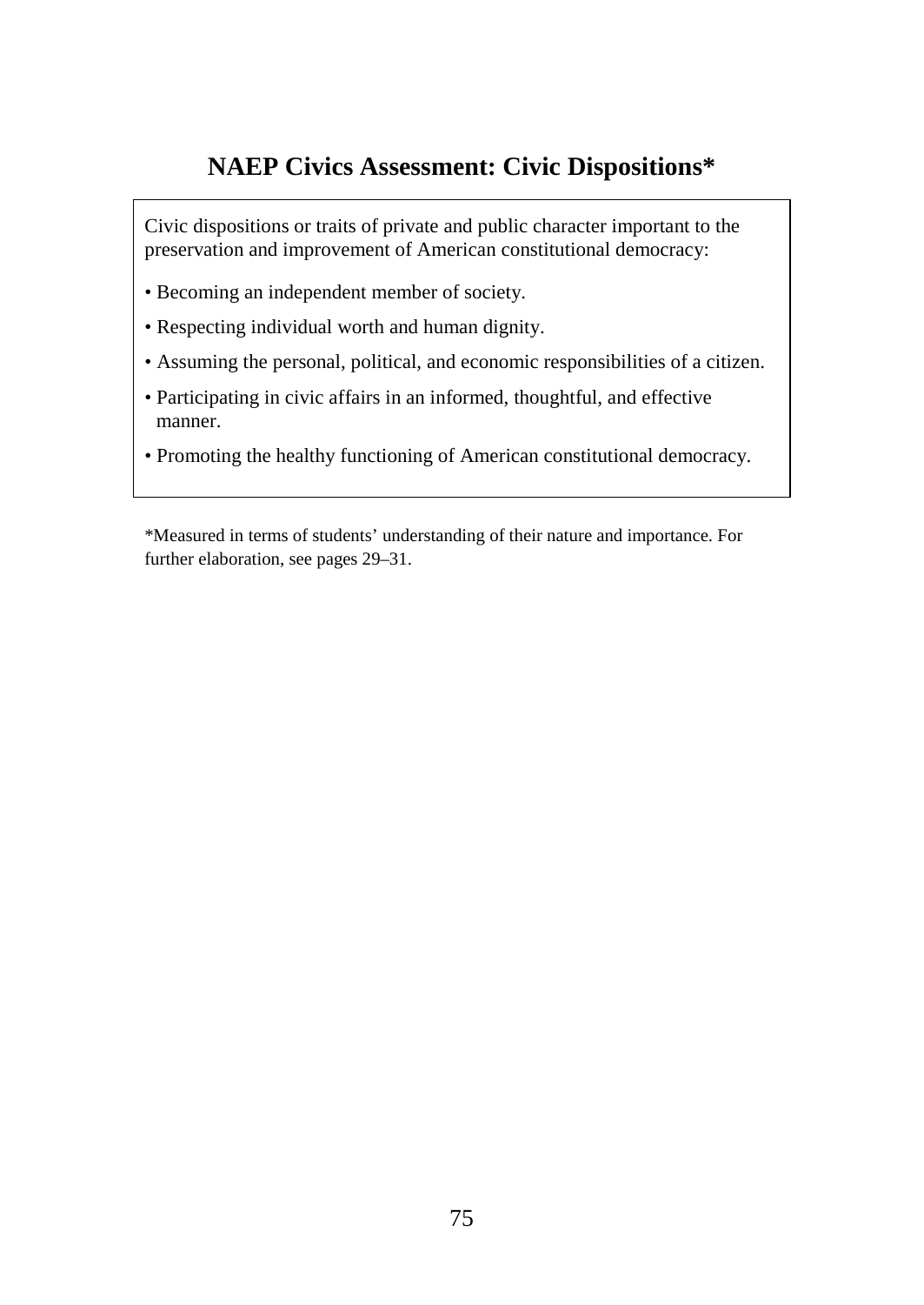## NAEP Civics Assessment: Civic Dispositions*

Civic dispositions or traits of private and public character important to the preservation and improvement of American constitutional democracy:

- Becoming an independent member of society.
- Respecting individual worth and human dignity.
- Assuming the personal, political, and economic responsibilities of a citizen.
- Participating in civic affairs in an informed, thoughtful, and effective manner.
- Promoting the healthy functioning of American constitutional democracy.

*Measured in terms of students' understanding of their nature and importance. For further elaboration, see pages 29–31.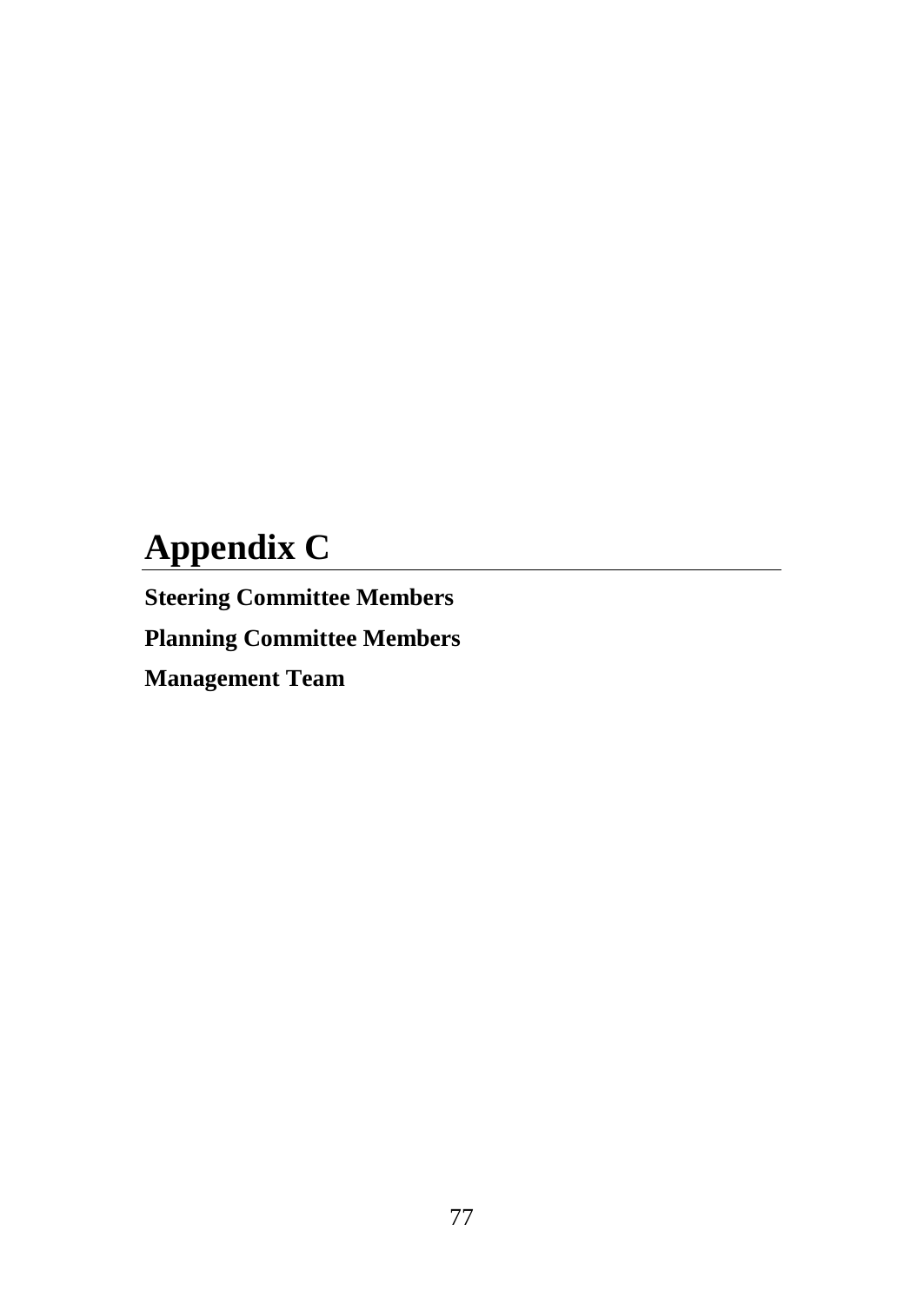# Appendix C

**Steering Committee Members**

**Planning Committee Members**

**Management Team**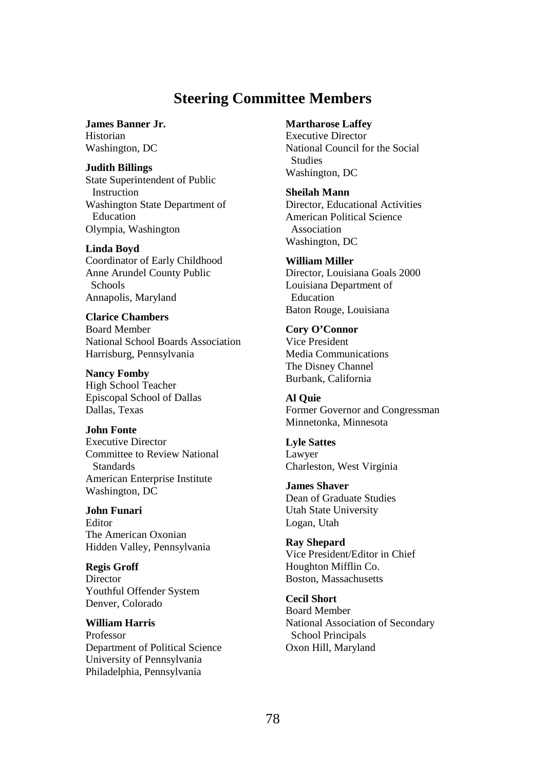## Steering Committee Members

**James Banner Jr.**
Historian
Washington, DC

**Judith Billings**
State Superintendent of Public Instruction
Washington State Department of Education
Olympia, Washington

**Linda Boyd**
Coordinator of Early Childhood
Anne Arundel County Public Schools
Annapolis, Maryland

**Clarice Chambers**
Board Member
National School Boards Association
Harrisburg, Pennsylvania

**Nancy Fomby**
High School Teacher
Episcopal School of Dallas
Dallas, Texas

**John Fonte**
Executive Director
Committee to Review National Standards
American Enterprise Institute
Washington, DC

**John Funari**
Editor
The American Oxonian
Hidden Valley, Pennsylvania

**Regis Groff**
Director
Youthful Offender System
Denver, Colorado

**William Harris**
Professor
Department of Political Science
University of Pennsylvania
Philadelphia, Pennsylvania

**Martharose Laffey**
Executive Director
National Council for the Social Studies
Washington, DC

**Sheilah Mann**
Director, Educational Activities
American Political Science Association
Washington, DC

**William Miller**
Director, Louisiana Goals 2000
Louisiana Department of Education
Baton Rouge, Louisiana

**Cory O'Connor**
Vice President
Media Communications
The Disney Channel
Burbank, California

**Al Quie**
Former Governor and Congressman
Minnetonka, Minnesota

**Lyle Sattes**
Lawyer
Charleston, West Virginia

**James Shaver**
Dean of Graduate Studies
Utah State University
Logan, Utah

**Ray Shepard**
Vice President/Editor in Chief
Houghton Mifflin Co.
Boston, Massachusetts

**Cecil Short**
Board Member
National Association of Secondary School Principals
Oxon Hill, Maryland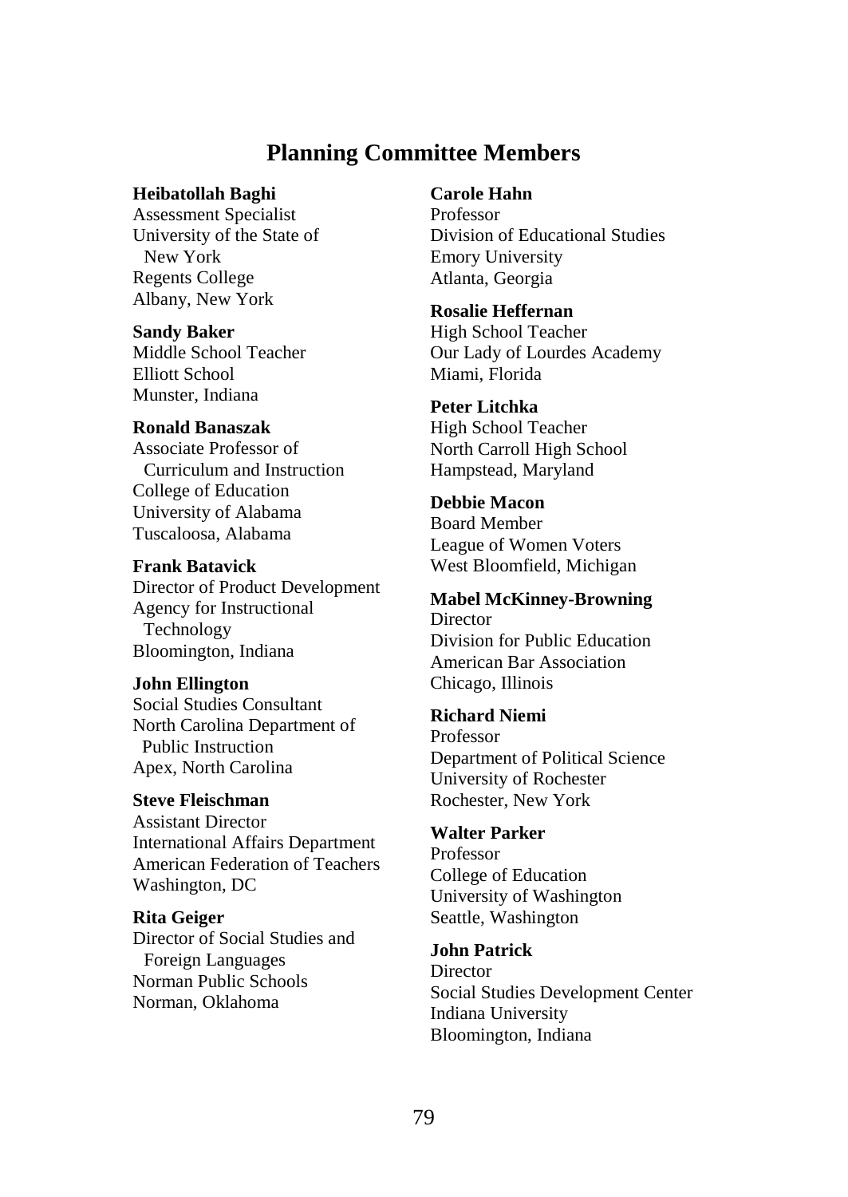# Planning Committee Members

**Heibatollah Baghi**
Assessment Specialist
University of the State of New York
Regents College
Albany, New York

**Sandy Baker**
Middle School Teacher
Elliott School
Munster, Indiana

**Ronald Banaszak**
Associate Professor of Curriculum and Instruction
College of Education
University of Alabama
Tuscaloosa, Alabama

**Frank Batavick**
Director of Product Development
Agency for Instructional Technology
Bloomington, Indiana

**John Ellington**
Social Studies Consultant
North Carolina Department of Public Instruction
Apex, North Carolina

**Steve Fleischman**
Assistant Director
International Affairs Department
American Federation of Teachers
Washington, DC

**Rita Geiger**
Director of Social Studies and Foreign Languages
Norman Public Schools
Norman, Oklahoma

**Carole Hahn**
Professor
Division of Educational Studies
Emory University
Atlanta, Georgia

**Rosalie Heffernan**
High School Teacher
Our Lady of Lourdes Academy
Miami, Florida

**Peter Litchka**
High School Teacher
North Carroll High School
Hampstead, Maryland

**Debbie Macon**
Board Member
League of Women Voters
West Bloomfield, Michigan

**Mabel McKinney-Browning**
Director
Division for Public Education
American Bar Association
Chicago, Illinois

**Richard Niemi**
Professor
Department of Political Science
University of Rochester
Rochester, New York

**Walter Parker**
Professor
College of Education
University of Washington
Seattle, Washington

**John Patrick**
Director
Social Studies Development Center
Indiana University
Bloomington, Indiana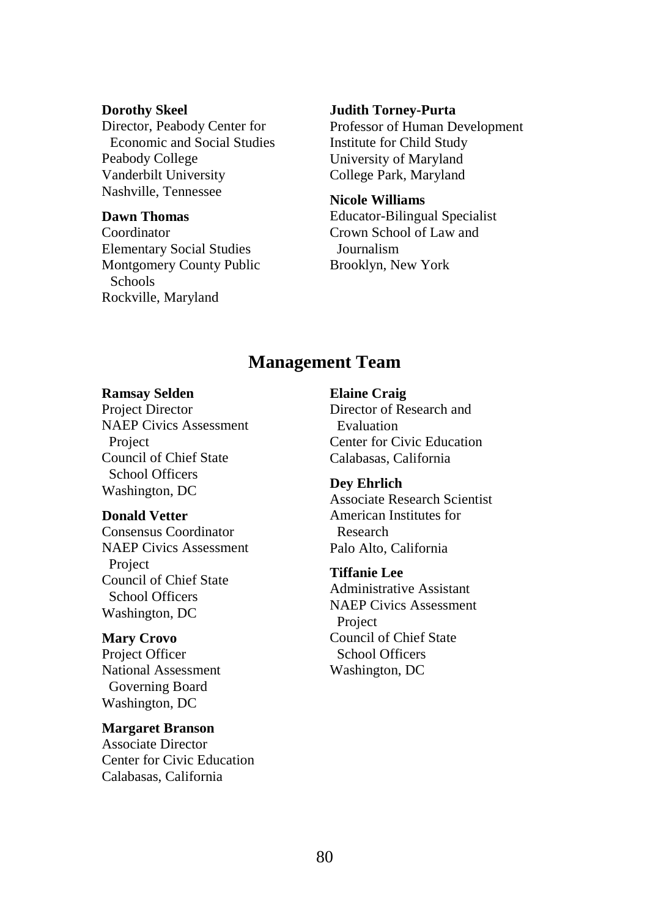**Dorothy Skeel**
Director, Peabody Center for Economic and Social Studies
Peabody College
Vanderbilt University
Nashville, Tennessee

**Dawn Thomas**
Coordinator
Elementary Social Studies
Montgomery County Public Schools
Rockville, Maryland

**Judith Torney-Purta**
Professor of Human Development
Institute for Child Study
University of Maryland
College Park, Maryland

**Nicole Williams**
Educator-Bilingual Specialist
Crown School of Law and Journalism
Brooklyn, New York

## Management Team

**Ramsay Selden**
Project Director
NAEP Civics Assessment Project
Council of Chief State School Officers
Washington, DC

**Donald Vetter**
Consensus Coordinator
NAEP Civics Assessment Project
Council of Chief State School Officers
Washington, DC

**Mary Crovo**
Project Officer
National Assessment Governing Board
Washington, DC

**Margaret Branson**
Associate Director
Center for Civic Education
Calabasas, California

**Elaine Craig**
Director of Research and Evaluation
Center for Civic Education
Calabasas, California

**Dey Ehrlich**
Associate Research Scientist
American Institutes for Research
Palo Alto, California

**Tiffanie Lee**
Administrative Assistant
NAEP Civics Assessment Project
Council of Chief State School Officers
Washington, DC